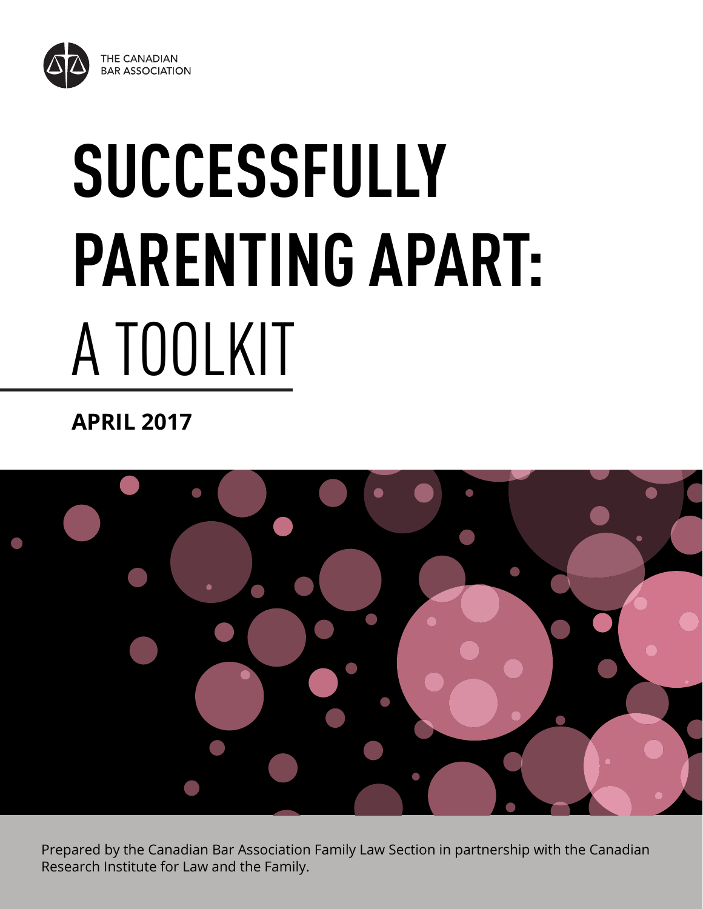THE CANADIAN BAR ASSOCIATION

# SUCCESSFULLY PARENTING APART: A TOOLKIT

**APRIL 2017**

Prepared by the Canadian Bar Association Family Law Section in partnership with the Canadian Research Institute for Law and the Family.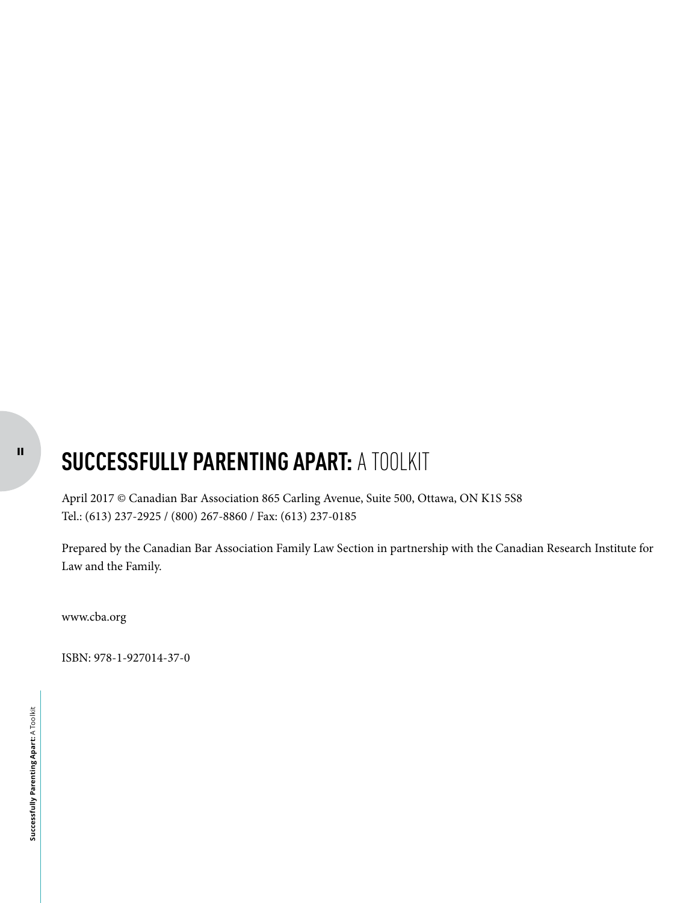# SUCCESSFULLY PARENTING APART: A TOOLKIT

April 2017 © Canadian Bar Association 865 Carling Avenue, Suite 500, Ottawa, ON K1S 5S8
Tel.: (613) 237-2925 / (800) 267-8860 / Fax: (613) 237-0185

Prepared by the Canadian Bar Association Family Law Section in partnership with the Canadian Research Institute for Law and the Family.

www.cba.org

ISBN: 978-1-927014-37-0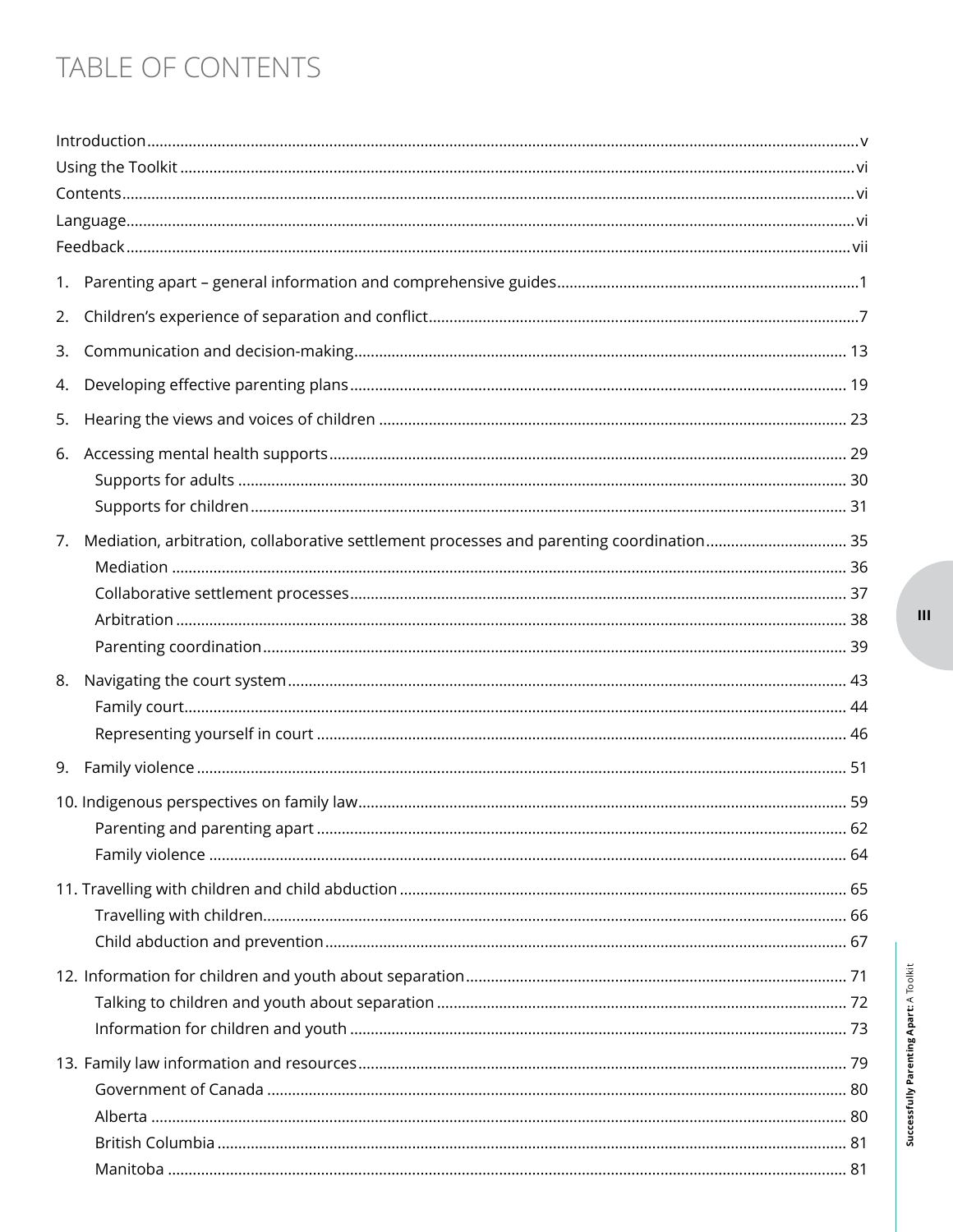# TABLE OF CONTENTS

Introduction .......... v
Using the Toolkit .......... vi
Contents .......... vi
Language .......... vi
Feedback .......... vii

1. Parenting apart – general information and comprehensive guides .......... 1
2. Children's experience of separation and conflict .......... 7
3. Communication and decision-making .......... 13
4. Developing effective parenting plans .......... 19
5. Hearing the views and voices of children .......... 23
6. Accessing mental health supports .......... 29
   - Supports for adults .......... 30
   - Supports for children .......... 31
7. Mediation, arbitration, collaborative settlement processes and parenting coordination .......... 35
   - Mediation .......... 36
   - Collaborative settlement processes .......... 37
   - Arbitration .......... 38
   - Parenting coordination .......... 39
8. Navigating the court system .......... 43
   - Family court .......... 44
   - Representing yourself in court .......... 46
9. Family violence .......... 51
10. Indigenous perspectives on family law .......... 59
    - Parenting and parenting apart .......... 62
    - Family violence .......... 64
11. Travelling with children and child abduction .......... 65
    - Travelling with children .......... 66
    - Child abduction and prevention .......... 67
12. Information for children and youth about separation .......... 71
    - Talking to children and youth about separation .......... 72
    - Information for children and youth .......... 73
13. Family law information and resources .......... 79
    - Government of Canada .......... 80
    - Alberta .......... 80
    - British Columbia .......... 81
    - Manitoba .......... 81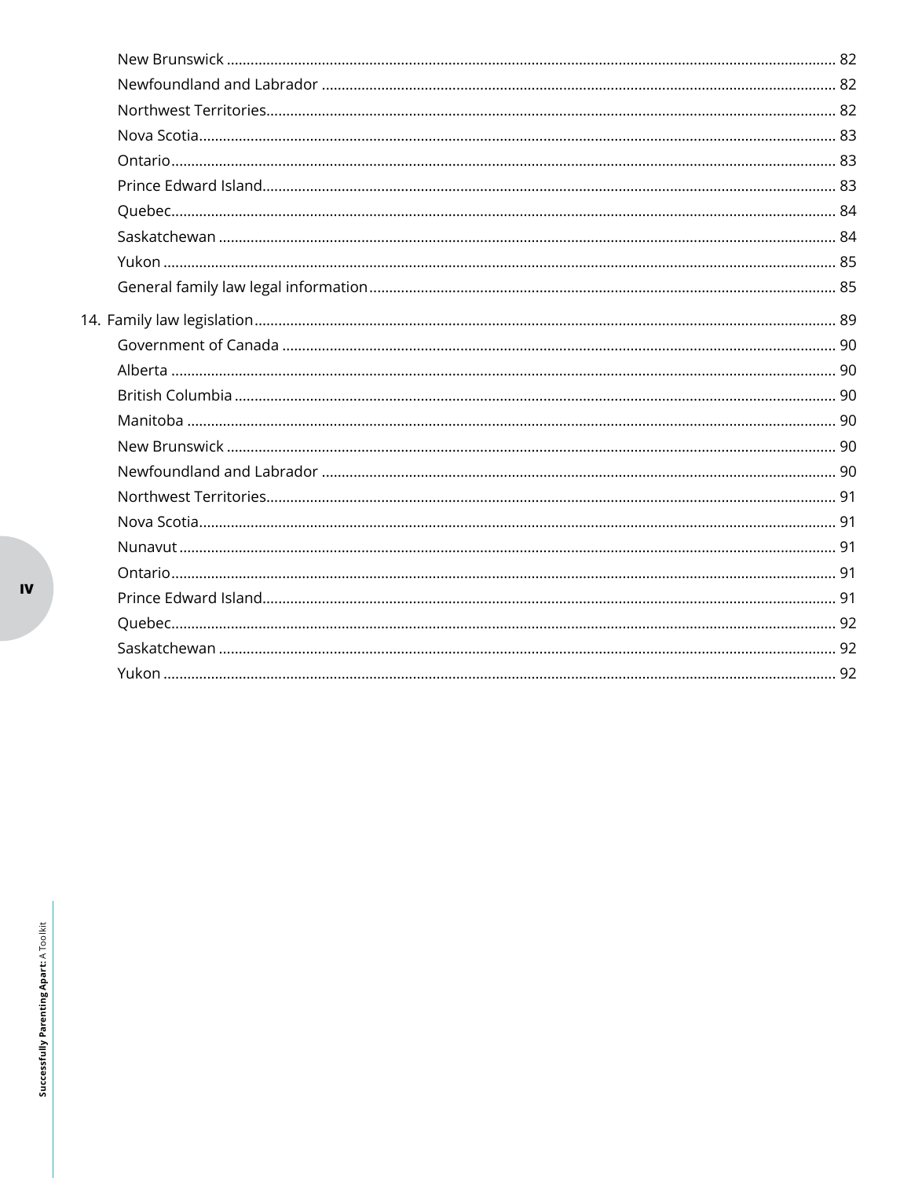- New Brunswick ........ 82
- Newfoundland and Labrador ........ 82
- Northwest Territories ........ 82
- Nova Scotia ........ 83
- Ontario ........ 83
- Prince Edward Island ........ 83
- Quebec ........ 84
- Saskatchewan ........ 84
- Yukon ........ 85
- General family law legal information ........ 85

14. Family law legislation ........ 89
    - Government of Canada ........ 90
    - Alberta ........ 90
    - British Columbia ........ 90
    - Manitoba ........ 90
    - New Brunswick ........ 90
    - Newfoundland and Labrador ........ 90
    - Northwest Territories ........ 91
    - Nova Scotia ........ 91
    - Nunavut ........ 91
    - Ontario ........ 91
    - Prince Edward Island ........ 91
    - Quebec ........ 92
    - Saskatchewan ........ 92
    - Yukon ........ 92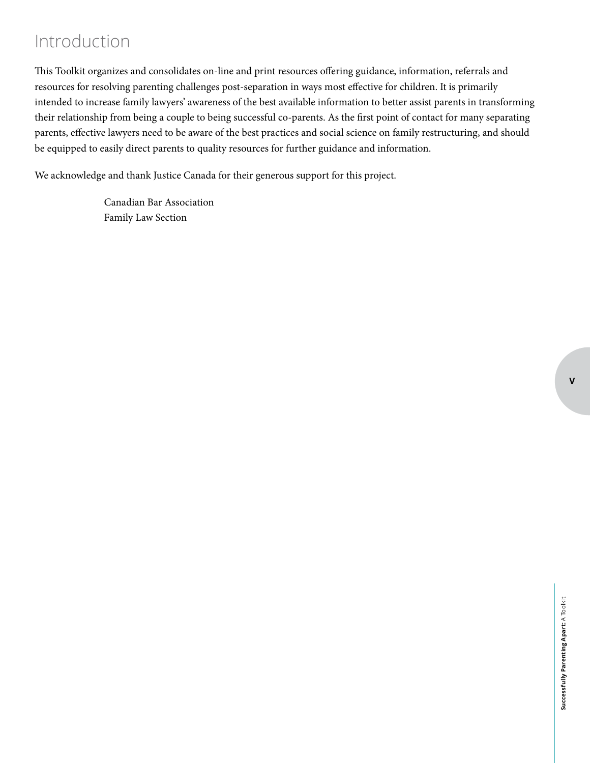# Introduction

This Toolkit organizes and consolidates on-line and print resources offering guidance, information, referrals and resources for resolving parenting challenges post-separation in ways most effective for children. It is primarily intended to increase family lawyers' awareness of the best available information to better assist parents in transforming their relationship from being a couple to being successful co-parents. As the first point of contact for many separating parents, effective lawyers need to be aware of the best practices and social science on family restructuring, and should be equipped to easily direct parents to quality resources for further guidance and information.

We acknowledge and thank Justice Canada for their generous support for this project.

Canadian Bar Association
Family Law Section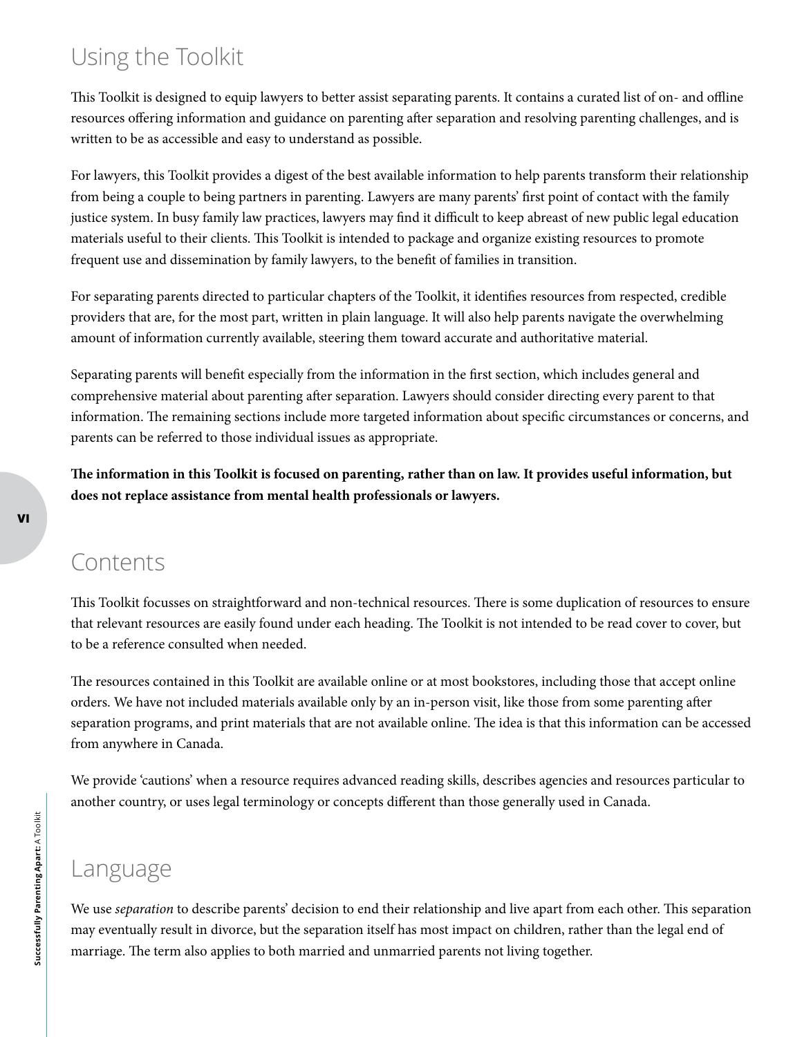## Using the Toolkit

This Toolkit is designed to equip lawyers to better assist separating parents. It contains a curated list of on- and offline resources offering information and guidance on parenting after separation and resolving parenting challenges, and is written to be as accessible and easy to understand as possible.

For lawyers, this Toolkit provides a digest of the best available information to help parents transform their relationship from being a couple to being partners in parenting. Lawyers are many parents' first point of contact with the family justice system. In busy family law practices, lawyers may find it difficult to keep abreast of new public legal education materials useful to their clients. This Toolkit is intended to package and organize existing resources to promote frequent use and dissemination by family lawyers, to the benefit of families in transition.

For separating parents directed to particular chapters of the Toolkit, it identifies resources from respected, credible providers that are, for the most part, written in plain language. It will also help parents navigate the overwhelming amount of information currently available, steering them toward accurate and authoritative material.

Separating parents will benefit especially from the information in the first section, which includes general and comprehensive material about parenting after separation. Lawyers should consider directing every parent to that information. The remaining sections include more targeted information about specific circumstances or concerns, and parents can be referred to those individual issues as appropriate.

**The information in this Toolkit is focused on parenting, rather than on law. It provides useful information, but does not replace assistance from mental health professionals or lawyers.**

## Contents

This Toolkit focusses on straightforward and non-technical resources. There is some duplication of resources to ensure that relevant resources are easily found under each heading. The Toolkit is not intended to be read cover to cover, but to be a reference consulted when needed.

The resources contained in this Toolkit are available online or at most bookstores, including those that accept online orders. We have not included materials available only by an in-person visit, like those from some parenting after separation programs, and print materials that are not available online. The idea is that this information can be accessed from anywhere in Canada.

We provide 'cautions' when a resource requires advanced reading skills, describes agencies and resources particular to another country, or uses legal terminology or concepts different than those generally used in Canada.

## Language

We use *separation* to describe parents' decision to end their relationship and live apart from each other. This separation may eventually result in divorce, but the separation itself has most impact on children, rather than the legal end of marriage. The term also applies to both married and unmarried parents not living together.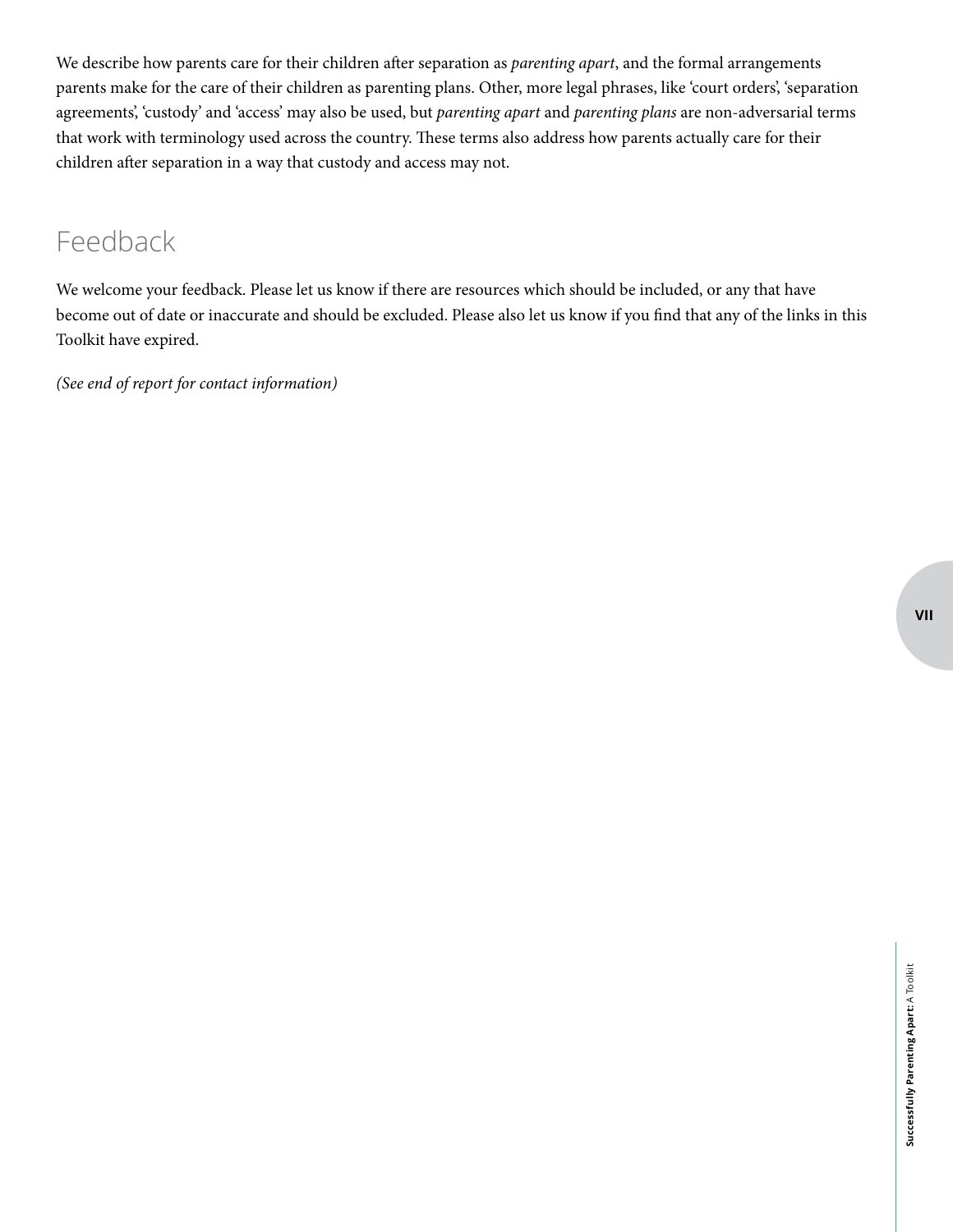We describe how parents care for their children after separation as *parenting apart*, and the formal arrangements parents make for the care of their children as parenting plans. Other, more legal phrases, like 'court orders', 'separation agreements', 'custody' and 'access' may also be used, but *parenting apart* and *parenting plans* are non-adversarial terms that work with terminology used across the country. These terms also address how parents actually care for their children after separation in a way that custody and access may not.

## Feedback

We welcome your feedback. Please let us know if there are resources which should be included, or any that have become out of date or inaccurate and should be excluded. Please also let us know if you find that any of the links in this Toolkit have expired.

*(See end of report for contact information)*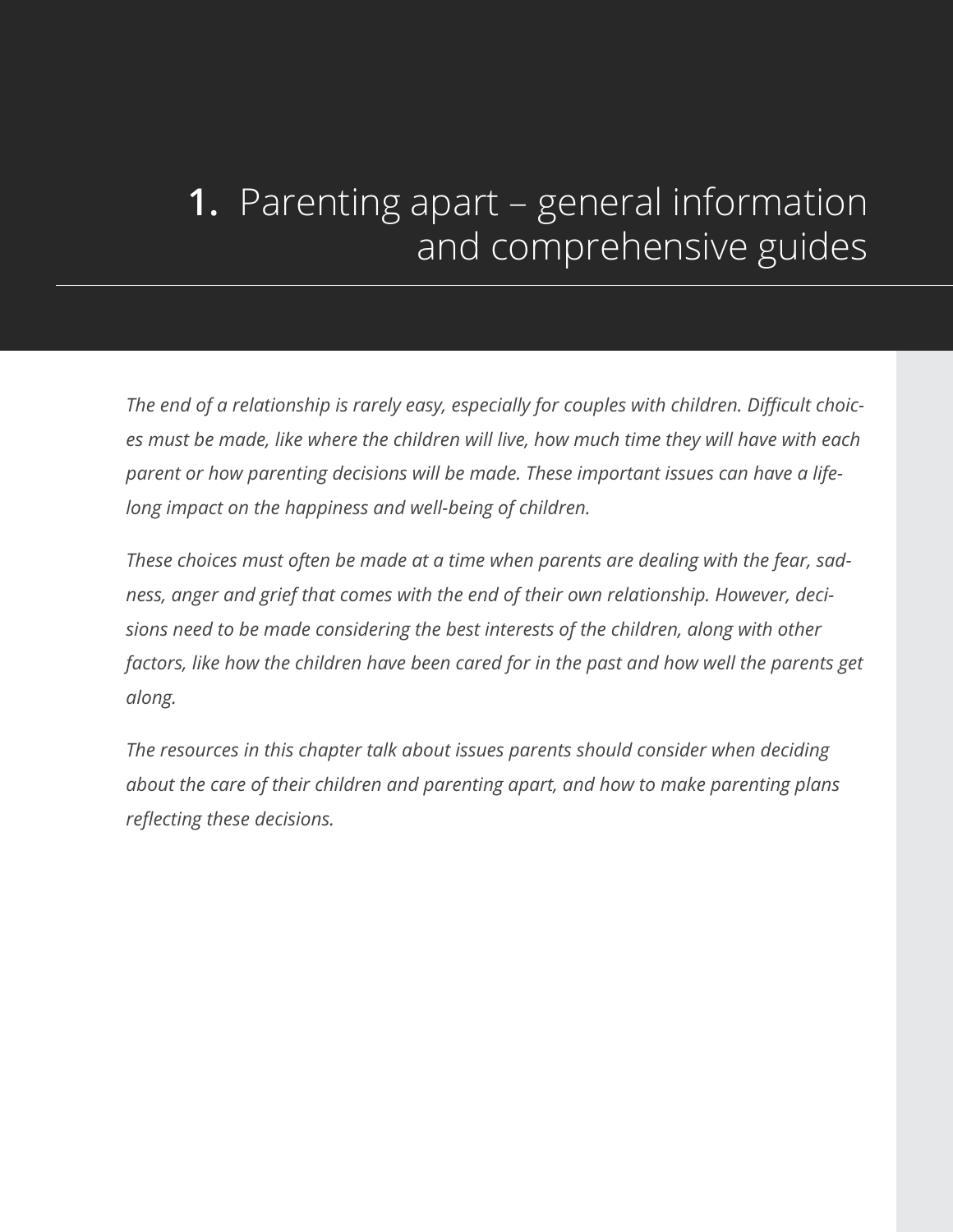# **1.** Parenting apart – general information and comprehensive guides

*The end of a relationship is rarely easy, especially for couples with children. Difficult choices must be made, like where the children will live, how much time they will have with each parent or how parenting decisions will be made. These important issues can have a lifelong impact on the happiness and well-being of children.*

*These choices must often be made at a time when parents are dealing with the fear, sadness, anger and grief that comes with the end of their own relationship. However, decisions need to be made considering the best interests of the children, along with other factors, like how the children have been cared for in the past and how well the parents get along.*

*The resources in this chapter talk about issues parents should consider when deciding about the care of their children and parenting apart, and how to make parenting plans reflecting these decisions.*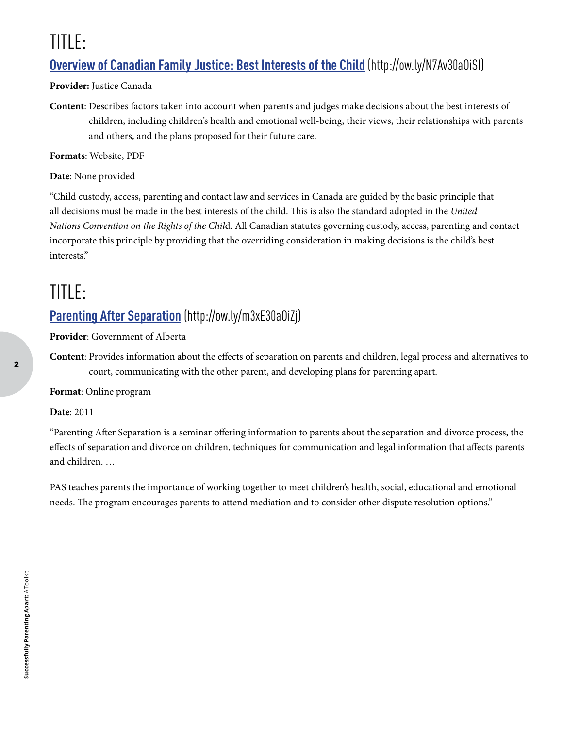# TITLE:

## [Overview of Canadian Family Justice: Best Interests of the Child](http://ow.ly/N7Av30aOiSI) (http://ow.ly/N7Av30aOiSI)

**Provider:** Justice Canada

**Content**: Describes factors taken into account when parents and judges make decisions about the best interests of children, including children's health and emotional well-being, their views, their relationships with parents and others, and the plans proposed for their future care.

**Formats**: Website, PDF

**Date**: None provided

"Child custody, access, parenting and contact law and services in Canada are guided by the basic principle that all decisions must be made in the best interests of the child. This is also the standard adopted in the *United Nations Convention on the Rights of the Child.* All Canadian statutes governing custody, access, parenting and contact incorporate this principle by providing that the overriding consideration in making decisions is the child's best interests."

# TITLE:

## [Parenting After Separation](http://ow.ly/m3xE30aOiZj) (http://ow.ly/m3xE30aOiZj)

**Provider**: Government of Alberta

**Content**: Provides information about the effects of separation on parents and children, legal process and alternatives to court, communicating with the other parent, and developing plans for parenting apart.

**Format**: Online program

**Date**: 2011

"Parenting After Separation is a seminar offering information to parents about the separation and divorce process, the effects of separation and divorce on children, techniques for communication and legal information that affects parents and children. …

PAS teaches parents the importance of working together to meet children's health, social, educational and emotional needs. The program encourages parents to attend mediation and to consider other dispute resolution options."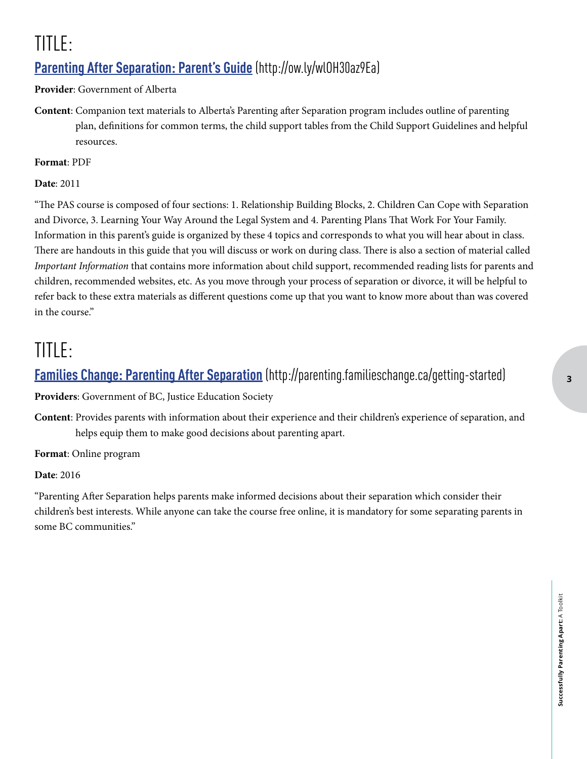# TITLE:

## Parenting After Separation: Parent's Guide (http://ow.ly/wlOH30az9Ea)

**Provider**: Government of Alberta

**Content**: Companion text materials to Alberta's Parenting after Separation program includes outline of parenting plan, definitions for common terms, the child support tables from the Child Support Guidelines and helpful resources.

**Format**: PDF

**Date**: 2011

"The PAS course is composed of four sections: 1. Relationship Building Blocks, 2. Children Can Cope with Separation and Divorce, 3. Learning Your Way Around the Legal System and 4. Parenting Plans That Work For Your Family. Information in this parent's guide is organized by these 4 topics and corresponds to what you will hear about in class. There are handouts in this guide that you will discuss or work on during class. There is also a section of material called *Important Information* that contains more information about child support, recommended reading lists for parents and children, recommended websites, etc. As you move through your process of separation or divorce, it will be helpful to refer back to these extra materials as different questions come up that you want to know more about than was covered in the course."

# TITLE:

## Families Change: Parenting After Separation (http://parenting.familieschange.ca/getting-started)

**Providers**: Government of BC, Justice Education Society

**Content**: Provides parents with information about their experience and their children's experience of separation, and helps equip them to make good decisions about parenting apart.

**Format**: Online program

**Date**: 2016

"Parenting After Separation helps parents make informed decisions about their separation which consider their children's best interests. While anyone can take the course free online, it is mandatory for some separating parents in some BC communities."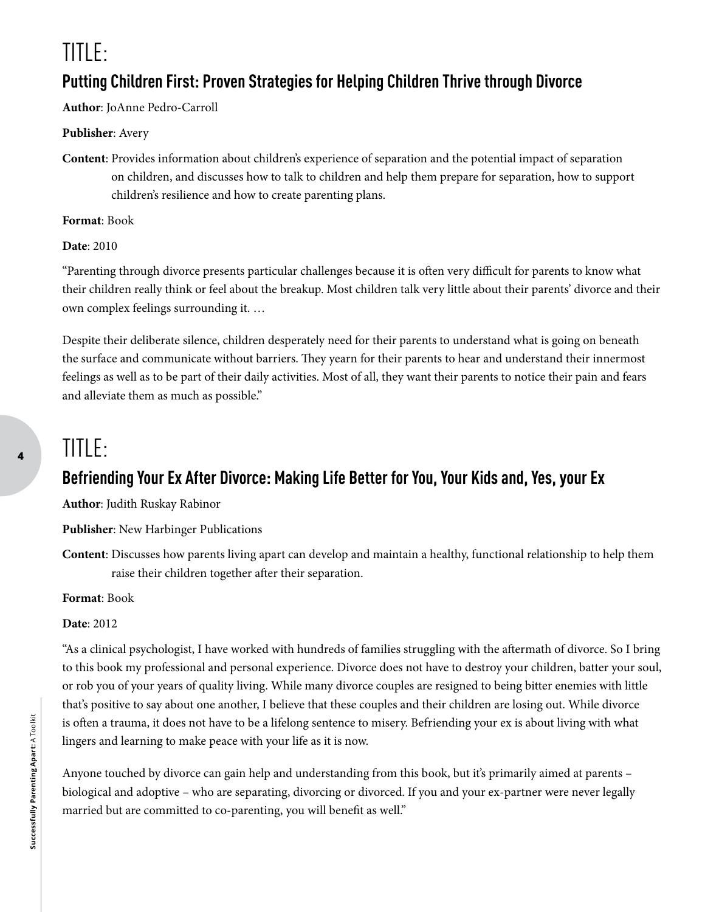# TITLE:

## Putting Children First: Proven Strategies for Helping Children Thrive through Divorce

**Author**: JoAnne Pedro-Carroll

**Publisher**: Avery

**Content**: Provides information about children's experience of separation and the potential impact of separation on children, and discusses how to talk to children and help them prepare for separation, how to support children's resilience and how to create parenting plans.

**Format**: Book

**Date**: 2010

"Parenting through divorce presents particular challenges because it is often very difficult for parents to know what their children really think or feel about the breakup. Most children talk very little about their parents' divorce and their own complex feelings surrounding it. …

Despite their deliberate silence, children desperately need for their parents to understand what is going on beneath the surface and communicate without barriers. They yearn for their parents to hear and understand their innermost feelings as well as to be part of their daily activities. Most of all, they want their parents to notice their pain and fears and alleviate them as much as possible."

# TITLE:

## Befriending Your Ex After Divorce: Making Life Better for You, Your Kids and, Yes, your Ex

**Author**: Judith Ruskay Rabinor

**Publisher**: New Harbinger Publications

**Content**: Discusses how parents living apart can develop and maintain a healthy, functional relationship to help them raise their children together after their separation.

**Format**: Book

**Date**: 2012

"As a clinical psychologist, I have worked with hundreds of families struggling with the aftermath of divorce. So I bring to this book my professional and personal experience. Divorce does not have to destroy your children, batter your soul, or rob you of your years of quality living. While many divorce couples are resigned to being bitter enemies with little that's positive to say about one another, I believe that these couples and their children are losing out. While divorce is often a trauma, it does not have to be a lifelong sentence to misery. Befriending your ex is about living with what lingers and learning to make peace with your life as it is now.

Anyone touched by divorce can gain help and understanding from this book, but it's primarily aimed at parents – biological and adoptive – who are separating, divorcing or divorced. If you and your ex-partner were never legally married but are committed to co-parenting, you will benefit as well."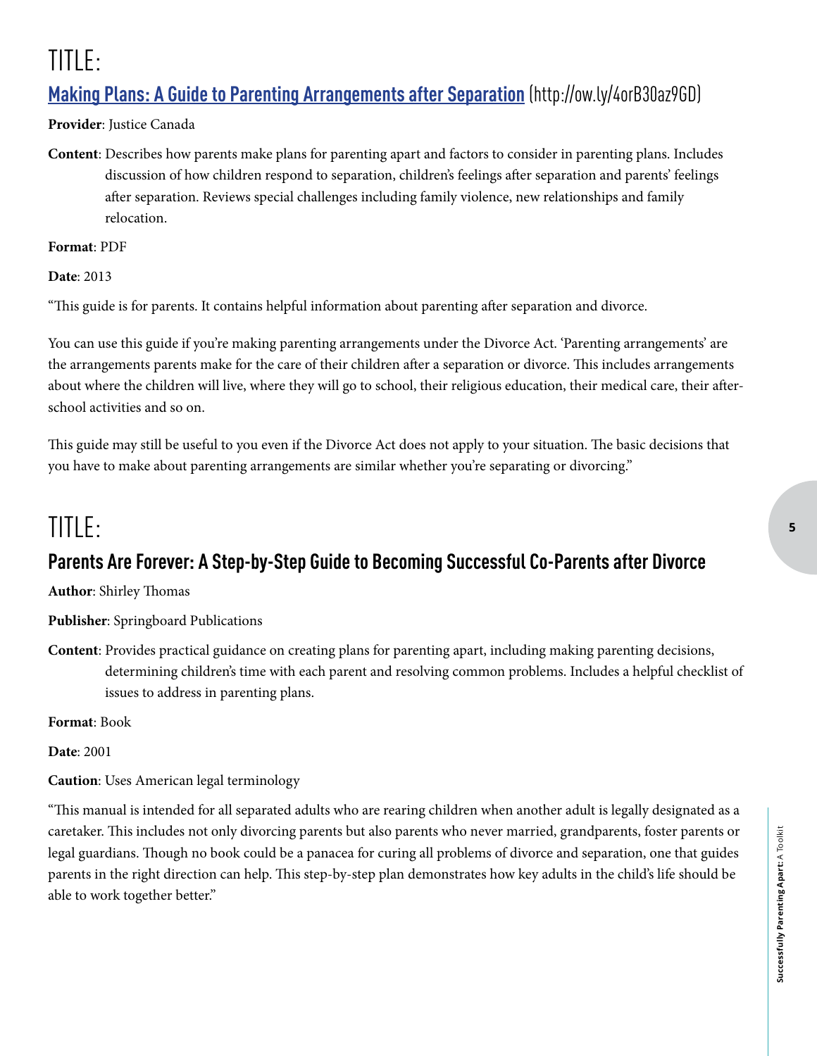# TITLE:

## [Making Plans: A Guide to Parenting Arrangements after Separation](http://ow.ly/4orB30az9GD) (http://ow.ly/4orB30az9GD)

**Provider**: Justice Canada

**Content**: Describes how parents make plans for parenting apart and factors to consider in parenting plans. Includes discussion of how children respond to separation, children's feelings after separation and parents' feelings after separation. Reviews special challenges including family violence, new relationships and family relocation.

**Format**: PDF

**Date**: 2013

"This guide is for parents. It contains helpful information about parenting after separation and divorce.

You can use this guide if you're making parenting arrangements under the Divorce Act. 'Parenting arrangements' are the arrangements parents make for the care of their children after a separation or divorce. This includes arrangements about where the children will live, where they will go to school, their religious education, their medical care, their after-school activities and so on.

This guide may still be useful to you even if the Divorce Act does not apply to your situation. The basic decisions that you have to make about parenting arrangements are similar whether you're separating or divorcing."

# TITLE:

## Parents Are Forever: A Step-by-Step Guide to Becoming Successful Co-Parents after Divorce

**Author**: Shirley Thomas

**Publisher**: Springboard Publications

**Content**: Provides practical guidance on creating plans for parenting apart, including making parenting decisions, determining children's time with each parent and resolving common problems. Includes a helpful checklist of issues to address in parenting plans.

**Format**: Book

**Date**: 2001

**Caution**: Uses American legal terminology

"This manual is intended for all separated adults who are rearing children when another adult is legally designated as a caretaker. This includes not only divorcing parents but also parents who never married, grandparents, foster parents or legal guardians. Though no book could be a panacea for curing all problems of divorce and separation, one that guides parents in the right direction can help. This step-by-step plan demonstrates how key adults in the child's life should be able to work together better."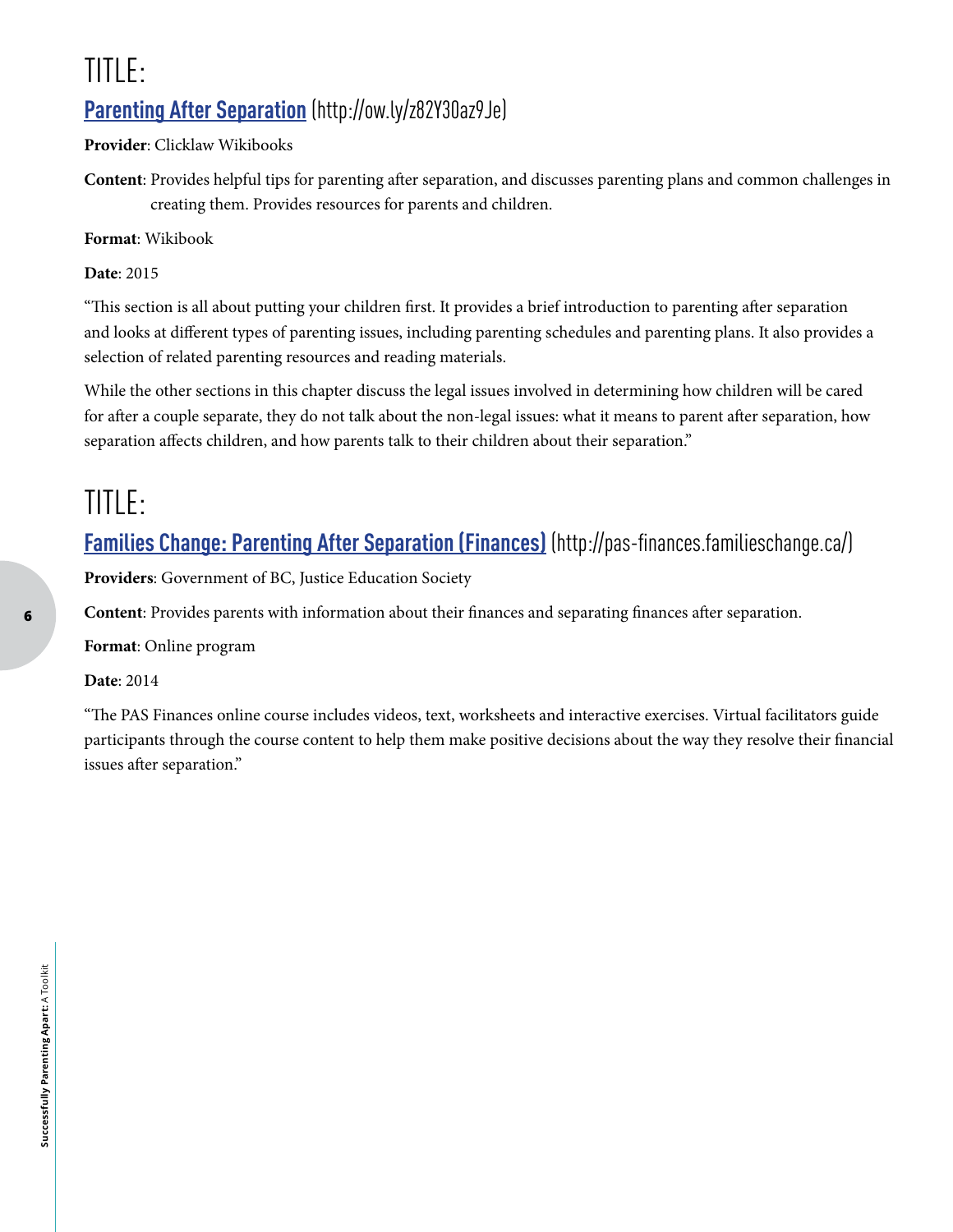# TITLE:

## Parenting After Separation (http://ow.ly/z82Y30az9Je)

**Provider**: Clicklaw Wikibooks

**Content**: Provides helpful tips for parenting after separation, and discusses parenting plans and common challenges in creating them. Provides resources for parents and children.

**Format**: Wikibook

**Date**: 2015

"This section is all about putting your children first. It provides a brief introduction to parenting after separation and looks at different types of parenting issues, including parenting schedules and parenting plans. It also provides a selection of related parenting resources and reading materials.

While the other sections in this chapter discuss the legal issues involved in determining how children will be cared for after a couple separate, they do not talk about the non-legal issues: what it means to parent after separation, how separation affects children, and how parents talk to their children about their separation."

# TITLE:

## Families Change: Parenting After Separation (Finances) (http://pas-finances.familieschange.ca/)

**Providers**: Government of BC, Justice Education Society

**Content**: Provides parents with information about their finances and separating finances after separation.

**Format**: Online program

**Date**: 2014

"The PAS Finances online course includes videos, text, worksheets and interactive exercises. Virtual facilitators guide participants through the course content to help them make positive decisions about the way they resolve their financial issues after separation."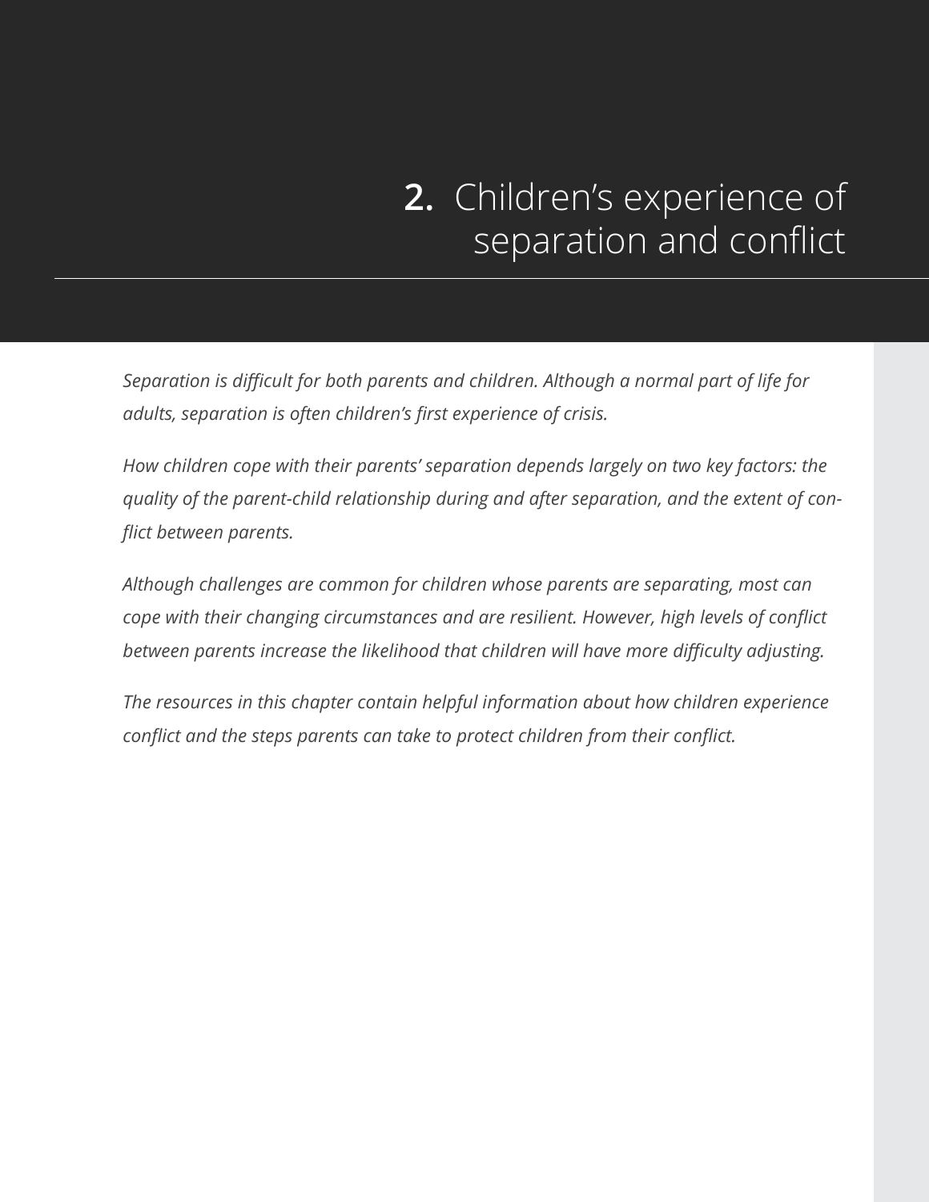# 2. Children's experience of separation and conflict

*Separation is difficult for both parents and children. Although a normal part of life for adults, separation is often children's first experience of crisis.*

*How children cope with their parents' separation depends largely on two key factors: the quality of the parent-child relationship during and after separation, and the extent of conflict between parents.*

*Although challenges are common for children whose parents are separating, most can cope with their changing circumstances and are resilient. However, high levels of conflict between parents increase the likelihood that children will have more difficulty adjusting.*

*The resources in this chapter contain helpful information about how children experience conflict and the steps parents can take to protect children from their conflict.*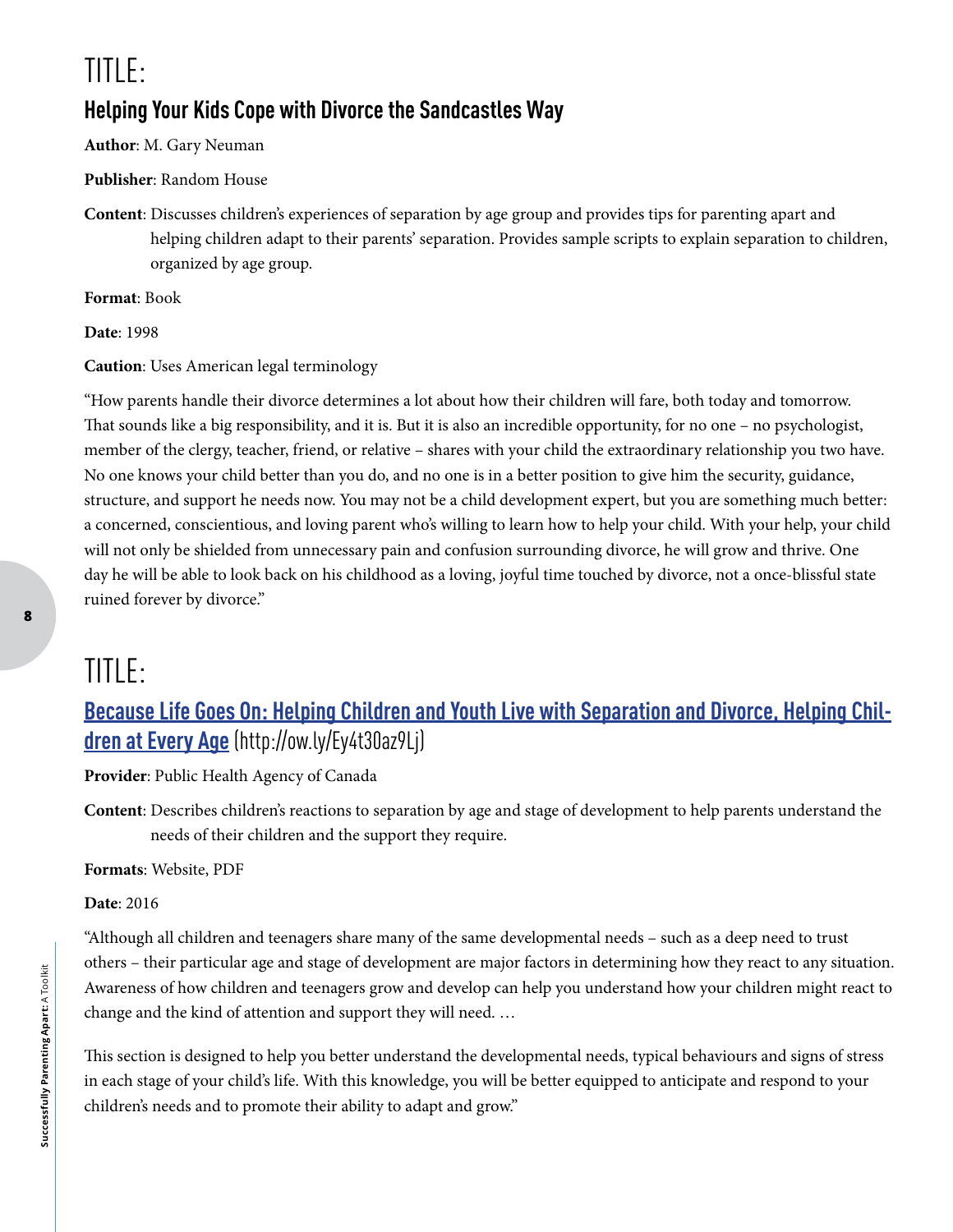# TITLE:

## Helping Your Kids Cope with Divorce the Sandcastles Way

**Author**: M. Gary Neuman

**Publisher**: Random House

**Content**: Discusses children's experiences of separation by age group and provides tips for parenting apart and helping children adapt to their parents' separation. Provides sample scripts to explain separation to children, organized by age group.

**Format**: Book

**Date**: 1998

**Caution**: Uses American legal terminology

"How parents handle their divorce determines a lot about how their children will fare, both today and tomorrow. That sounds like a big responsibility, and it is. But it is also an incredible opportunity, for no one – no psychologist, member of the clergy, teacher, friend, or relative – shares with your child the extraordinary relationship you two have. No one knows your child better than you do, and no one is in a better position to give him the security, guidance, structure, and support he needs now. You may not be a child development expert, but you are something much better: a concerned, conscientious, and loving parent who's willing to learn how to help your child. With your help, your child will not only be shielded from unnecessary pain and confusion surrounding divorce, he will grow and thrive. One day he will be able to look back on his childhood as a loving, joyful time touched by divorce, not a once-blissful state ruined forever by divorce."

# TITLE:

## Because Life Goes On: Helping Children and Youth Live with Separation and Divorce, Helping Children at Every Age (http://ow.ly/Ey4t30az9Lj)

**Provider**: Public Health Agency of Canada

**Content**: Describes children's reactions to separation by age and stage of development to help parents understand the needs of their children and the support they require.

**Formats**: Website, PDF

**Date**: 2016

"Although all children and teenagers share many of the same developmental needs – such as a deep need to trust others – their particular age and stage of development are major factors in determining how they react to any situation. Awareness of how children and teenagers grow and develop can help you understand how your children might react to change and the kind of attention and support they will need. …

This section is designed to help you better understand the developmental needs, typical behaviours and signs of stress in each stage of your child's life. With this knowledge, you will be better equipped to anticipate and respond to your children's needs and to promote their ability to adapt and grow."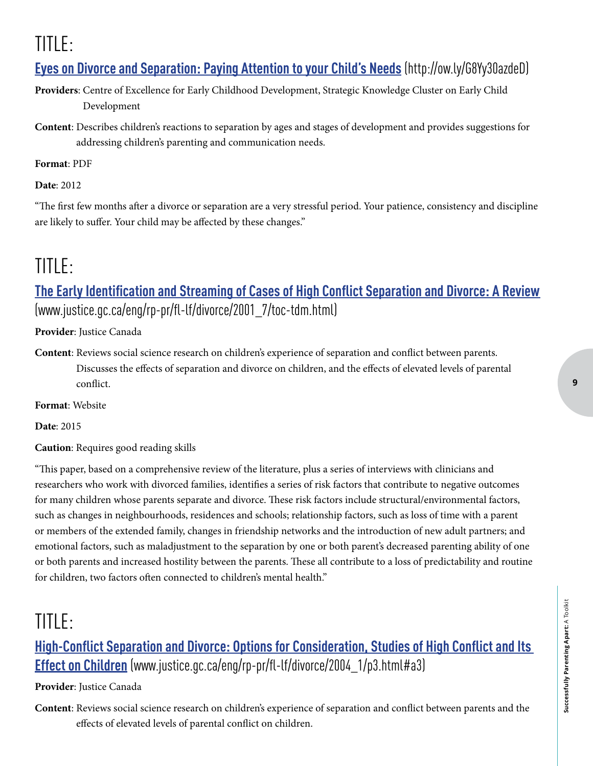# TITLE:

## Eyes on Divorce and Separation: Paying Attention to your Child's Needs (http://ow.ly/G8Yy30azdeD)

**Providers**: Centre of Excellence for Early Childhood Development, Strategic Knowledge Cluster on Early Child Development

**Content**: Describes children's reactions to separation by ages and stages of development and provides suggestions for addressing children's parenting and communication needs.

**Format**: PDF

**Date**: 2012

"The first few months after a divorce or separation are a very stressful period. Your patience, consistency and discipline are likely to suffer. Your child may be affected by these changes."

# TITLE:

## The Early Identification and Streaming of Cases of High Conflict Separation and Divorce: A Review (www.justice.gc.ca/eng/rp-pr/fl-lf/divorce/2001_7/toc-tdm.html)

**Provider**: Justice Canada

**Content**: Reviews social science research on children's experience of separation and conflict between parents. Discusses the effects of separation and divorce on children, and the effects of elevated levels of parental conflict.

**Format**: Website

**Date**: 2015

**Caution**: Requires good reading skills

"This paper, based on a comprehensive review of the literature, plus a series of interviews with clinicians and researchers who work with divorced families, identifies a series of risk factors that contribute to negative outcomes for many children whose parents separate and divorce. These risk factors include structural/environmental factors, such as changes in neighbourhoods, residences and schools; relationship factors, such as loss of time with a parent or members of the extended family, changes in friendship networks and the introduction of new adult partners; and emotional factors, such as maladjustment to the separation by one or both parent's decreased parenting ability of one or both parents and increased hostility between the parents. These all contribute to a loss of predictability and routine for children, two factors often connected to children's mental health."

# TITLE:

## High-Conflict Separation and Divorce: Options for Consideration, Studies of High Conflict and Its Effect on Children (www.justice.gc.ca/eng/rp-pr/fl-lf/divorce/2004_1/p3.html#a3)

**Provider**: Justice Canada

**Content**: Reviews social science research on children's experience of separation and conflict between parents and the effects of elevated levels of parental conflict on children.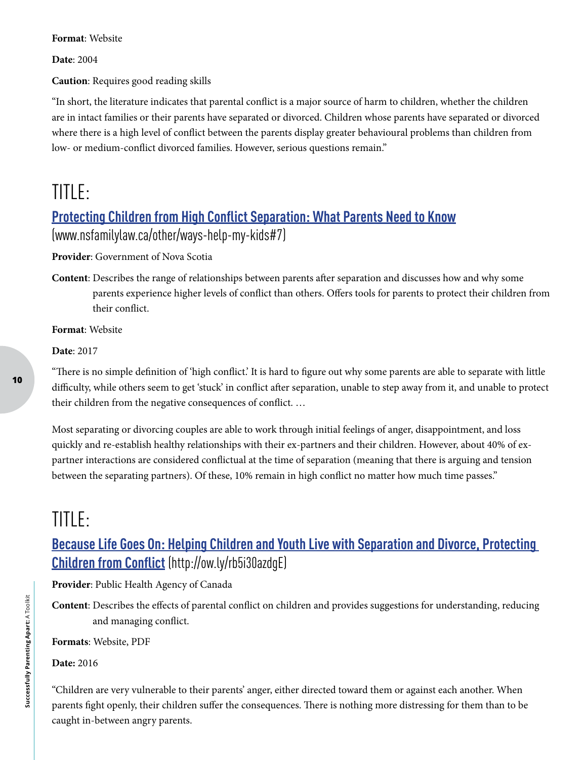**Format**: Website

**Date**: 2004

**Caution**: Requires good reading skills

"In short, the literature indicates that parental conflict is a major source of harm to children, whether the children are in intact families or their parents have separated or divorced. Children whose parents have separated or divorced where there is a high level of conflict between the parents display greater behavioural problems than children from low- or medium-conflict divorced families. However, serious questions remain."

## TITLE:

### Protecting Children from High Conflict Separation: What Parents Need to Know (www.nsfamilylaw.ca/other/ways-help-my-kids#7)

**Provider**: Government of Nova Scotia

**Content**: Describes the range of relationships between parents after separation and discusses how and why some parents experience higher levels of conflict than others. Offers tools for parents to protect their children from their conflict.

**Format**: Website

**Date**: 2017

"There is no simple definition of 'high conflict.' It is hard to figure out why some parents are able to separate with little difficulty, while others seem to get 'stuck' in conflict after separation, unable to step away from it, and unable to protect their children from the negative consequences of conflict. …

Most separating or divorcing couples are able to work through initial feelings of anger, disappointment, and loss quickly and re-establish healthy relationships with their ex-partners and their children. However, about 40% of ex-partner interactions are considered conflictual at the time of separation (meaning that there is arguing and tension between the separating partners). Of these, 10% remain in high conflict no matter how much time passes."

## TITLE:

### Because Life Goes On: Helping Children and Youth Live with Separation and Divorce, Protecting Children from Conflict (http://ow.ly/rb5i30azdgE)

**Provider**: Public Health Agency of Canada

**Content**: Describes the effects of parental conflict on children and provides suggestions for understanding, reducing and managing conflict.

**Formats**: Website, PDF

**Date:** 2016

"Children are very vulnerable to their parents' anger, either directed toward them or against each another. When parents fight openly, their children suffer the consequences. There is nothing more distressing for them than to be caught in-between angry parents.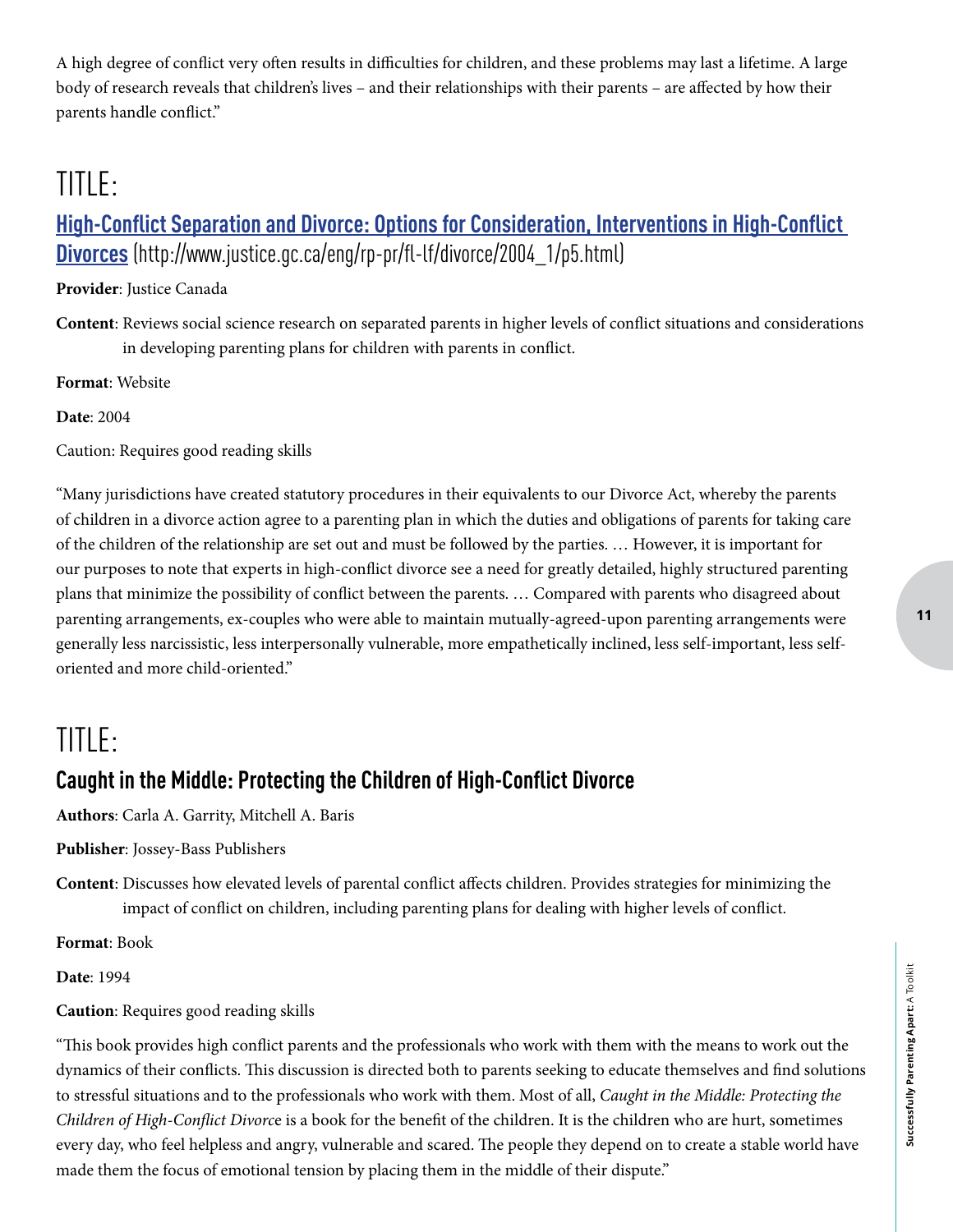A high degree of conflict very often results in difficulties for children, and these problems may last a lifetime. A large body of research reveals that children's lives – and their relationships with their parents – are affected by how their parents handle conflict."

## TITLE:

### High-Conflict Separation and Divorce: Options for Consideration, Interventions in High-Conflict Divorces (http://www.justice.gc.ca/eng/rp-pr/fl-lf/divorce/2004_1/p5.html)

**Provider**: Justice Canada

**Content**: Reviews social science research on separated parents in higher levels of conflict situations and considerations in developing parenting plans for children with parents in conflict.

**Format**: Website

**Date**: 2004

Caution: Requires good reading skills

"Many jurisdictions have created statutory procedures in their equivalents to our Divorce Act, whereby the parents of children in a divorce action agree to a parenting plan in which the duties and obligations of parents for taking care of the children of the relationship are set out and must be followed by the parties. … However, it is important for our purposes to note that experts in high-conflict divorce see a need for greatly detailed, highly structured parenting plans that minimize the possibility of conflict between the parents. … Compared with parents who disagreed about parenting arrangements, ex-couples who were able to maintain mutually-agreed-upon parenting arrangements were generally less narcissistic, less interpersonally vulnerable, more empathetically inclined, less self-important, less self-oriented and more child-oriented."

## TITLE:

### Caught in the Middle: Protecting the Children of High-Conflict Divorce

**Authors**: Carla A. Garrity, Mitchell A. Baris

**Publisher**: Jossey-Bass Publishers

**Content**: Discusses how elevated levels of parental conflict affects children. Provides strategies for minimizing the impact of conflict on children, including parenting plans for dealing with higher levels of conflict.

**Format**: Book

**Date**: 1994

**Caution**: Requires good reading skills

"This book provides high conflict parents and the professionals who work with them with the means to work out the dynamics of their conflicts. This discussion is directed both to parents seeking to educate themselves and find solutions to stressful situations and to the professionals who work with them. Most of all, *Caught in the Middle: Protecting the Children of High-Conflict Divorce* is a book for the benefit of the children. It is the children who are hurt, sometimes every day, who feel helpless and angry, vulnerable and scared. The people they depend on to create a stable world have made them the focus of emotional tension by placing them in the middle of their dispute."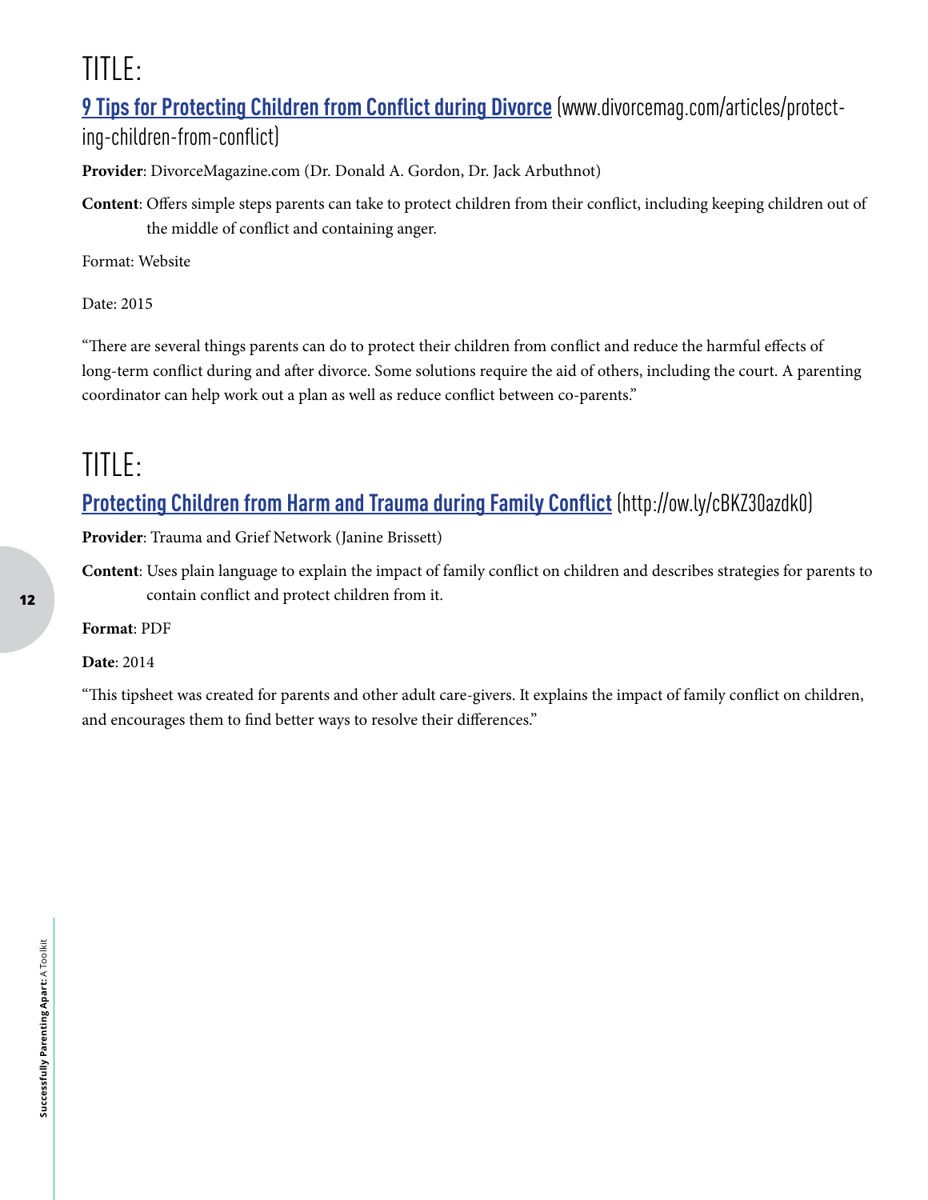# TITLE:

## 9 Tips for Protecting Children from Conflict during Divorce (www.divorcemag.com/articles/protecting-children-from-conflict)

**Provider**: DivorceMagazine.com (Dr. Donald A. Gordon, Dr. Jack Arbuthnot)

**Content**: Offers simple steps parents can take to protect children from their conflict, including keeping children out of the middle of conflict and containing anger.

Format: Website

Date: 2015

"There are several things parents can do to protect their children from conflict and reduce the harmful effects of long-term conflict during and after divorce. Some solutions require the aid of others, including the court. A parenting coordinator can help work out a plan as well as reduce conflict between co-parents."

# TITLE:

## Protecting Children from Harm and Trauma during Family Conflict (http://ow.ly/cBKZ30azdk0)

**Provider**: Trauma and Grief Network (Janine Brissett)

**Content**: Uses plain language to explain the impact of family conflict on children and describes strategies for parents to contain conflict and protect children from it.

**Format**: PDF

**Date**: 2014

"This tipsheet was created for parents and other adult care-givers. It explains the impact of family conflict on children, and encourages them to find better ways to resolve their differences."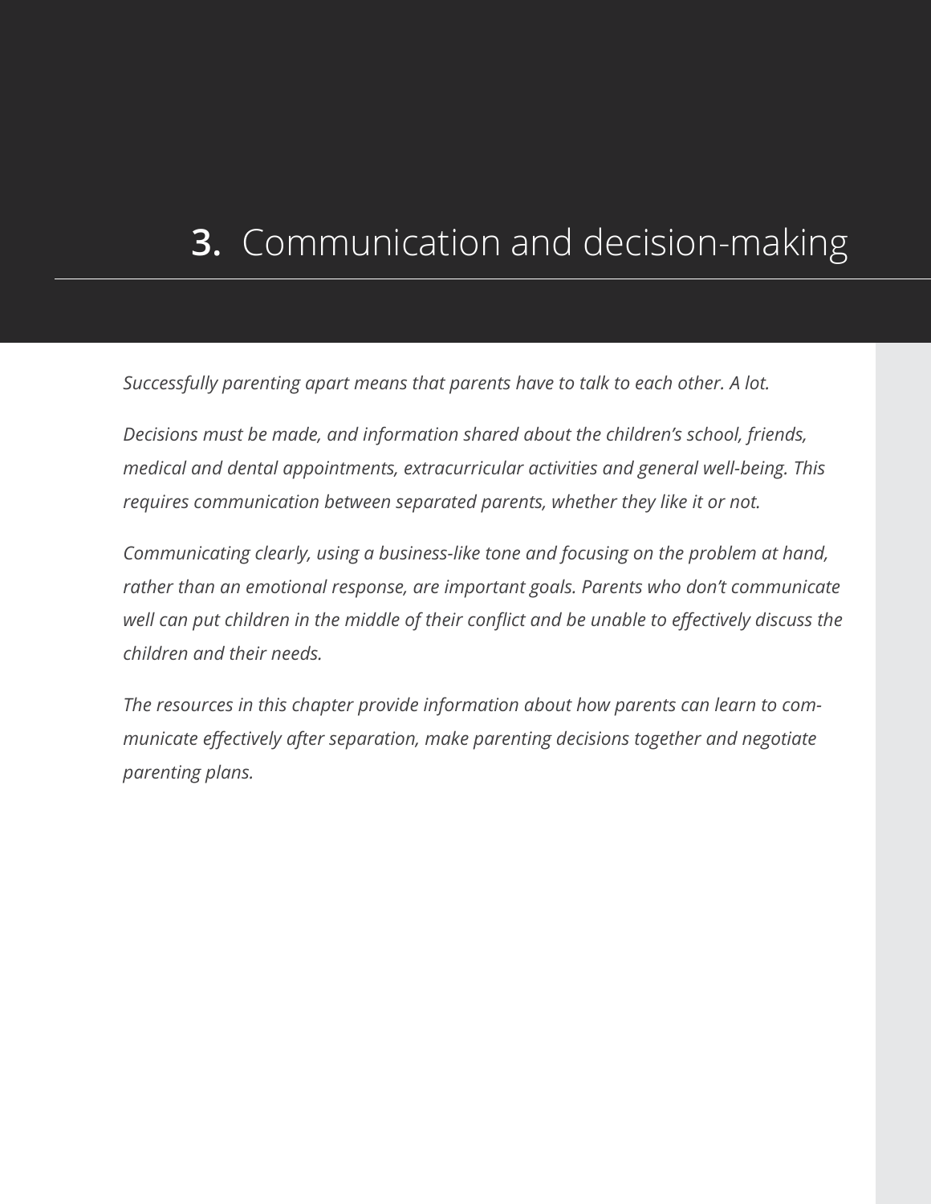# **3.** Communication and decision-making

*Successfully parenting apart means that parents have to talk to each other. A lot.*

*Decisions must be made, and information shared about the children's school, friends, medical and dental appointments, extracurricular activities and general well-being. This requires communication between separated parents, whether they like it or not.*

*Communicating clearly, using a business-like tone and focusing on the problem at hand, rather than an emotional response, are important goals. Parents who don't communicate well can put children in the middle of their conflict and be unable to effectively discuss the children and their needs.*

*The resources in this chapter provide information about how parents can learn to communicate effectively after separation, make parenting decisions together and negotiate parenting plans.*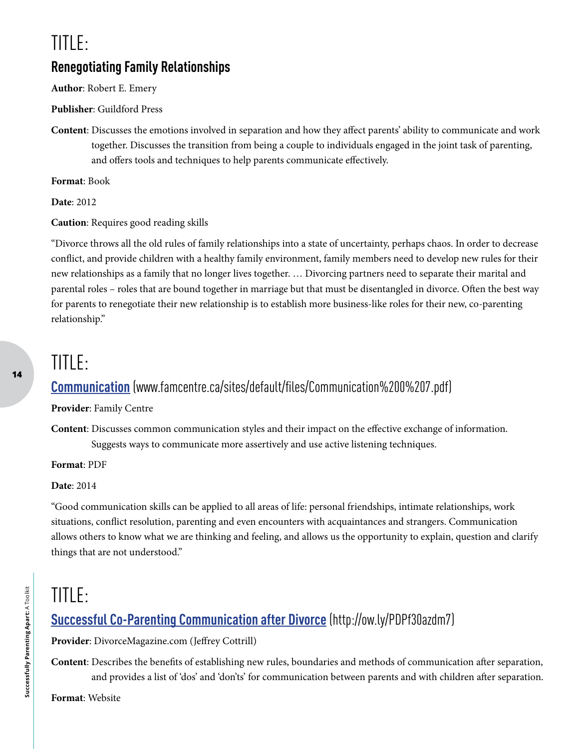# TITLE:

## Renegotiating Family Relationships

**Author**: Robert E. Emery

**Publisher**: Guildford Press

**Content**: Discusses the emotions involved in separation and how they affect parents' ability to communicate and work together. Discusses the transition from being a couple to individuals engaged in the joint task of parenting, and offers tools and techniques to help parents communicate effectively.

**Format**: Book

**Date**: 2012

**Caution**: Requires good reading skills

"Divorce throws all the old rules of family relationships into a state of uncertainty, perhaps chaos. In order to decrease conflict, and provide children with a healthy family environment, family members need to develop new rules for their new relationships as a family that no longer lives together. … Divorcing partners need to separate their marital and parental roles – roles that are bound together in marriage but that must be disentangled in divorce. Often the best way for parents to renegotiate their new relationship is to establish more business-like roles for their new, co-parenting relationship."

# TITLE:

## Communication (www.famcentre.ca/sites/default/files/Communication%200%207.pdf)

**Provider**: Family Centre

**Content**: Discusses common communication styles and their impact on the effective exchange of information. Suggests ways to communicate more assertively and use active listening techniques.

**Format**: PDF

**Date**: 2014

"Good communication skills can be applied to all areas of life: personal friendships, intimate relationships, work situations, conflict resolution, parenting and even encounters with acquaintances and strangers. Communication allows others to know what we are thinking and feeling, and allows us the opportunity to explain, question and clarify things that are not understood."

# TITLE:

## Successful Co-Parenting Communication after Divorce (http://ow.ly/PDPf30azdm7)

**Provider**: DivorceMagazine.com (Jeffrey Cottrill)

**Content**: Describes the benefits of establishing new rules, boundaries and methods of communication after separation, and provides a list of 'dos' and 'don'ts' for communication between parents and with children after separation.

**Format**: Website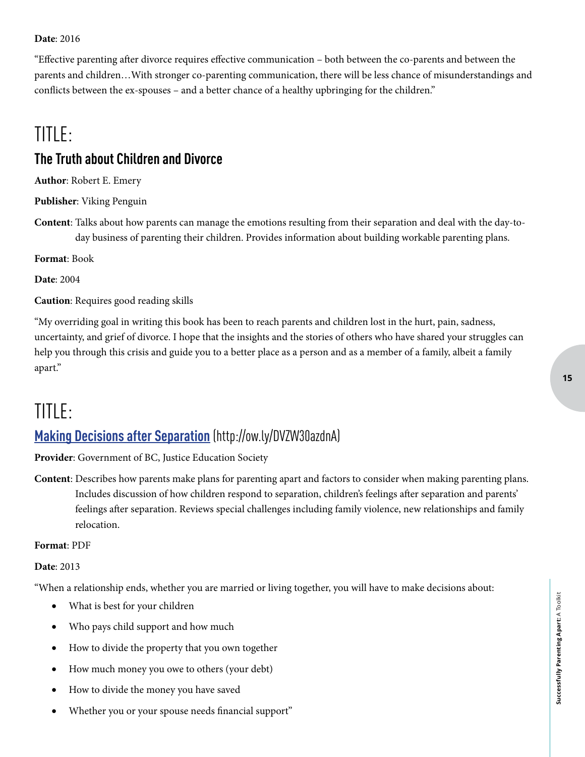**Date**: 2016

"Effective parenting after divorce requires effective communication – both between the co-parents and between the parents and children…With stronger co-parenting communication, there will be less chance of misunderstandings and conflicts between the ex-spouses – and a better chance of a healthy upbringing for the children."

# TITLE:

## The Truth about Children and Divorce

**Author**: Robert E. Emery

**Publisher**: Viking Penguin

**Content**: Talks about how parents can manage the emotions resulting from their separation and deal with the day-to-day business of parenting their children. Provides information about building workable parenting plans.

**Format**: Book

**Date**: 2004

**Caution**: Requires good reading skills

"My overriding goal in writing this book has been to reach parents and children lost in the hurt, pain, sadness, uncertainty, and grief of divorce. I hope that the insights and the stories of others who have shared your struggles can help you through this crisis and guide you to a better place as a person and as a member of a family, albeit a family apart."

# TITLE:

## Making Decisions after Separation (http://ow.ly/DVZW30azdnA)

**Provider**: Government of BC, Justice Education Society

**Content**: Describes how parents make plans for parenting apart and factors to consider when making parenting plans. Includes discussion of how children respond to separation, children's feelings after separation and parents' feelings after separation. Reviews special challenges including family violence, new relationships and family relocation.

**Format**: PDF

**Date**: 2013

"When a relationship ends, whether you are married or living together, you will have to make decisions about:

- What is best for your children
- Who pays child support and how much
- How to divide the property that you own together
- How much money you owe to others (your debt)
- How to divide the money you have saved
- Whether you or your spouse needs financial support"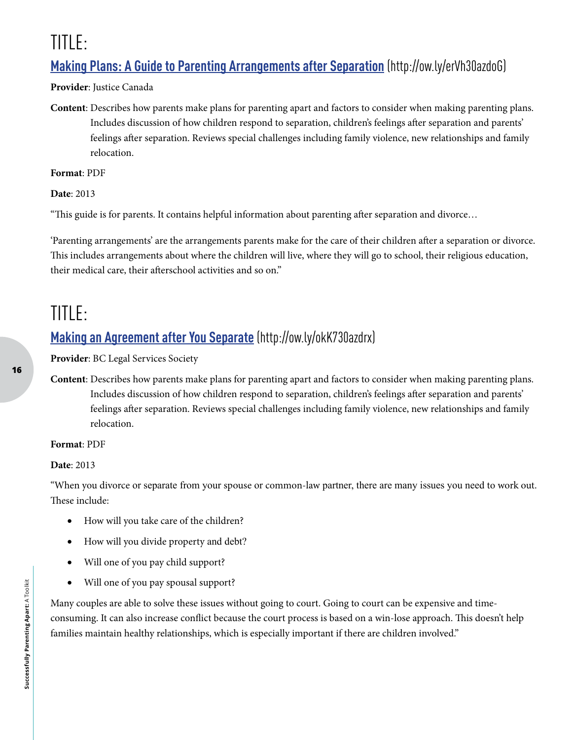# TITLE:

## Making Plans: A Guide to Parenting Arrangements after Separation (http://ow.ly/erVh30azdoG)

**Provider**: Justice Canada

**Content**: Describes how parents make plans for parenting apart and factors to consider when making parenting plans. Includes discussion of how children respond to separation, children's feelings after separation and parents' feelings after separation. Reviews special challenges including family violence, new relationships and family relocation.

**Format**: PDF

**Date**: 2013

"This guide is for parents. It contains helpful information about parenting after separation and divorce…

'Parenting arrangements' are the arrangements parents make for the care of their children after a separation or divorce. This includes arrangements about where the children will live, where they will go to school, their religious education, their medical care, their afterschool activities and so on."

# TITLE:

## Making an Agreement after You Separate (http://ow.ly/okK730azdrx)

**Provider**: BC Legal Services Society

**Content**: Describes how parents make plans for parenting apart and factors to consider when making parenting plans. Includes discussion of how children respond to separation, children's feelings after separation and parents' feelings after separation. Reviews special challenges including family violence, new relationships and family relocation.

**Format**: PDF

**Date**: 2013

"When you divorce or separate from your spouse or common-law partner, there are many issues you need to work out. These include:

- How will you take care of the children?
- How will you divide property and debt?
- Will one of you pay child support?
- Will one of you pay spousal support?

Many couples are able to solve these issues without going to court. Going to court can be expensive and time-consuming. It can also increase conflict because the court process is based on a win-lose approach. This doesn't help families maintain healthy relationships, which is especially important if there are children involved."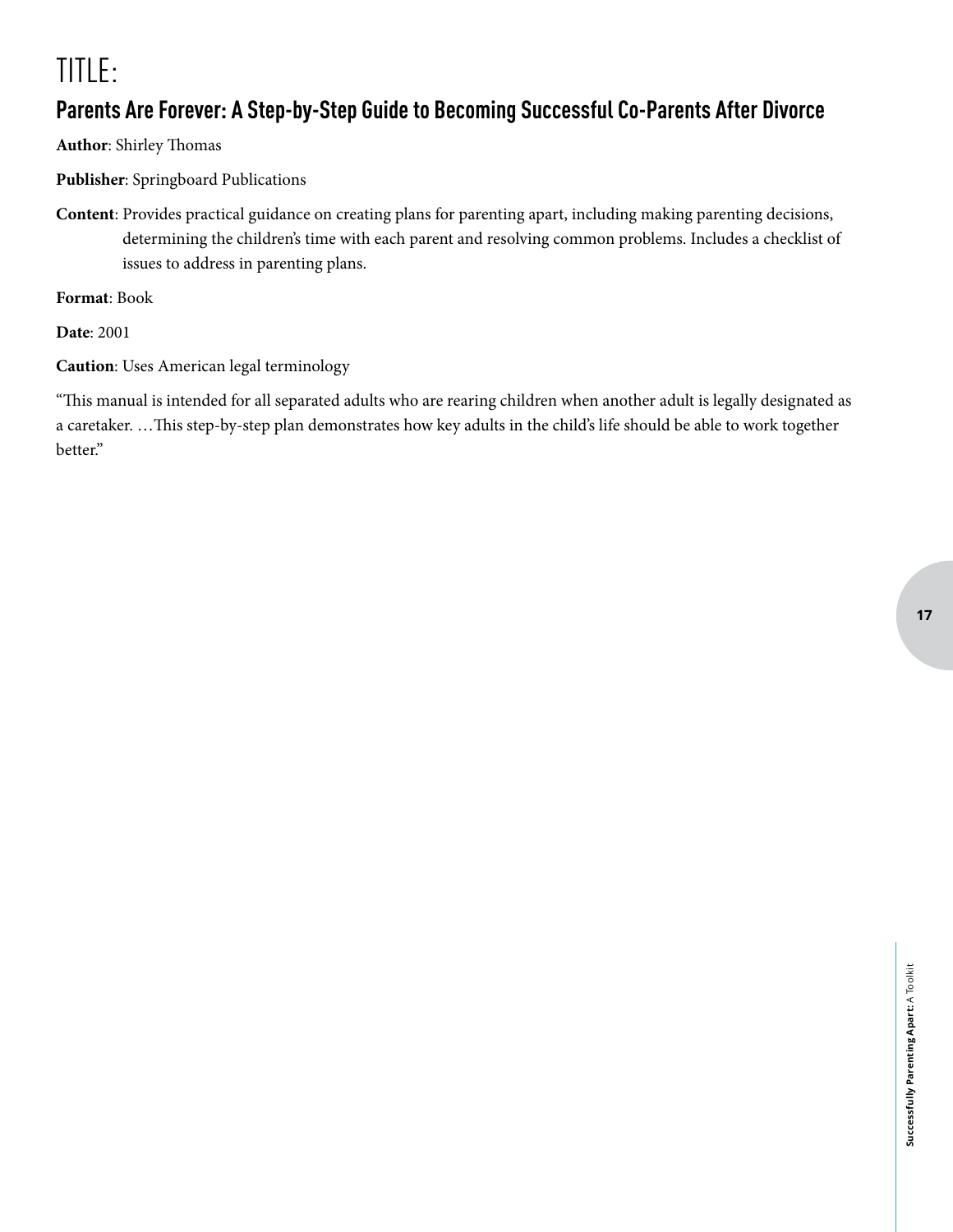# TITLE:

## Parents Are Forever: A Step-by-Step Guide to Becoming Successful Co-Parents After Divorce

**Author**: Shirley Thomas

**Publisher**: Springboard Publications

**Content**: Provides practical guidance on creating plans for parenting apart, including making parenting decisions, determining the children's time with each parent and resolving common problems. Includes a checklist of issues to address in parenting plans.

**Format**: Book

**Date**: 2001

**Caution**: Uses American legal terminology

"This manual is intended for all separated adults who are rearing children when another adult is legally designated as a caretaker. …This step-by-step plan demonstrates how key adults in the child's life should be able to work together better."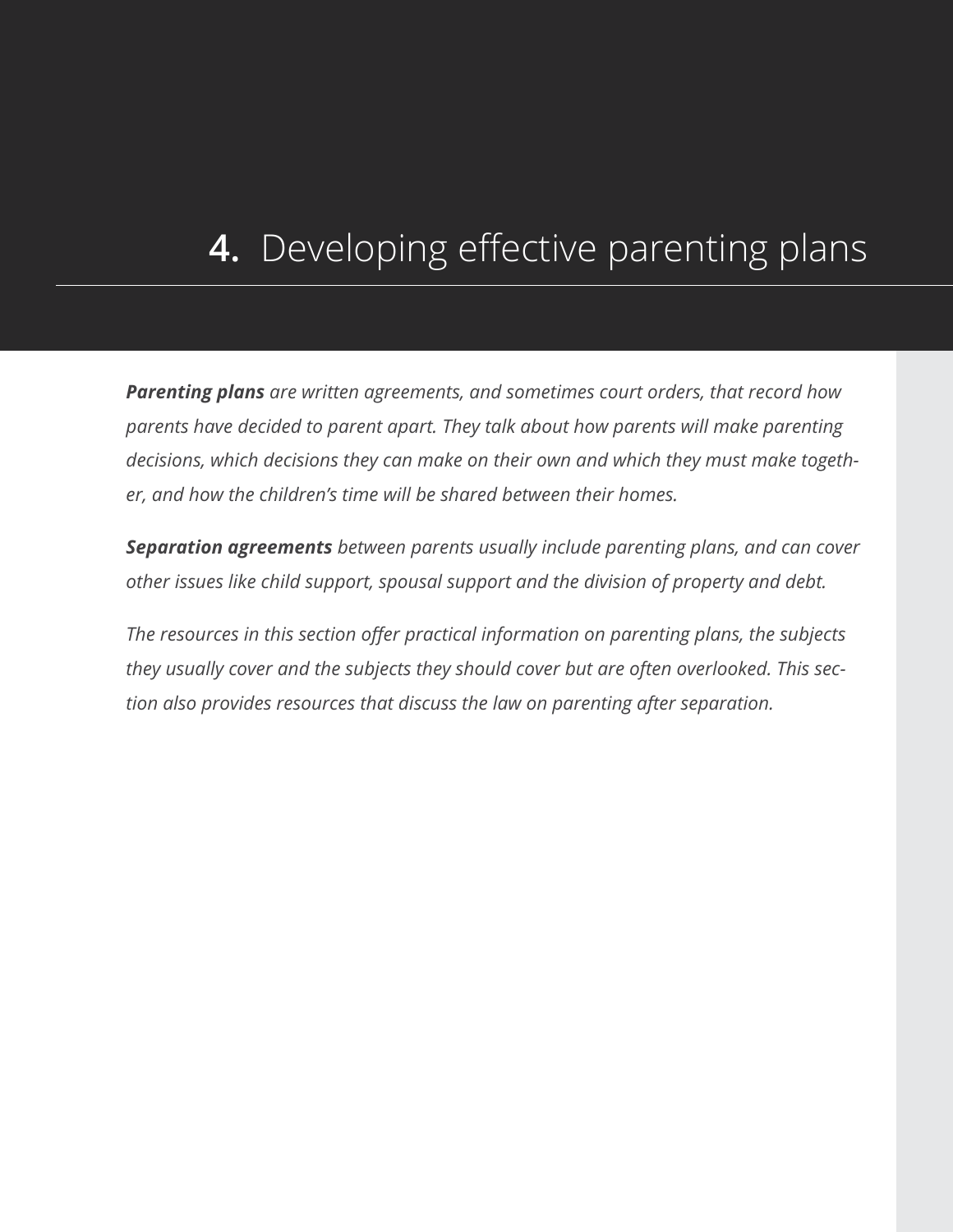# 4. Developing effective parenting plans

***Parenting plans*** *are written agreements, and sometimes court orders, that record how parents have decided to parent apart. They talk about how parents will make parenting decisions, which decisions they can make on their own and which they must make together, and how the children's time will be shared between their homes.*

***Separation agreements*** *between parents usually include parenting plans, and can cover other issues like child support, spousal support and the division of property and debt.*

*The resources in this section offer practical information on parenting plans, the subjects they usually cover and the subjects they should cover but are often overlooked. This section also provides resources that discuss the law on parenting after separation.*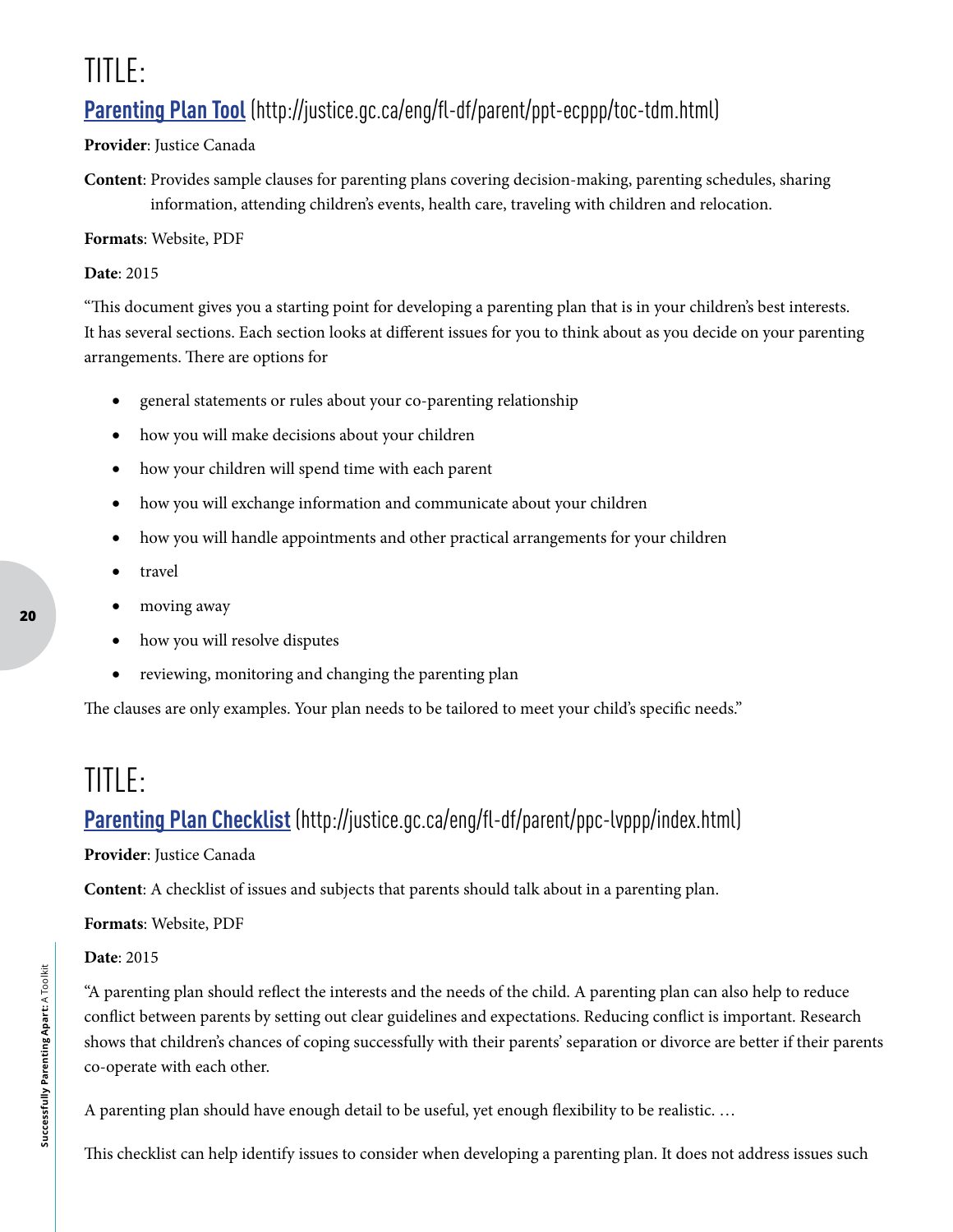# TITLE:

## [Parenting Plan Tool](http://justice.gc.ca/eng/fl-df/parent/ppt-ecppp/toc-tdm.html) (http://justice.gc.ca/eng/fl-df/parent/ppt-ecppp/toc-tdm.html)

**Provider**: Justice Canada

**Content**: Provides sample clauses for parenting plans covering decision-making, parenting schedules, sharing information, attending children's events, health care, traveling with children and relocation.

**Formats**: Website, PDF

**Date**: 2015

"This document gives you a starting point for developing a parenting plan that is in your children's best interests. It has several sections. Each section looks at different issues for you to think about as you decide on your parenting arrangements. There are options for

- general statements or rules about your co-parenting relationship
- how you will make decisions about your children
- how your children will spend time with each parent
- how you will exchange information and communicate about your children
- how you will handle appointments and other practical arrangements for your children
- travel
- moving away
- how you will resolve disputes
- reviewing, monitoring and changing the parenting plan

The clauses are only examples. Your plan needs to be tailored to meet your child's specific needs."

# TITLE:

## [Parenting Plan Checklist](http://justice.gc.ca/eng/fl-df/parent/ppc-lvppp/index.html) (http://justice.gc.ca/eng/fl-df/parent/ppc-lvppp/index.html)

**Provider**: Justice Canada

**Content**: A checklist of issues and subjects that parents should talk about in a parenting plan.

**Formats**: Website, PDF

**Date**: 2015

"A parenting plan should reflect the interests and the needs of the child. A parenting plan can also help to reduce conflict between parents by setting out clear guidelines and expectations. Reducing conflict is important. Research shows that children's chances of coping successfully with their parents' separation or divorce are better if their parents co-operate with each other.

A parenting plan should have enough detail to be useful, yet enough flexibility to be realistic. …

This checklist can help identify issues to consider when developing a parenting plan. It does not address issues such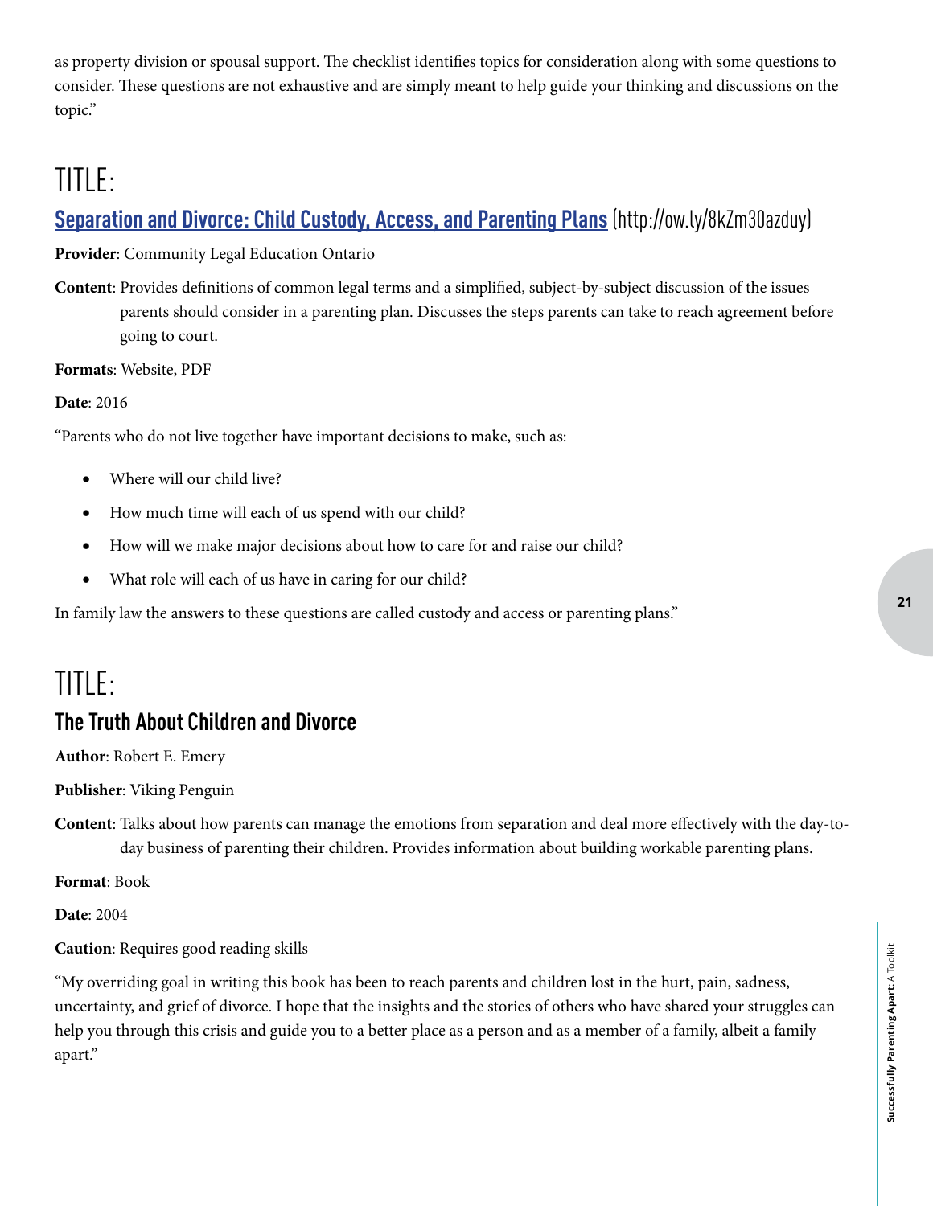as property division or spousal support. The checklist identifies topics for consideration along with some questions to consider. These questions are not exhaustive and are simply meant to help guide your thinking and discussions on the topic."

# TITLE:

## Separation and Divorce: Child Custody, Access, and Parenting Plans (http://ow.ly/8kZm30azduy)

**Provider**: Community Legal Education Ontario

**Content**: Provides definitions of common legal terms and a simplified, subject-by-subject discussion of the issues parents should consider in a parenting plan. Discusses the steps parents can take to reach agreement before going to court.

**Formats**: Website, PDF

**Date**: 2016

"Parents who do not live together have important decisions to make, such as:

- Where will our child live?
- How much time will each of us spend with our child?
- How will we make major decisions about how to care for and raise our child?
- What role will each of us have in caring for our child?

In family law the answers to these questions are called custody and access or parenting plans."

# TITLE:

## The Truth About Children and Divorce

**Author**: Robert E. Emery

**Publisher**: Viking Penguin

**Content**: Talks about how parents can manage the emotions from separation and deal more effectively with the day-to-day business of parenting their children. Provides information about building workable parenting plans.

**Format**: Book

**Date**: 2004

**Caution**: Requires good reading skills

"My overriding goal in writing this book has been to reach parents and children lost in the hurt, pain, sadness, uncertainty, and grief of divorce. I hope that the insights and the stories of others who have shared your struggles can help you through this crisis and guide you to a better place as a person and as a member of a family, albeit a family apart."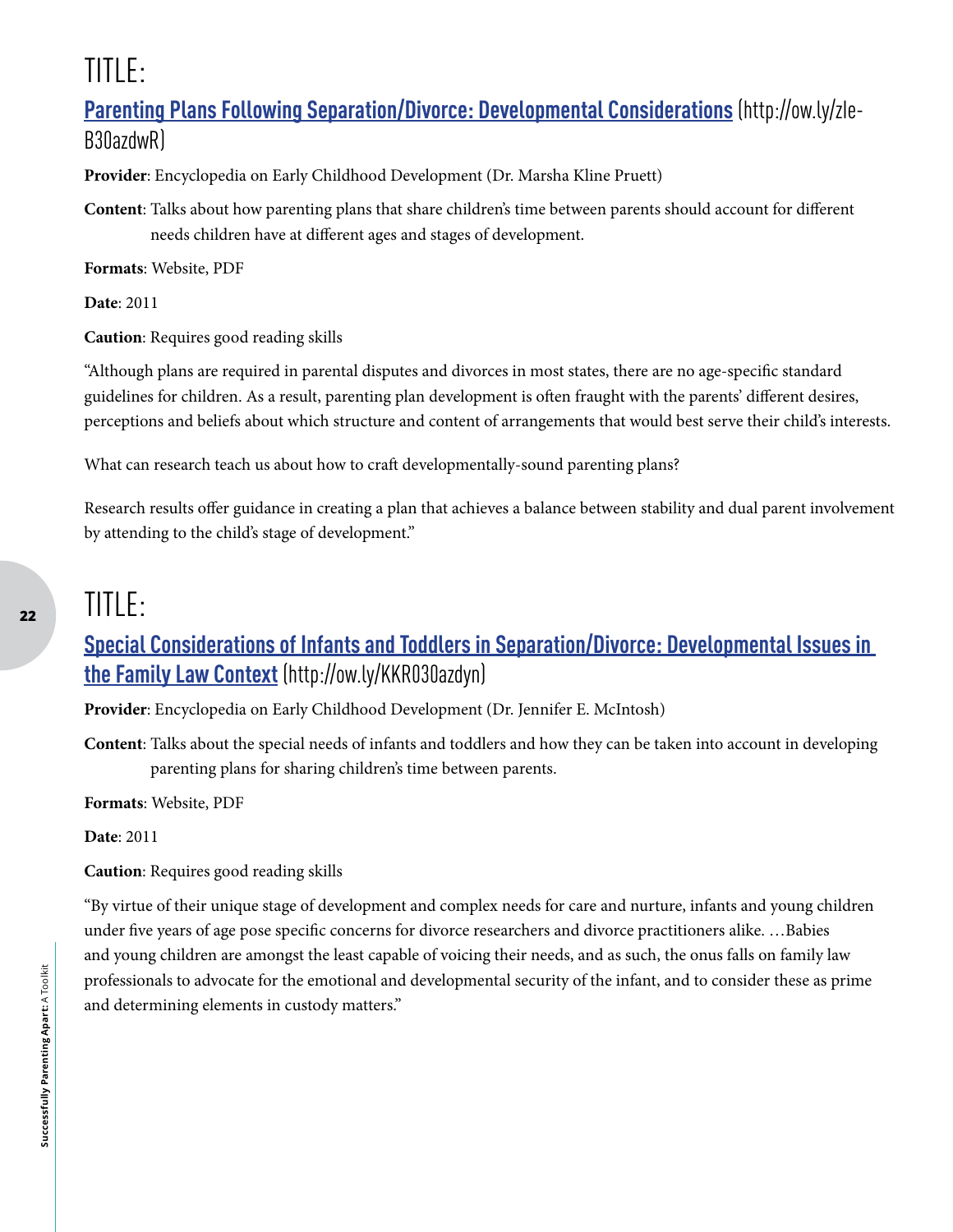# TITLE:

## Parenting Plans Following Separation/Divorce: Developmental Considerations (http://ow.ly/zIe-B30azdwR)

**Provider**: Encyclopedia on Early Childhood Development (Dr. Marsha Kline Pruett)

**Content**: Talks about how parenting plans that share children's time between parents should account for different needs children have at different ages and stages of development.

**Formats**: Website, PDF

**Date**: 2011

**Caution**: Requires good reading skills

"Although plans are required in parental disputes and divorces in most states, there are no age-specific standard guidelines for children. As a result, parenting plan development is often fraught with the parents' different desires, perceptions and beliefs about which structure and content of arrangements that would best serve their child's interests.

What can research teach us about how to craft developmentally-sound parenting plans?

Research results offer guidance in creating a plan that achieves a balance between stability and dual parent involvement by attending to the child's stage of development."

# TITLE:

## Special Considerations of Infants and Toddlers in Separation/Divorce: Developmental Issues in the Family Law Context (http://ow.ly/KKRO30azdyn)

**Provider**: Encyclopedia on Early Childhood Development (Dr. Jennifer E. McIntosh)

**Content**: Talks about the special needs of infants and toddlers and how they can be taken into account in developing parenting plans for sharing children's time between parents.

**Formats**: Website, PDF

**Date**: 2011

**Caution**: Requires good reading skills

"By virtue of their unique stage of development and complex needs for care and nurture, infants and young children under five years of age pose specific concerns for divorce researchers and divorce practitioners alike. …Babies and young children are amongst the least capable of voicing their needs, and as such, the onus falls on family law professionals to advocate for the emotional and developmental security of the infant, and to consider these as prime and determining elements in custody matters."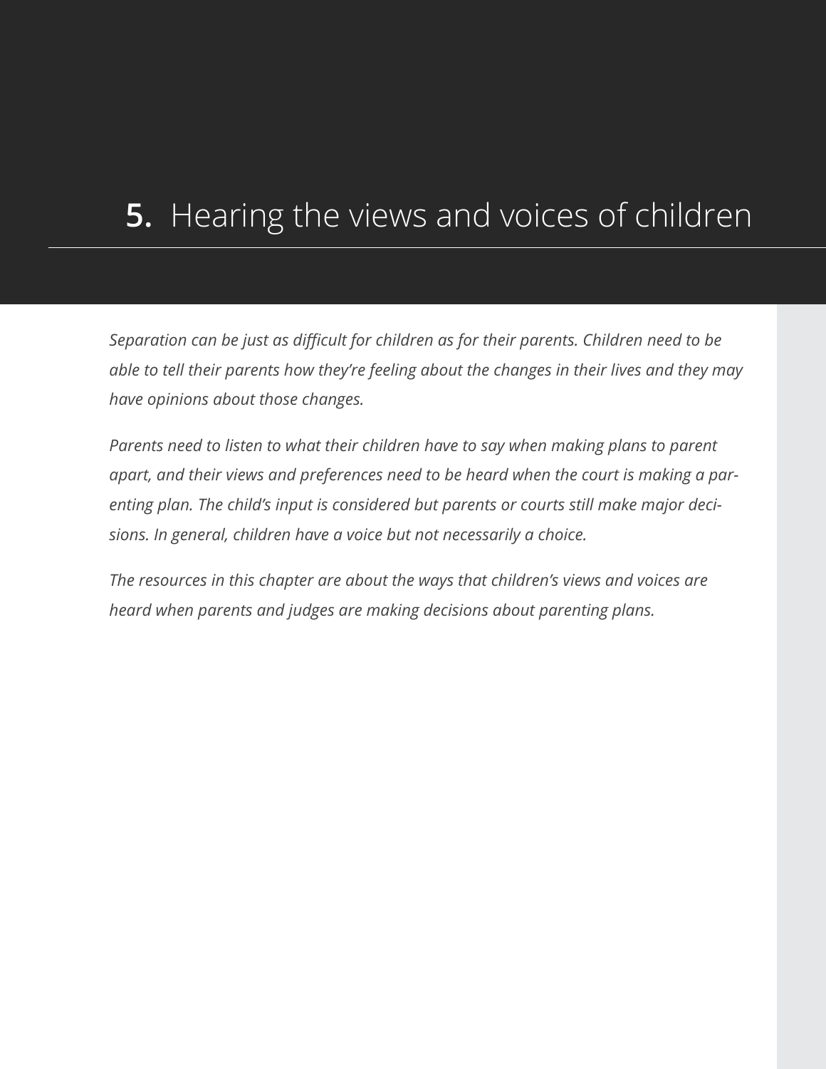# **5.** Hearing the views and voices of children

*Separation can be just as difficult for children as for their parents. Children need to be able to tell their parents how they're feeling about the changes in their lives and they may have opinions about those changes.*

*Parents need to listen to what their children have to say when making plans to parent apart, and their views and preferences need to be heard when the court is making a parenting plan. The child's input is considered but parents or courts still make major decisions. In general, children have a voice but not necessarily a choice.*

*The resources in this chapter are about the ways that children's views and voices are heard when parents and judges are making decisions about parenting plans.*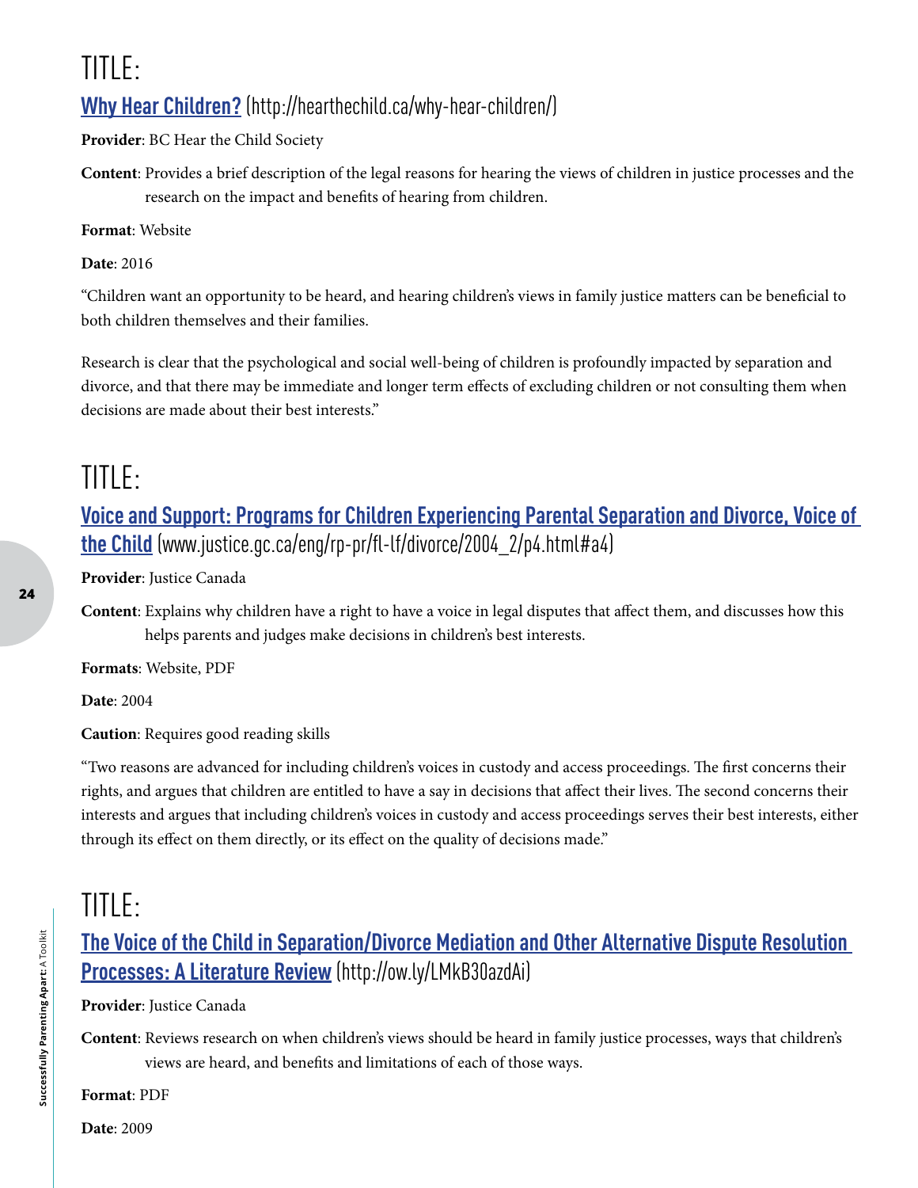# TITLE:

## [Why Hear Children?](http://hearthechild.ca/why-hear-children/) (http://hearthechild.ca/why-hear-children/)

**Provider**: BC Hear the Child Society

**Content**: Provides a brief description of the legal reasons for hearing the views of children in justice processes and the research on the impact and benefits of hearing from children.

**Format**: Website

**Date**: 2016

"Children want an opportunity to be heard, and hearing children's views in family justice matters can be beneficial to both children themselves and their families.

Research is clear that the psychological and social well-being of children is profoundly impacted by separation and divorce, and that there may be immediate and longer term effects of excluding children or not consulting them when decisions are made about their best interests."

# TITLE:

## [Voice and Support: Programs for Children Experiencing Parental Separation and Divorce, Voice of the Child](http://www.justice.gc.ca/eng/rp-pr/fl-lf/divorce/2004_2/p4.html#a4) (www.justice.gc.ca/eng/rp-pr/fl-lf/divorce/2004_2/p4.html#a4)

**Provider**: Justice Canada

**Content**: Explains why children have a right to have a voice in legal disputes that affect them, and discusses how this helps parents and judges make decisions in children's best interests.

**Formats**: Website, PDF

**Date**: 2004

**Caution**: Requires good reading skills

"Two reasons are advanced for including children's voices in custody and access proceedings. The first concerns their rights, and argues that children are entitled to have a say in decisions that affect their lives. The second concerns their interests and argues that including children's voices in custody and access proceedings serves their best interests, either through its effect on them directly, or its effect on the quality of decisions made."

# TITLE:

## [The Voice of the Child in Separation/Divorce Mediation and Other Alternative Dispute Resolution Processes: A Literature Review](http://ow.ly/LMkB30azdAi) (http://ow.ly/LMkB30azdAi)

**Provider**: Justice Canada

**Content**: Reviews research on when children's views should be heard in family justice processes, ways that children's views are heard, and benefits and limitations of each of those ways.

**Format**: PDF

**Date**: 2009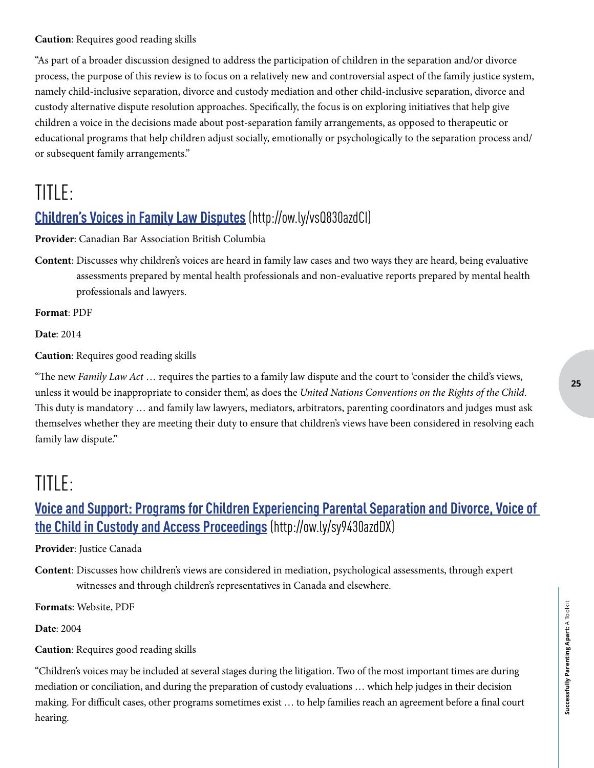**Caution**: Requires good reading skills

"As part of a broader discussion designed to address the participation of children in the separation and/or divorce process, the purpose of this review is to focus on a relatively new and controversial aspect of the family justice system, namely child-inclusive separation, divorce and custody mediation and other child-inclusive separation, divorce and custody alternative dispute resolution approaches. Specifically, the focus is on exploring initiatives that help give children a voice in the decisions made about post-separation family arrangements, as opposed to therapeutic or educational programs that help children adjust socially, emotionally or psychologically to the separation process and/ or subsequent family arrangements."

# TITLE:

## Children's Voices in Family Law Disputes (http://ow.ly/vsQ830azdCI)

**Provider**: Canadian Bar Association British Columbia

**Content**: Discusses why children's voices are heard in family law cases and two ways they are heard, being evaluative assessments prepared by mental health professionals and non-evaluative reports prepared by mental health professionals and lawyers.

**Format**: PDF

**Date**: 2014

**Caution**: Requires good reading skills

"The new *Family Law Act* … requires the parties to a family law dispute and the court to 'consider the child's views, unless it would be inappropriate to consider them', as does the *United Nations Conventions on the Rights of the Child*. This duty is mandatory … and family law lawyers, mediators, arbitrators, parenting coordinators and judges must ask themselves whether they are meeting their duty to ensure that children's views have been considered in resolving each family law dispute."

# TITLE:

## Voice and Support: Programs for Children Experiencing Parental Separation and Divorce, Voice of the Child in Custody and Access Proceedings (http://ow.ly/sy9430azdDX)

**Provider**: Justice Canada

**Content**: Discusses how children's views are considered in mediation, psychological assessments, through expert witnesses and through children's representatives in Canada and elsewhere.

**Formats**: Website, PDF

**Date**: 2004

**Caution**: Requires good reading skills

"Children's voices may be included at several stages during the litigation. Two of the most important times are during mediation or conciliation, and during the preparation of custody evaluations … which help judges in their decision making. For difficult cases, other programs sometimes exist … to help families reach an agreement before a final court hearing.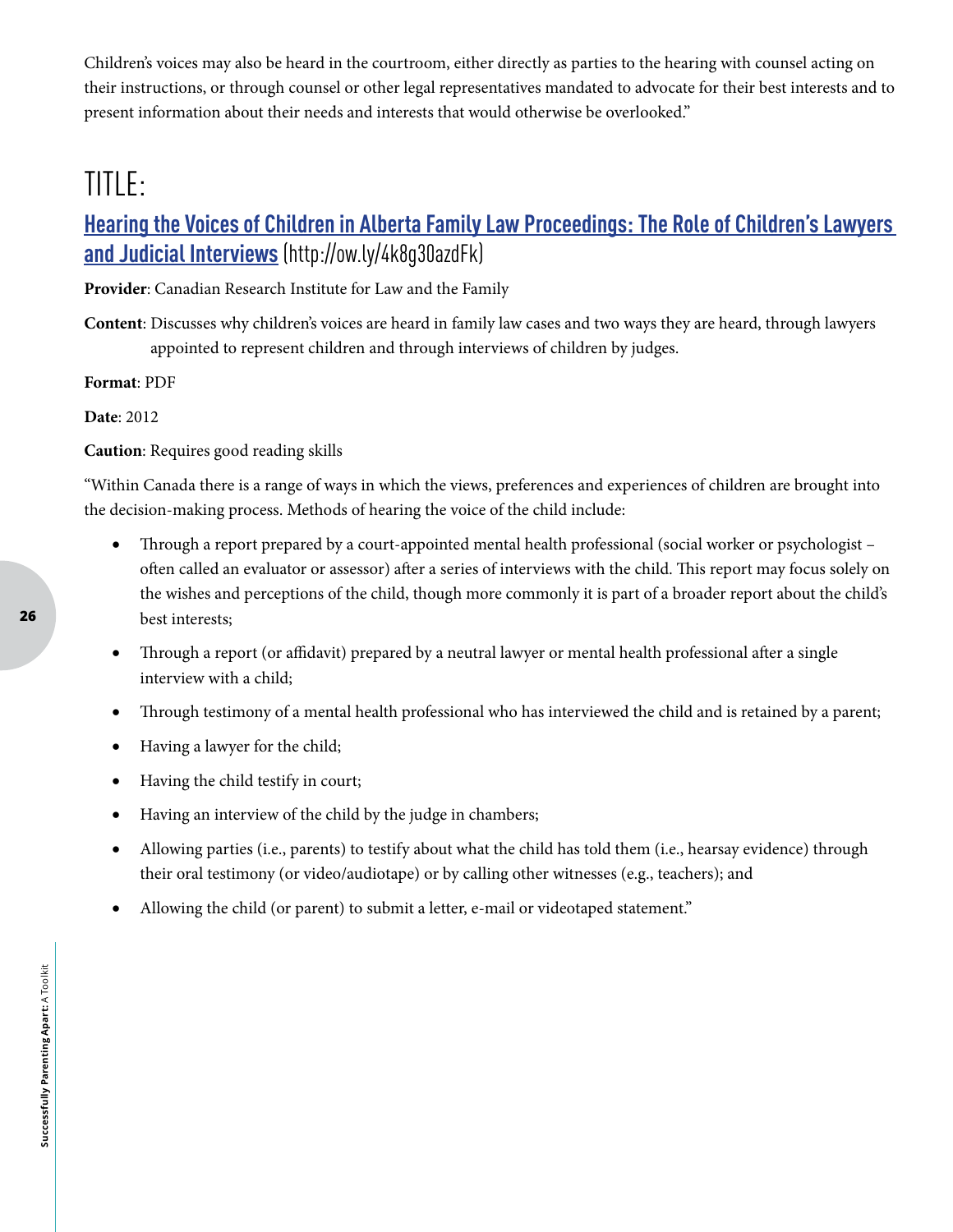Children's voices may also be heard in the courtroom, either directly as parties to the hearing with counsel acting on their instructions, or through counsel or other legal representatives mandated to advocate for their best interests and to present information about their needs and interests that would otherwise be overlooked."

# TITLE:

## Hearing the Voices of Children in Alberta Family Law Proceedings: The Role of Children's Lawyers and Judicial Interviews (http://ow.ly/4k8g30azdFk)

**Provider**: Canadian Research Institute for Law and the Family

**Content**: Discusses why children's voices are heard in family law cases and two ways they are heard, through lawyers appointed to represent children and through interviews of children by judges.

**Format**: PDF

**Date**: 2012

**Caution**: Requires good reading skills

"Within Canada there is a range of ways in which the views, preferences and experiences of children are brought into the decision-making process. Methods of hearing the voice of the child include:

- Through a report prepared by a court-appointed mental health professional (social worker or psychologist – often called an evaluator or assessor) after a series of interviews with the child. This report may focus solely on the wishes and perceptions of the child, though more commonly it is part of a broader report about the child's best interests;
- Through a report (or affidavit) prepared by a neutral lawyer or mental health professional after a single interview with a child;
- Through testimony of a mental health professional who has interviewed the child and is retained by a parent;
- Having a lawyer for the child;
- Having the child testify in court;
- Having an interview of the child by the judge in chambers;
- Allowing parties (i.e., parents) to testify about what the child has told them (i.e., hearsay evidence) through their oral testimony (or video/audiotape) or by calling other witnesses (e.g., teachers); and
- Allowing the child (or parent) to submit a letter, e-mail or videotaped statement."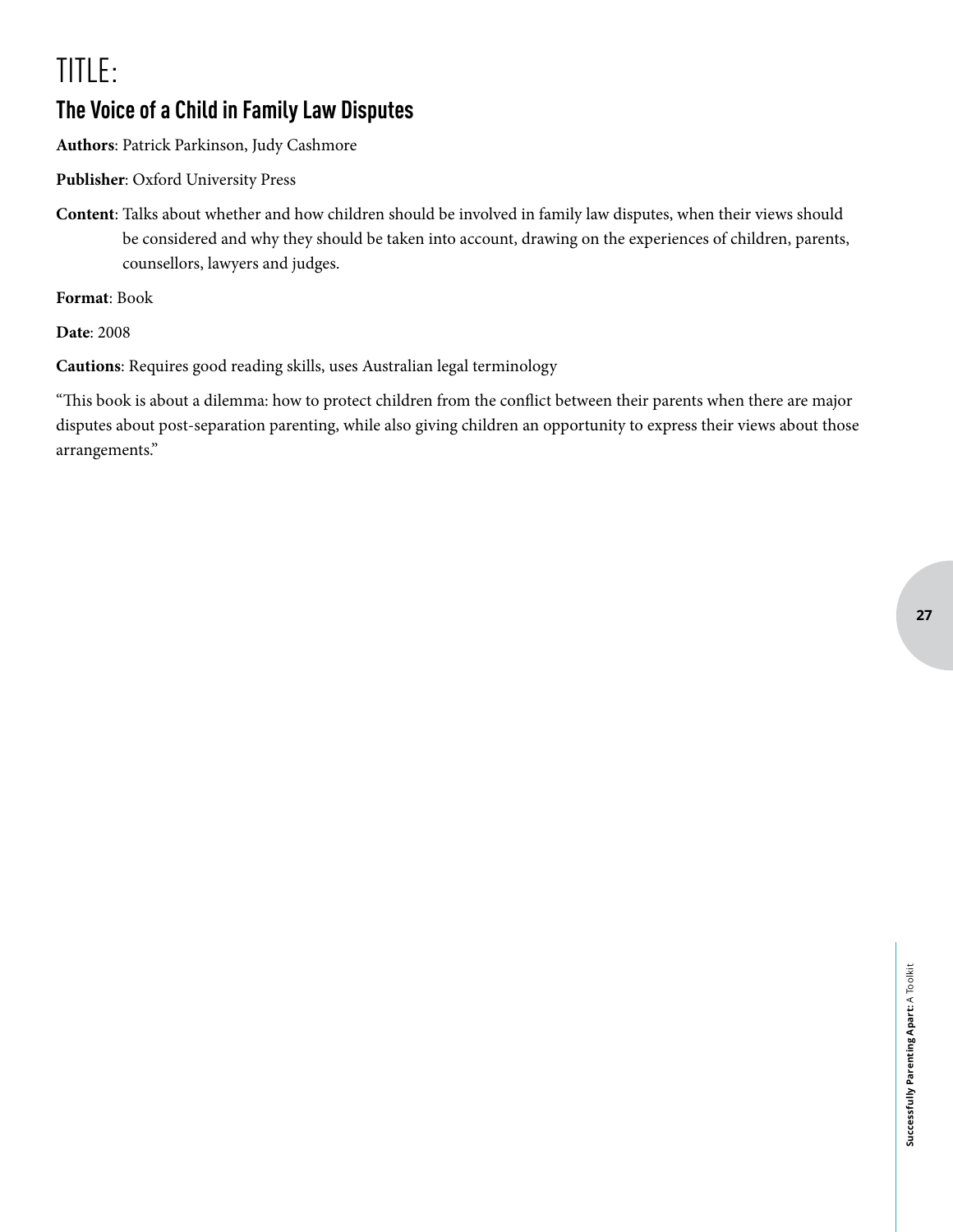# TITLE:

## The Voice of a Child in Family Law Disputes

**Authors**: Patrick Parkinson, Judy Cashmore

**Publisher**: Oxford University Press

**Content**: Talks about whether and how children should be involved in family law disputes, when their views should be considered and why they should be taken into account, drawing on the experiences of children, parents, counsellors, lawyers and judges.

**Format**: Book

**Date**: 2008

**Cautions**: Requires good reading skills, uses Australian legal terminology

"This book is about a dilemma: how to protect children from the conflict between their parents when there are major disputes about post-separation parenting, while also giving children an opportunity to express their views about those arrangements."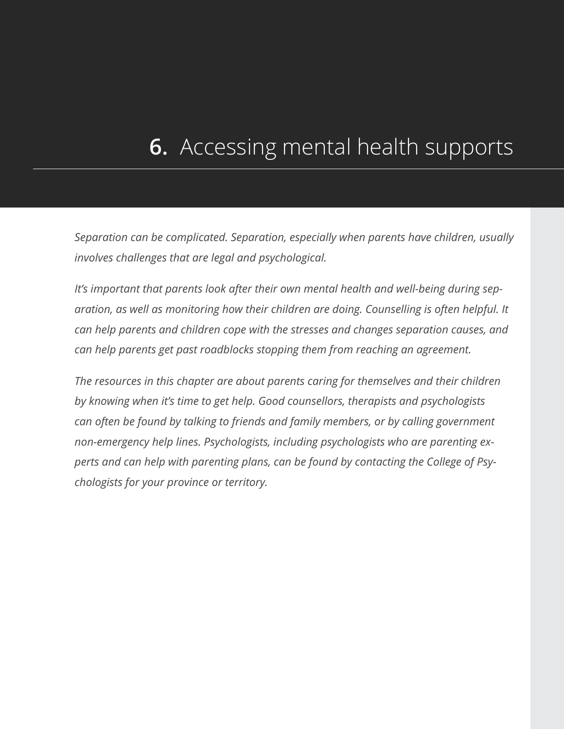# **6.** Accessing mental health supports

*Separation can be complicated. Separation, especially when parents have children, usually involves challenges that are legal and psychological.*

*It's important that parents look after their own mental health and well-being during separation, as well as monitoring how their children are doing. Counselling is often helpful. It can help parents and children cope with the stresses and changes separation causes, and can help parents get past roadblocks stopping them from reaching an agreement.*

*The resources in this chapter are about parents caring for themselves and their children by knowing when it's time to get help. Good counsellors, therapists and psychologists can often be found by talking to friends and family members, or by calling government non-emergency help lines. Psychologists, including psychologists who are parenting experts and can help with parenting plans, can be found by contacting the College of Psychologists for your province or territory.*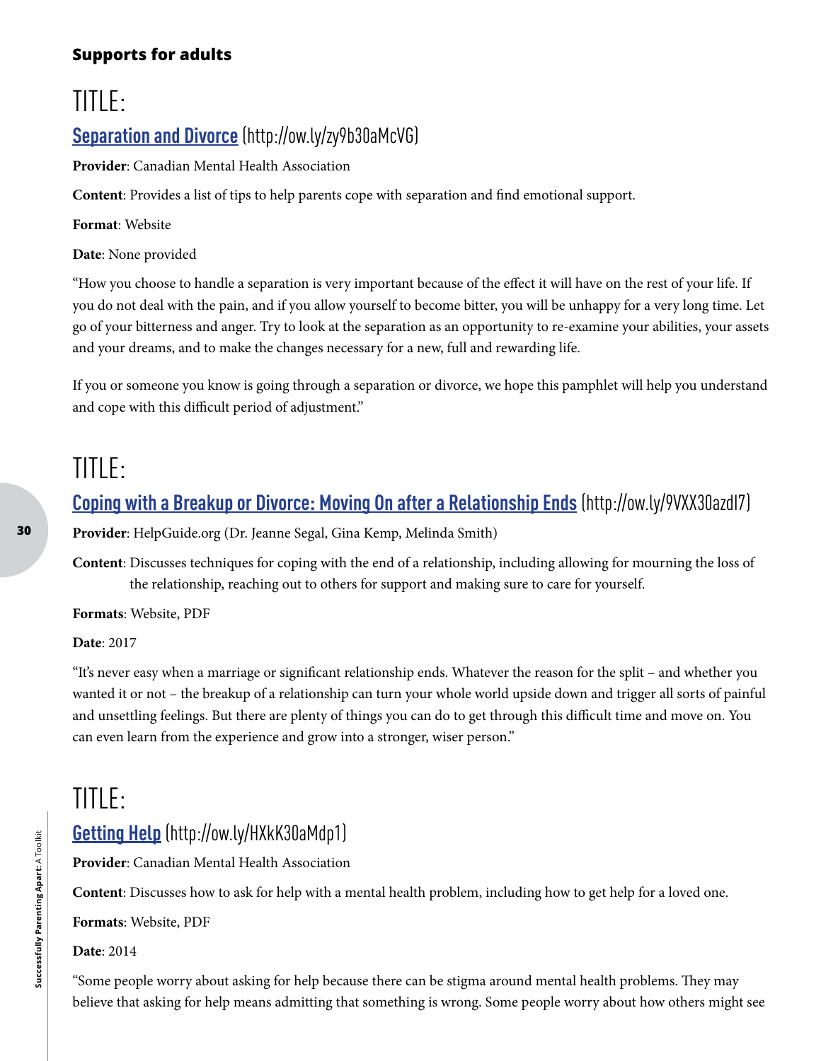## Supports for adults

# TITLE:

### Separation and Divorce (http://ow.ly/zy9b30aMcVG)

**Provider**: Canadian Mental Health Association

**Content**: Provides a list of tips to help parents cope with separation and find emotional support.

**Format**: Website

**Date**: None provided

"How you choose to handle a separation is very important because of the effect it will have on the rest of your life. If you do not deal with the pain, and if you allow yourself to become bitter, you will be unhappy for a very long time. Let go of your bitterness and anger. Try to look at the separation as an opportunity to re-examine your abilities, your assets and your dreams, and to make the changes necessary for a new, full and rewarding life.

If you or someone you know is going through a separation or divorce, we hope this pamphlet will help you understand and cope with this difficult period of adjustment."

# TITLE:

### Coping with a Breakup or Divorce: Moving On after a Relationship Ends (http://ow.ly/9VXX30azdI7)

**Provider**: HelpGuide.org (Dr. Jeanne Segal, Gina Kemp, Melinda Smith)

**Content**: Discusses techniques for coping with the end of a relationship, including allowing for mourning the loss of the relationship, reaching out to others for support and making sure to care for yourself.

**Formats**: Website, PDF

**Date**: 2017

"It's never easy when a marriage or significant relationship ends. Whatever the reason for the split – and whether you wanted it or not – the breakup of a relationship can turn your whole world upside down and trigger all sorts of painful and unsettling feelings. But there are plenty of things you can do to get through this difficult time and move on. You can even learn from the experience and grow into a stronger, wiser person."

# TITLE:

### Getting Help (http://ow.ly/HXkK30aMdp1)

**Provider**: Canadian Mental Health Association

**Content**: Discusses how to ask for help with a mental health problem, including how to get help for a loved one.

**Formats**: Website, PDF

**Date**: 2014

"Some people worry about asking for help because there can be stigma around mental health problems. They may believe that asking for help means admitting that something is wrong. Some people worry about how others might see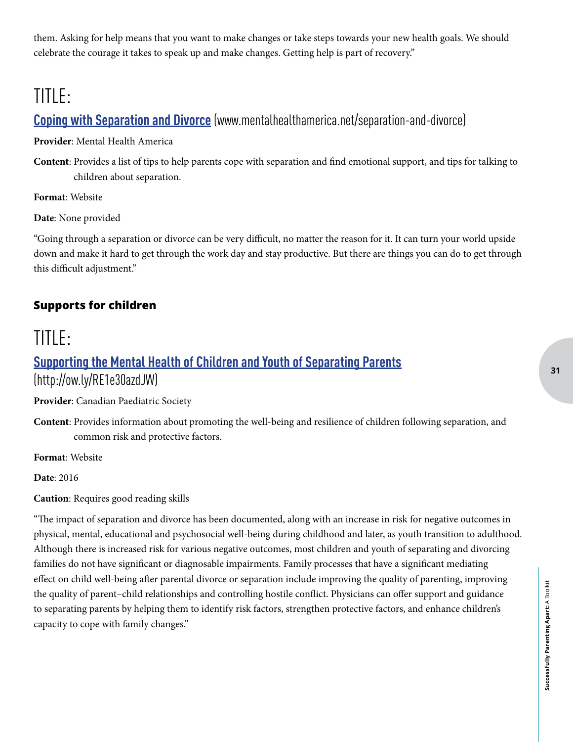them. Asking for help means that you want to make changes or take steps towards your new health goals. We should celebrate the courage it takes to speak up and make changes. Getting help is part of recovery."

# TITLE:

## Coping with Separation and Divorce (www.mentalhealthamerica.net/separation-and-divorce)

**Provider**: Mental Health America

**Content**: Provides a list of tips to help parents cope with separation and find emotional support, and tips for talking to children about separation.

**Format**: Website

**Date**: None provided

"Going through a separation or divorce can be very difficult, no matter the reason for it. It can turn your world upside down and make it hard to get through the work day and stay productive. But there are things you can do to get through this difficult adjustment."

### Supports for children

# TITLE:

## Supporting the Mental Health of Children and Youth of Separating Parents (http://ow.ly/RE1e30azdJW)

**Provider**: Canadian Paediatric Society

**Content**: Provides information about promoting the well-being and resilience of children following separation, and common risk and protective factors.

**Format**: Website

**Date**: 2016

**Caution**: Requires good reading skills

"The impact of separation and divorce has been documented, along with an increase in risk for negative outcomes in physical, mental, educational and psychosocial well-being during childhood and later, as youth transition to adulthood. Although there is increased risk for various negative outcomes, most children and youth of separating and divorcing families do not have significant or diagnosable impairments. Family processes that have a significant mediating effect on child well-being after parental divorce or separation include improving the quality of parenting, improving the quality of parent–child relationships and controlling hostile conflict. Physicians can offer support and guidance to separating parents by helping them to identify risk factors, strengthen protective factors, and enhance children's capacity to cope with family changes."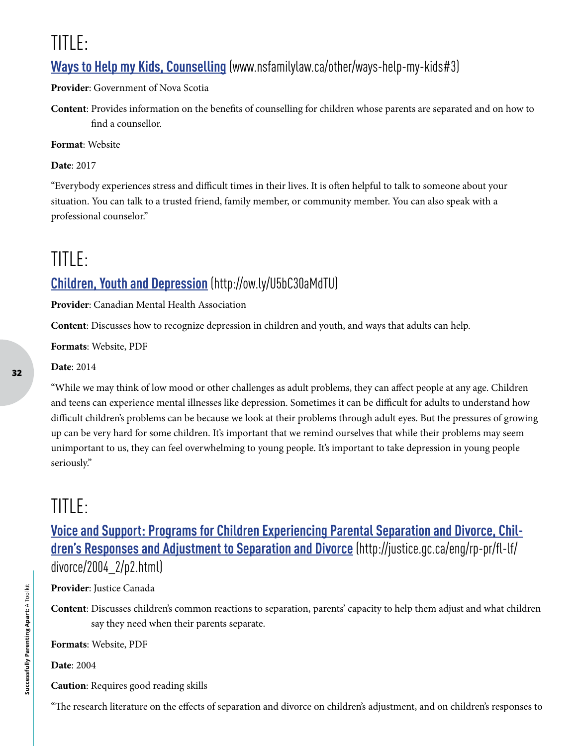# TITLE:

## Ways to Help my Kids, Counselling (www.nsfamilylaw.ca/other/ways-help-my-kids#3)

**Provider**: Government of Nova Scotia

**Content**: Provides information on the benefits of counselling for children whose parents are separated and on how to find a counsellor.

**Format**: Website

**Date**: 2017

"Everybody experiences stress and difficult times in their lives. It is often helpful to talk to someone about your situation. You can talk to a trusted friend, family member, or community member. You can also speak with a professional counselor."

# TITLE:

## Children, Youth and Depression (http://ow.ly/U5bC30aMdTU)

**Provider**: Canadian Mental Health Association

**Content**: Discusses how to recognize depression in children and youth, and ways that adults can help.

**Formats**: Website, PDF

**Date**: 2014

"While we may think of low mood or other challenges as adult problems, they can affect people at any age. Children and teens can experience mental illnesses like depression. Sometimes it can be difficult for adults to understand how difficult children's problems can be because we look at their problems through adult eyes. But the pressures of growing up can be very hard for some children. It's important that we remind ourselves that while their problems may seem unimportant to us, they can feel overwhelming to young people. It's important to take depression in young people seriously."

# TITLE:

## Voice and Support: Programs for Children Experiencing Parental Separation and Divorce, Children's Responses and Adjustment to Separation and Divorce (http://justice.gc.ca/eng/rp-pr/fl-lf/divorce/2004_2/p2.html)

**Provider**: Justice Canada

**Content**: Discusses children's common reactions to separation, parents' capacity to help them adjust and what children say they need when their parents separate.

**Formats**: Website, PDF

**Date**: 2004

**Caution**: Requires good reading skills

"The research literature on the effects of separation and divorce on children's adjustment, and on children's responses to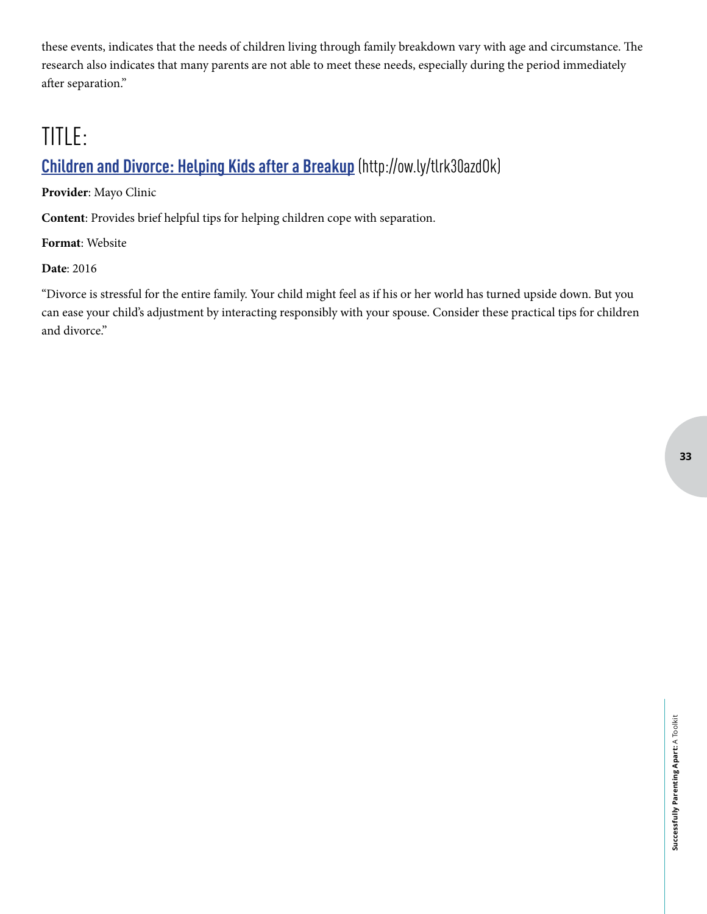these events, indicates that the needs of children living through family breakdown vary with age and circumstance. The research also indicates that many parents are not able to meet these needs, especially during the period immediately after separation."

## TITLE:

### Children and Divorce: Helping Kids after a Breakup (http://ow.ly/tlrk30azd0k)

**Provider**: Mayo Clinic

**Content**: Provides brief helpful tips for helping children cope with separation.

**Format**: Website

**Date**: 2016

"Divorce is stressful for the entire family. Your child might feel as if his or her world has turned upside down. But you can ease your child's adjustment by interacting responsibly with your spouse. Consider these practical tips for children and divorce."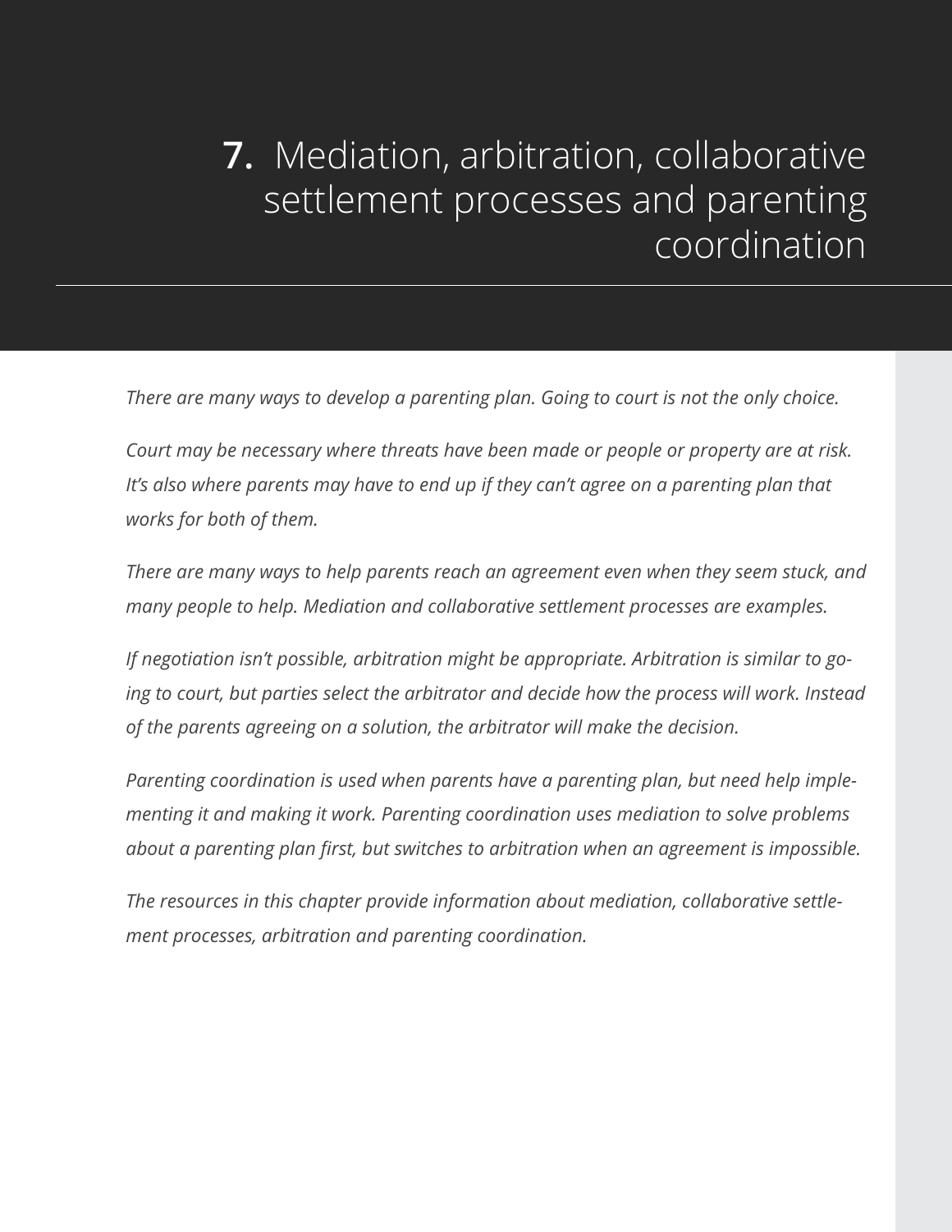# **7.** Mediation, arbitration, collaborative settlement processes and parenting coordination

*There are many ways to develop a parenting plan. Going to court is not the only choice.*

*Court may be necessary where threats have been made or people or property are at risk. It's also where parents may have to end up if they can't agree on a parenting plan that works for both of them.*

*There are many ways to help parents reach an agreement even when they seem stuck, and many people to help. Mediation and collaborative settlement processes are examples.*

*If negotiation isn't possible, arbitration might be appropriate. Arbitration is similar to going to court, but parties select the arbitrator and decide how the process will work. Instead of the parents agreeing on a solution, the arbitrator will make the decision.*

*Parenting coordination is used when parents have a parenting plan, but need help implementing it and making it work. Parenting coordination uses mediation to solve problems about a parenting plan first, but switches to arbitration when an agreement is impossible.*

*The resources in this chapter provide information about mediation, collaborative settlement processes, arbitration and parenting coordination.*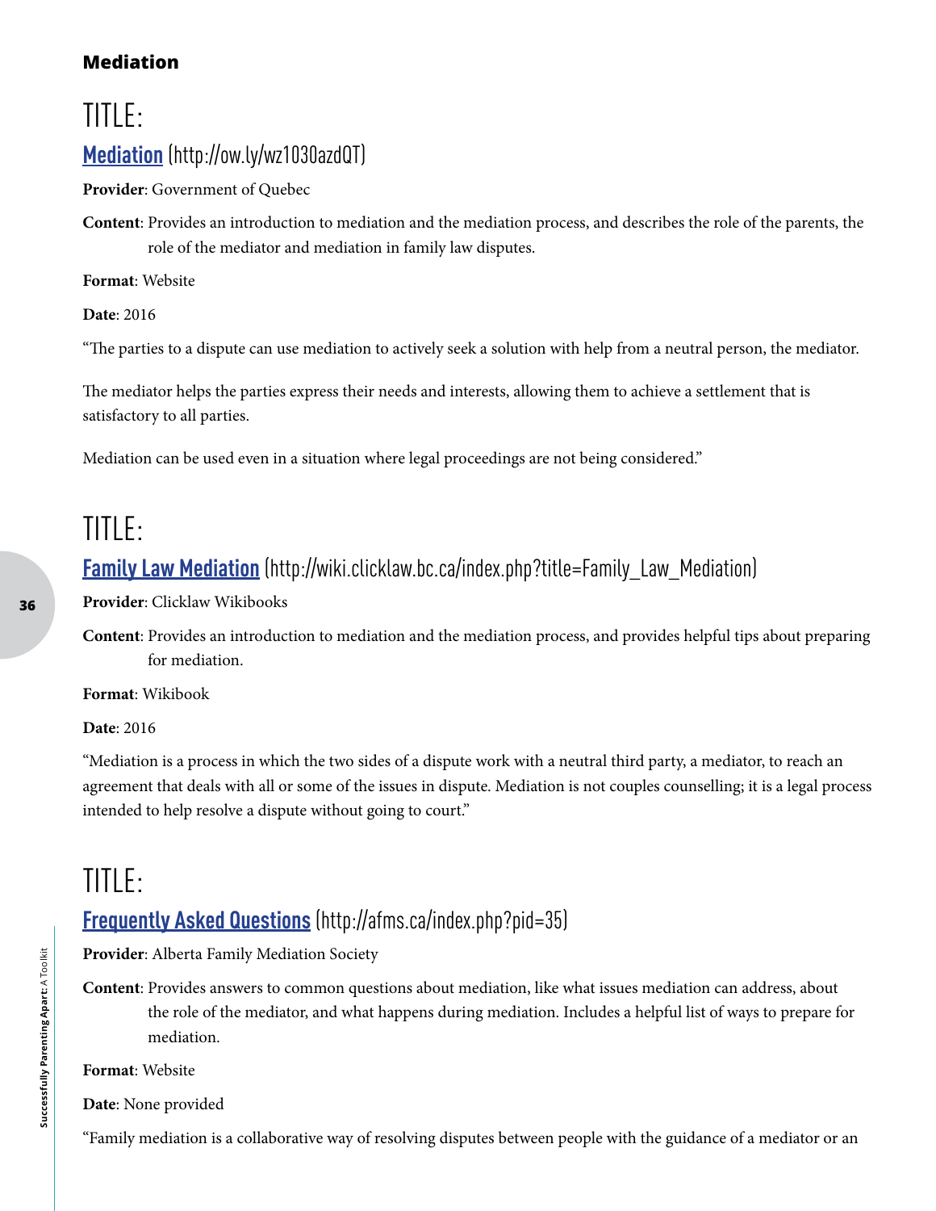### Mediation

## TITLE:

### [Mediation](http://ow.ly/wz1030azdQT) (http://ow.ly/wz1030azdQT)

**Provider**: Government of Quebec

**Content**: Provides an introduction to mediation and the mediation process, and describes the role of the parents, the role of the mediator and mediation in family law disputes.

**Format**: Website

**Date**: 2016

"The parties to a dispute can use mediation to actively seek a solution with help from a neutral person, the mediator.

The mediator helps the parties express their needs and interests, allowing them to achieve a settlement that is satisfactory to all parties.

Mediation can be used even in a situation where legal proceedings are not being considered."

## TITLE:

### [Family Law Mediation](http://wiki.clicklaw.bc.ca/index.php?title=Family_Law_Mediation) (http://wiki.clicklaw.bc.ca/index.php?title=Family_Law_Mediation)

**Provider**: Clicklaw Wikibooks

**Content**: Provides an introduction to mediation and the mediation process, and provides helpful tips about preparing for mediation.

**Format**: Wikibook

**Date**: 2016

"Mediation is a process in which the two sides of a dispute work with a neutral third party, a mediator, to reach an agreement that deals with all or some of the issues in dispute. Mediation is not couples counselling; it is a legal process intended to help resolve a dispute without going to court."

## TITLE:

### [Frequently Asked Questions](http://afms.ca/index.php?pid=35) (http://afms.ca/index.php?pid=35)

**Provider**: Alberta Family Mediation Society

**Content**: Provides answers to common questions about mediation, like what issues mediation can address, about the role of the mediator, and what happens during mediation. Includes a helpful list of ways to prepare for mediation.

**Format**: Website

**Date**: None provided

"Family mediation is a collaborative way of resolving disputes between people with the guidance of a mediator or an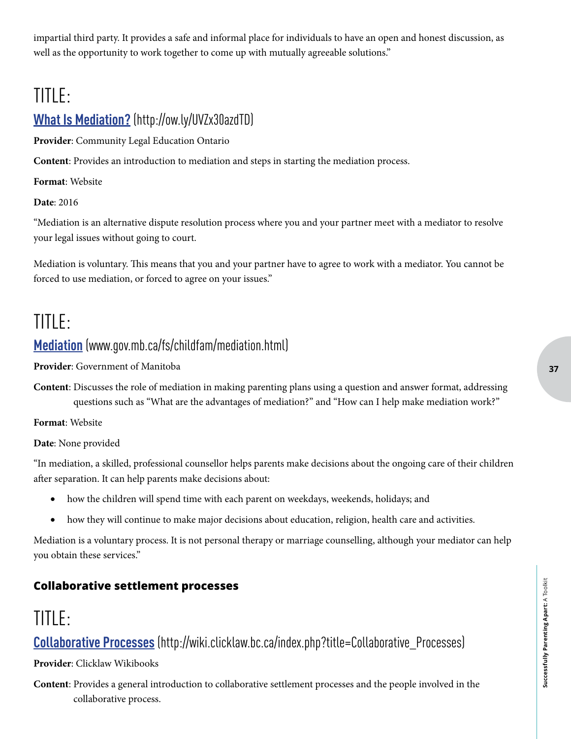impartial third party. It provides a safe and informal place for individuals to have an open and honest discussion, as well as the opportunity to work together to come up with mutually agreeable solutions."

# TITLE:

## What Is Mediation? (http://ow.ly/UVZx30azdTD)

**Provider**: Community Legal Education Ontario

**Content**: Provides an introduction to mediation and steps in starting the mediation process.

**Format**: Website

**Date**: 2016

"Mediation is an alternative dispute resolution process where you and your partner meet with a mediator to resolve your legal issues without going to court.

Mediation is voluntary. This means that you and your partner have to agree to work with a mediator. You cannot be forced to use mediation, or forced to agree on your issues."

# TITLE:

## Mediation (www.gov.mb.ca/fs/childfam/mediation.html)

**Provider**: Government of Manitoba

**Content**: Discusses the role of mediation in making parenting plans using a question and answer format, addressing questions such as "What are the advantages of mediation?" and "How can I help make mediation work?"

**Format**: Website

**Date**: None provided

"In mediation, a skilled, professional counsellor helps parents make decisions about the ongoing care of their children after separation. It can help parents make decisions about:

- how the children will spend time with each parent on weekdays, weekends, holidays; and
- how they will continue to make major decisions about education, religion, health care and activities.

Mediation is a voluntary process. It is not personal therapy or marriage counselling, although your mediator can help you obtain these services."

### Collaborative settlement processes

# TITLE:

## Collaborative Processes (http://wiki.clicklaw.bc.ca/index.php?title=Collaborative_Processes)

**Provider**: Clicklaw Wikibooks

**Content**: Provides a general introduction to collaborative settlement processes and the people involved in the collaborative process.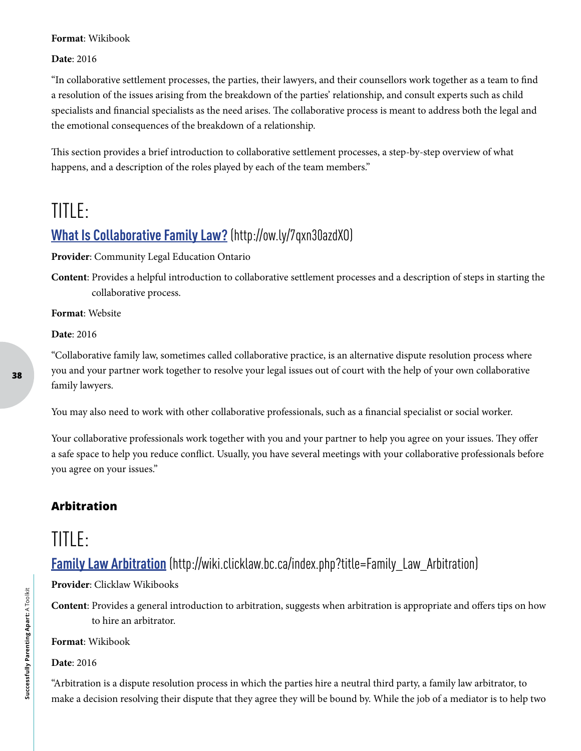**Format**: Wikibook

**Date**: 2016

"In collaborative settlement processes, the parties, their lawyers, and their counsellors work together as a team to find a resolution of the issues arising from the breakdown of the parties' relationship, and consult experts such as child specialists and financial specialists as the need arises. The collaborative process is meant to address both the legal and the emotional consequences of the breakdown of a relationship.

This section provides a brief introduction to collaborative settlement processes, a step-by-step overview of what happens, and a description of the roles played by each of the team members."

## TITLE:

### What Is Collaborative Family Law? (http://ow.ly/7qxn30azdXO)

**Provider**: Community Legal Education Ontario

**Content**: Provides a helpful introduction to collaborative settlement processes and a description of steps in starting the collaborative process.

**Format**: Website

**Date**: 2016

"Collaborative family law, sometimes called collaborative practice, is an alternative dispute resolution process where you and your partner work together to resolve your legal issues out of court with the help of your own collaborative family lawyers.

You may also need to work with other collaborative professionals, such as a financial specialist or social worker.

Your collaborative professionals work together with you and your partner to help you agree on your issues. They offer a safe space to help you reduce conflict. Usually, you have several meetings with your collaborative professionals before you agree on your issues."

#### Arbitration

## TITLE:

### Family Law Arbitration (http://wiki.clicklaw.bc.ca/index.php?title=Family_Law_Arbitration)

**Provider**: Clicklaw Wikibooks

**Content**: Provides a general introduction to arbitration, suggests when arbitration is appropriate and offers tips on how to hire an arbitrator.

**Format**: Wikibook

**Date**: 2016

"Arbitration is a dispute resolution process in which the parties hire a neutral third party, a family law arbitrator, to make a decision resolving their dispute that they agree they will be bound by. While the job of a mediator is to help two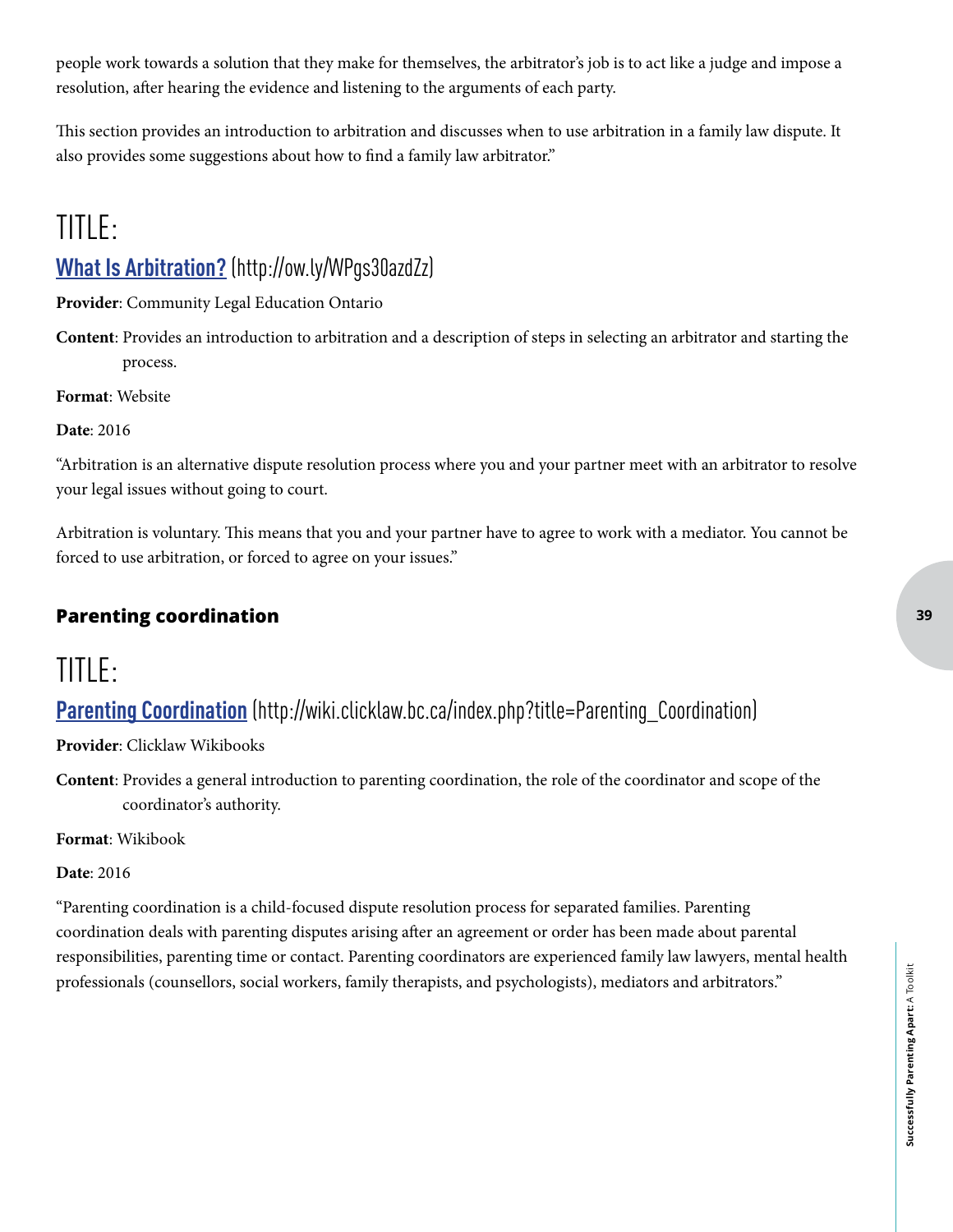people work towards a solution that they make for themselves, the arbitrator's job is to act like a judge and impose a resolution, after hearing the evidence and listening to the arguments of each party.

This section provides an introduction to arbitration and discusses when to use arbitration in a family law dispute. It also provides some suggestions about how to find a family law arbitrator."

# TITLE:

## What Is Arbitration? (http://ow.ly/WPgs30azdZz)

**Provider**: Community Legal Education Ontario

**Content**: Provides an introduction to arbitration and a description of steps in selecting an arbitrator and starting the process.

**Format**: Website

**Date**: 2016

"Arbitration is an alternative dispute resolution process where you and your partner meet with an arbitrator to resolve your legal issues without going to court.

Arbitration is voluntary. This means that you and your partner have to agree to work with a mediator. You cannot be forced to use arbitration, or forced to agree on your issues."

### Parenting coordination

# TITLE:

## Parenting Coordination (http://wiki.clicklaw.bc.ca/index.php?title=Parenting_Coordination)

**Provider**: Clicklaw Wikibooks

**Content**: Provides a general introduction to parenting coordination, the role of the coordinator and scope of the coordinator's authority.

**Format**: Wikibook

**Date**: 2016

"Parenting coordination is a child-focused dispute resolution process for separated families. Parenting coordination deals with parenting disputes arising after an agreement or order has been made about parental responsibilities, parenting time or contact. Parenting coordinators are experienced family law lawyers, mental health professionals (counsellors, social workers, family therapists, and psychologists), mediators and arbitrators."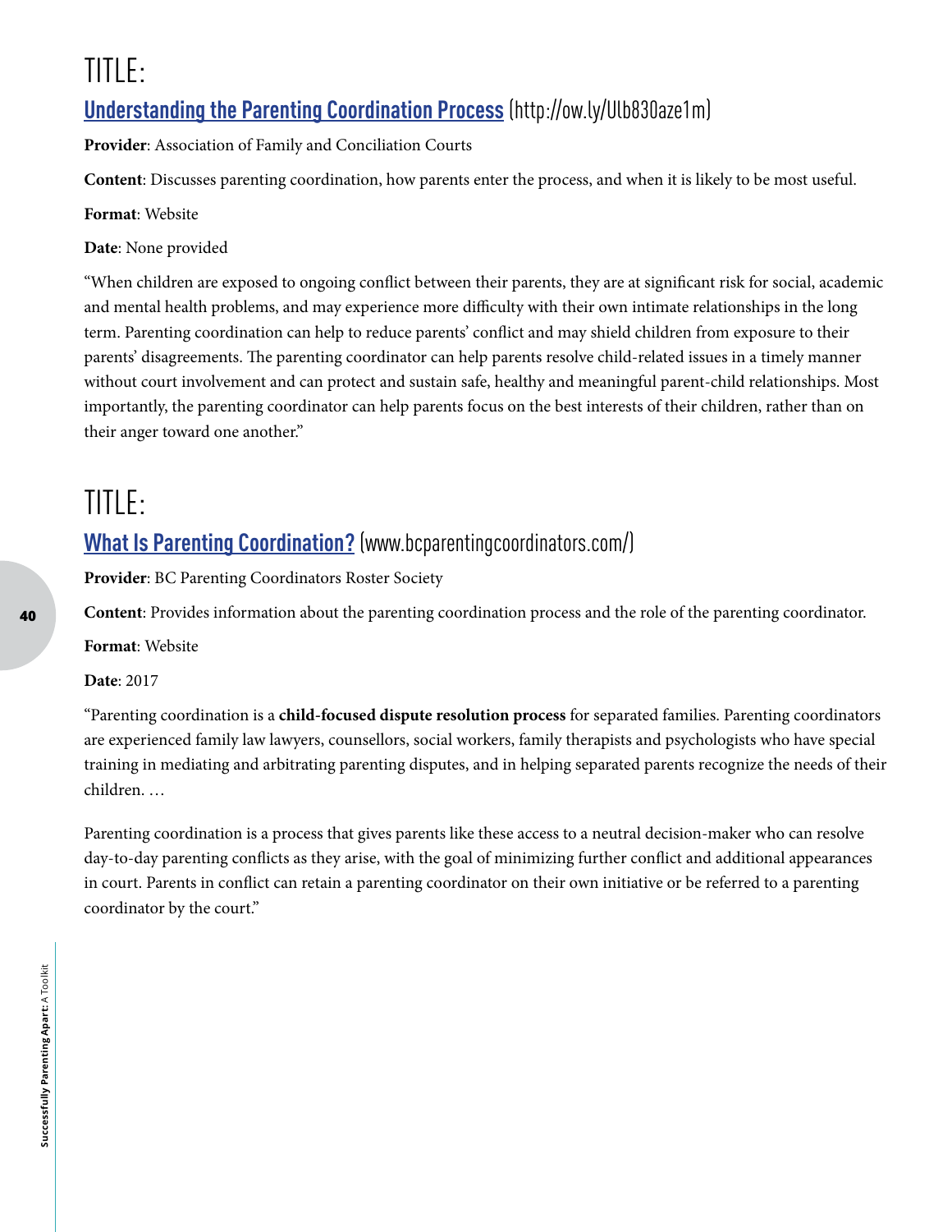# TITLE:

## Understanding the Parenting Coordination Process (http://ow.ly/Ulb830aze1m)

**Provider**: Association of Family and Conciliation Courts

**Content**: Discusses parenting coordination, how parents enter the process, and when it is likely to be most useful.

**Format**: Website

**Date**: None provided

"When children are exposed to ongoing conflict between their parents, they are at significant risk for social, academic and mental health problems, and may experience more difficulty with their own intimate relationships in the long term. Parenting coordination can help to reduce parents' conflict and may shield children from exposure to their parents' disagreements. The parenting coordinator can help parents resolve child-related issues in a timely manner without court involvement and can protect and sustain safe, healthy and meaningful parent-child relationships. Most importantly, the parenting coordinator can help parents focus on the best interests of their children, rather than on their anger toward one another."

# TITLE:

## What Is Parenting Coordination? (www.bcparentingcoordinators.com/)

**Provider**: BC Parenting Coordinators Roster Society

**Content**: Provides information about the parenting coordination process and the role of the parenting coordinator.

**Format**: Website

**Date**: 2017

"Parenting coordination is a **child-focused dispute resolution process** for separated families. Parenting coordinators are experienced family law lawyers, counsellors, social workers, family therapists and psychologists who have special training in mediating and arbitrating parenting disputes, and in helping separated parents recognize the needs of their children. …

Parenting coordination is a process that gives parents like these access to a neutral decision-maker who can resolve day-to-day parenting conflicts as they arise, with the goal of minimizing further conflict and additional appearances in court. Parents in conflict can retain a parenting coordinator on their own initiative or be referred to a parenting coordinator by the court."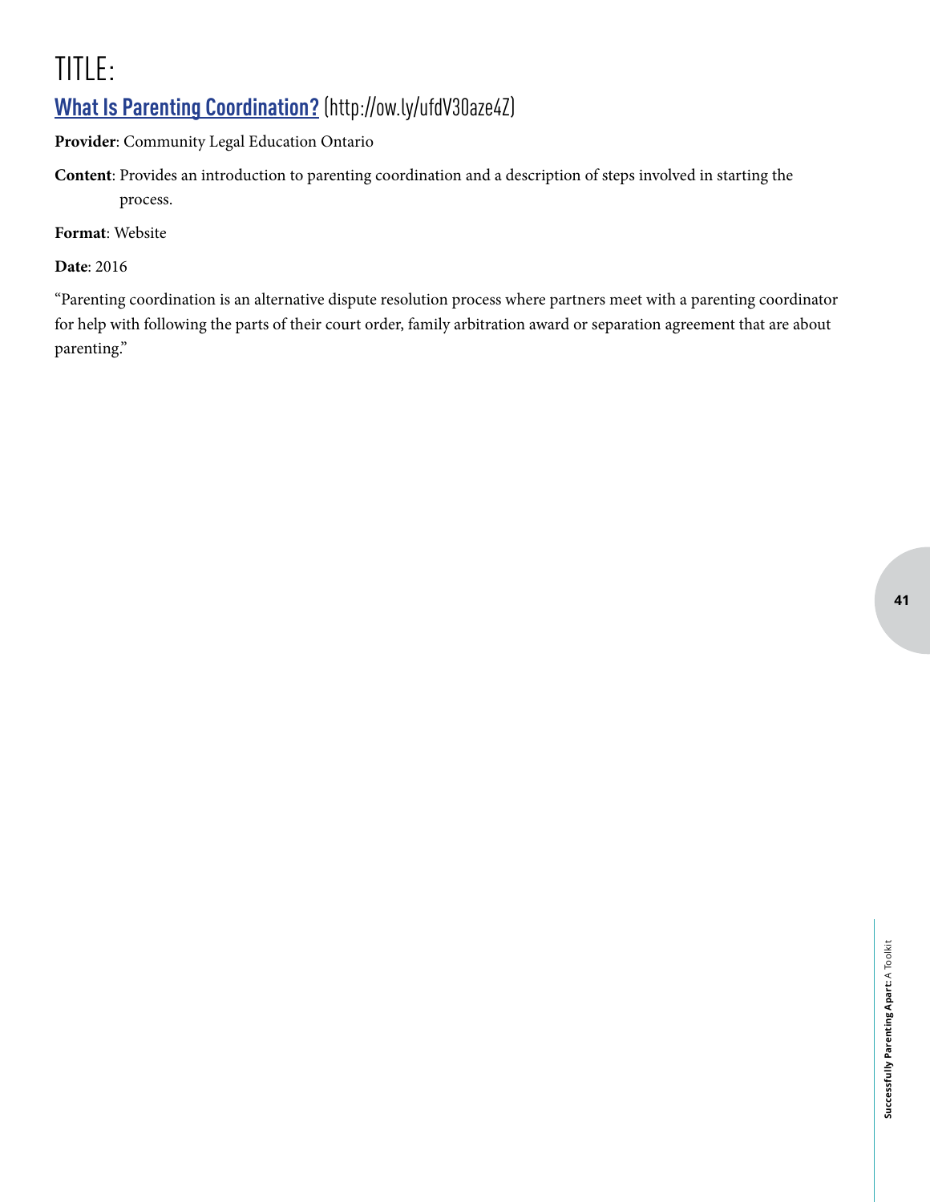# TITLE:

## What Is Parenting Coordination? (http://ow.ly/ufdV30aze4Z)

**Provider**: Community Legal Education Ontario

**Content**: Provides an introduction to parenting coordination and a description of steps involved in starting the process.

**Format**: Website

**Date**: 2016

"Parenting coordination is an alternative dispute resolution process where partners meet with a parenting coordinator for help with following the parts of their court order, family arbitration award or separation agreement that are about parenting."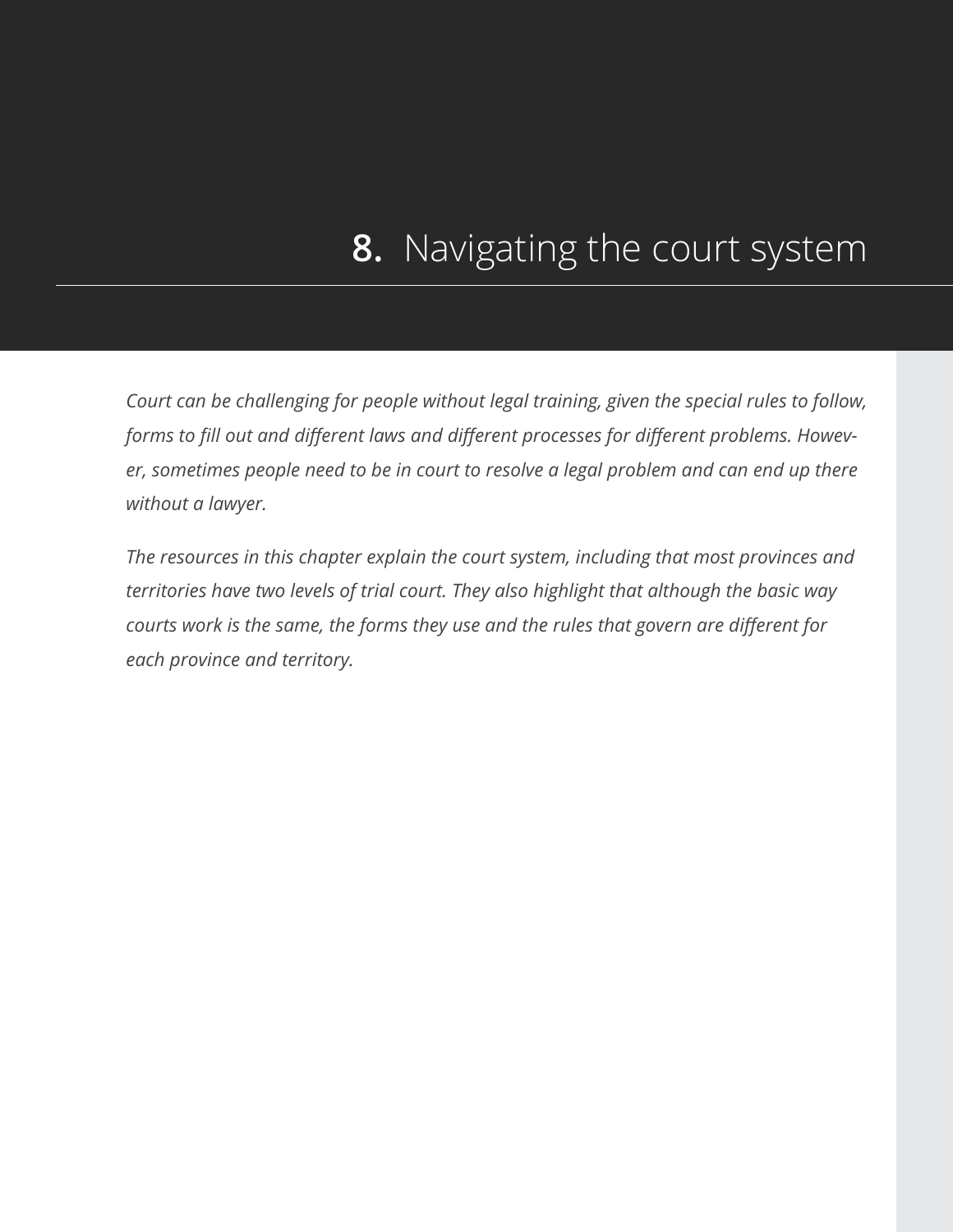# **8.** Navigating the court system

*Court can be challenging for people without legal training, given the special rules to follow, forms to fill out and different laws and different processes for different problems. However, sometimes people need to be in court to resolve a legal problem and can end up there without a lawyer.*

*The resources in this chapter explain the court system, including that most provinces and territories have two levels of trial court. They also highlight that although the basic way courts work is the same, the forms they use and the rules that govern are different for each province and territory.*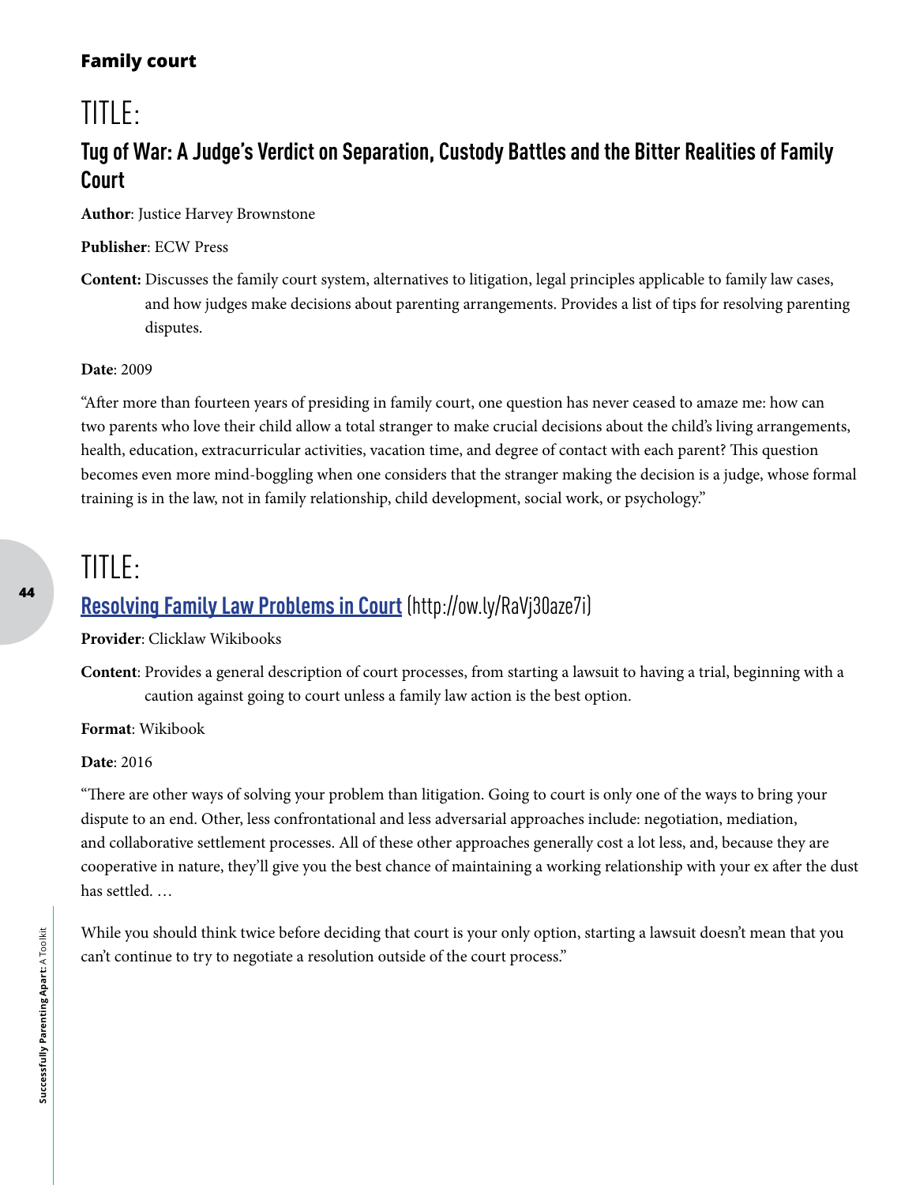**Family court**

# TITLE:

## Tug of War: A Judge's Verdict on Separation, Custody Battles and the Bitter Realities of Family Court

**Author**: Justice Harvey Brownstone

**Publisher**: ECW Press

**Content:** Discusses the family court system, alternatives to litigation, legal principles applicable to family law cases, and how judges make decisions about parenting arrangements. Provides a list of tips for resolving parenting disputes.

**Date**: 2009

"After more than fourteen years of presiding in family court, one question has never ceased to amaze me: how can two parents who love their child allow a total stranger to make crucial decisions about the child's living arrangements, health, education, extracurricular activities, vacation time, and degree of contact with each parent? This question becomes even more mind-boggling when one considers that the stranger making the decision is a judge, whose formal training is in the law, not in family relationship, child development, social work, or psychology."

# TITLE:

## Resolving Family Law Problems in Court (http://ow.ly/RaVj30aze7i)

**Provider**: Clicklaw Wikibooks

**Content**: Provides a general description of court processes, from starting a lawsuit to having a trial, beginning with a caution against going to court unless a family law action is the best option.

**Format**: Wikibook

**Date**: 2016

"There are other ways of solving your problem than litigation. Going to court is only one of the ways to bring your dispute to an end. Other, less confrontational and less adversarial approaches include: negotiation, mediation, and collaborative settlement processes. All of these other approaches generally cost a lot less, and, because they are cooperative in nature, they'll give you the best chance of maintaining a working relationship with your ex after the dust has settled. …

While you should think twice before deciding that court is your only option, starting a lawsuit doesn't mean that you can't continue to try to negotiate a resolution outside of the court process."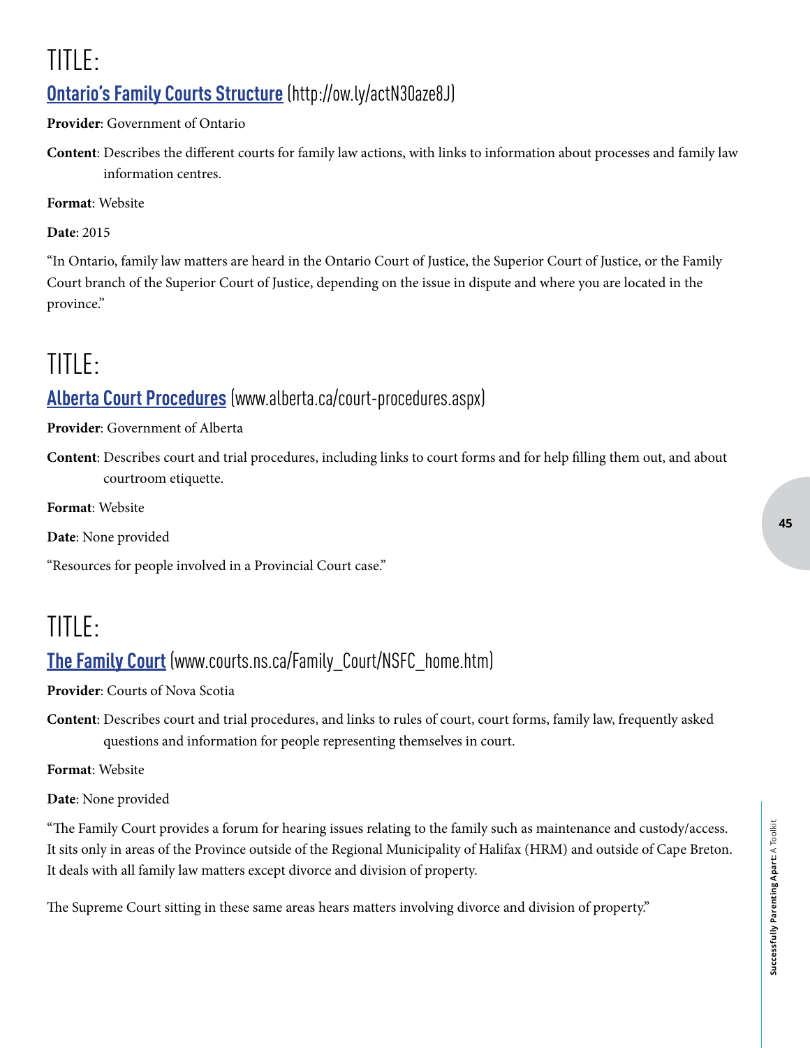# TITLE:

## Ontario's Family Courts Structure (http://ow.ly/actN30aze8J)

**Provider**: Government of Ontario

**Content**: Describes the different courts for family law actions, with links to information about processes and family law information centres.

**Format**: Website

**Date**: 2015

"In Ontario, family law matters are heard in the Ontario Court of Justice, the Superior Court of Justice, or the Family Court branch of the Superior Court of Justice, depending on the issue in dispute and where you are located in the province."

# TITLE:

## Alberta Court Procedures (www.alberta.ca/court-procedures.aspx)

**Provider**: Government of Alberta

**Content**: Describes court and trial procedures, including links to court forms and for help filling them out, and about courtroom etiquette.

**Format**: Website

**Date**: None provided

"Resources for people involved in a Provincial Court case."

# TITLE:

## The Family Court (www.courts.ns.ca/Family_Court/NSFC_home.htm)

**Provider**: Courts of Nova Scotia

**Content**: Describes court and trial procedures, and links to rules of court, court forms, family law, frequently asked questions and information for people representing themselves in court.

**Format**: Website

**Date**: None provided

"The Family Court provides a forum for hearing issues relating to the family such as maintenance and custody/access. It sits only in areas of the Province outside of the Regional Municipality of Halifax (HRM) and outside of Cape Breton. It deals with all family law matters except divorce and division of property.

The Supreme Court sitting in these same areas hears matters involving divorce and division of property."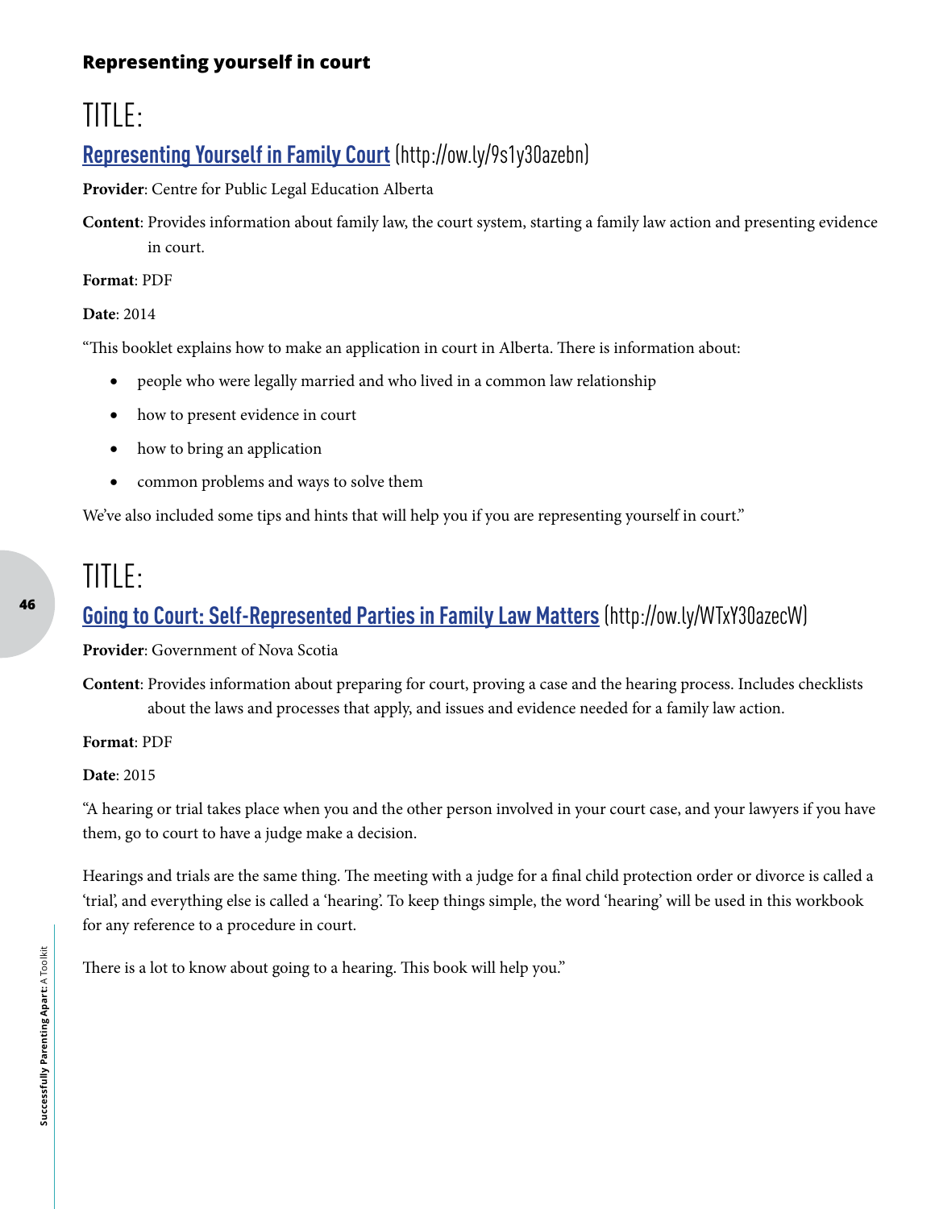### Representing yourself in court

## TITLE:

### Representing Yourself in Family Court (http://ow.ly/9s1y30azebn)

**Provider**: Centre for Public Legal Education Alberta

**Content**: Provides information about family law, the court system, starting a family law action and presenting evidence in court.

**Format**: PDF

**Date**: 2014

"This booklet explains how to make an application in court in Alberta. There is information about:

- people who were legally married and who lived in a common law relationship
- how to present evidence in court
- how to bring an application
- common problems and ways to solve them

We've also included some tips and hints that will help you if you are representing yourself in court."

## TITLE:

### Going to Court: Self-Represented Parties in Family Law Matters (http://ow.ly/WTxY30azecW)

**Provider**: Government of Nova Scotia

**Content**: Provides information about preparing for court, proving a case and the hearing process. Includes checklists about the laws and processes that apply, and issues and evidence needed for a family law action.

**Format**: PDF

**Date**: 2015

"A hearing or trial takes place when you and the other person involved in your court case, and your lawyers if you have them, go to court to have a judge make a decision.

Hearings and trials are the same thing. The meeting with a judge for a final child protection order or divorce is called a 'trial', and everything else is called a 'hearing'. To keep things simple, the word 'hearing' will be used in this workbook for any reference to a procedure in court.

There is a lot to know about going to a hearing. This book will help you."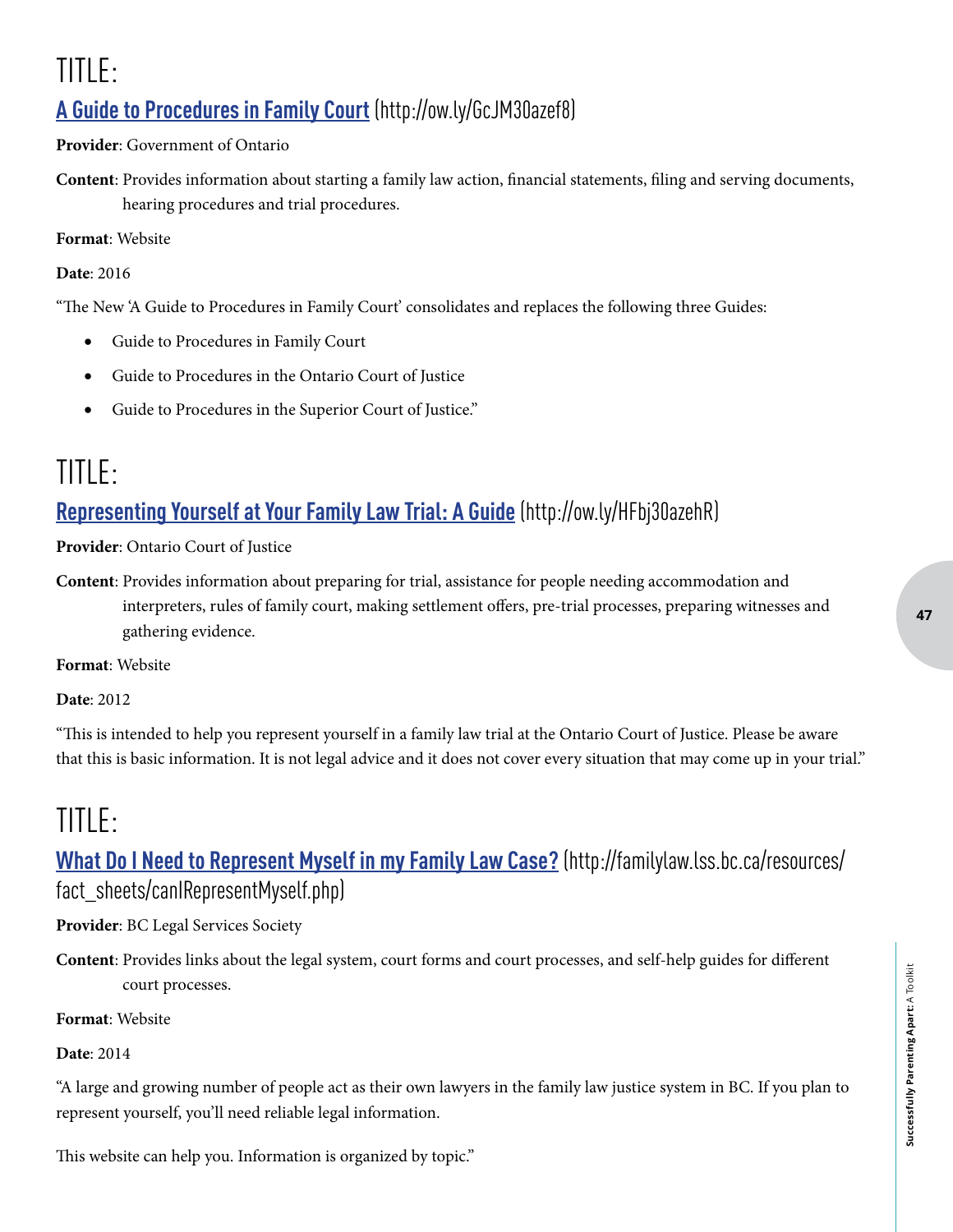# TITLE:

## A Guide to Procedures in Family Court (http://ow.ly/GcJM30azef8)

**Provider**: Government of Ontario

**Content**: Provides information about starting a family law action, financial statements, filing and serving documents, hearing procedures and trial procedures.

**Format**: Website

**Date**: 2016

"The New 'A Guide to Procedures in Family Court' consolidates and replaces the following three Guides:

- Guide to Procedures in Family Court
- Guide to Procedures in the Ontario Court of Justice
- Guide to Procedures in the Superior Court of Justice."

# TITLE:

## Representing Yourself at Your Family Law Trial: A Guide (http://ow.ly/HFbj30azehR)

**Provider**: Ontario Court of Justice

**Content**: Provides information about preparing for trial, assistance for people needing accommodation and interpreters, rules of family court, making settlement offers, pre-trial processes, preparing witnesses and gathering evidence.

**Format**: Website

**Date**: 2012

"This is intended to help you represent yourself in a family law trial at the Ontario Court of Justice. Please be aware that this is basic information. It is not legal advice and it does not cover every situation that may come up in your trial."

# TITLE:

## What Do I Need to Represent Myself in my Family Law Case? (http://familylaw.lss.bc.ca/resources/fact_sheets/canIRepresentMyself.php)

**Provider**: BC Legal Services Society

**Content**: Provides links about the legal system, court forms and court processes, and self-help guides for different court processes.

**Format**: Website

**Date**: 2014

"A large and growing number of people act as their own lawyers in the family law justice system in BC. If you plan to represent yourself, you'll need reliable legal information.

This website can help you. Information is organized by topic."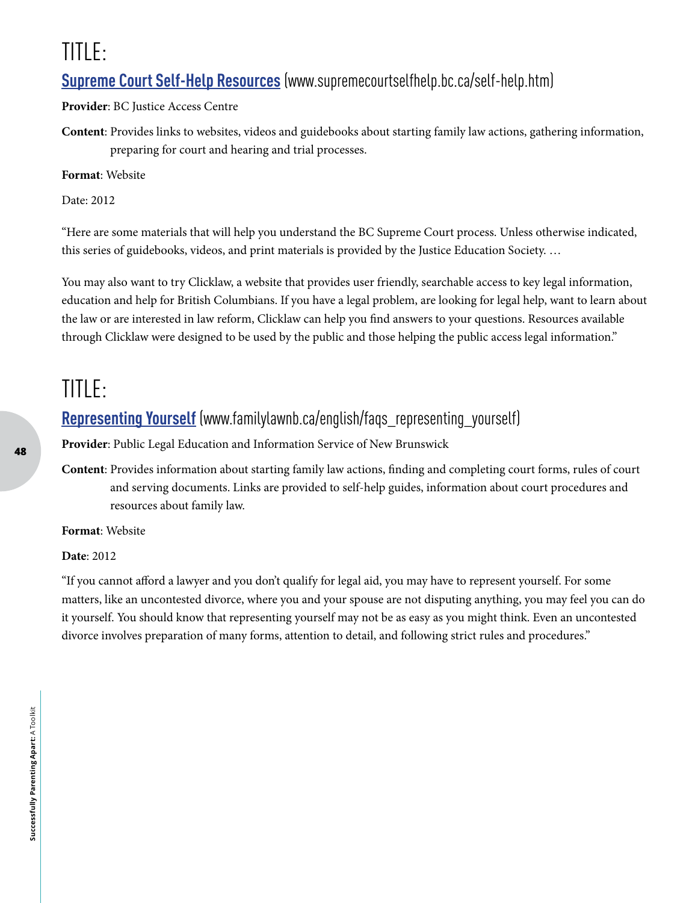# TITLE:

## Supreme Court Self-Help Resources (www.supremecourtselfhelp.bc.ca/self-help.htm)

**Provider**: BC Justice Access Centre

**Content**: Provides links to websites, videos and guidebooks about starting family law actions, gathering information, preparing for court and hearing and trial processes.

**Format**: Website

Date: 2012

"Here are some materials that will help you understand the BC Supreme Court process. Unless otherwise indicated, this series of guidebooks, videos, and print materials is provided by the Justice Education Society. …

You may also want to try Clicklaw, a website that provides user friendly, searchable access to key legal information, education and help for British Columbians. If you have a legal problem, are looking for legal help, want to learn about the law or are interested in law reform, Clicklaw can help you find answers to your questions. Resources available through Clicklaw were designed to be used by the public and those helping the public access legal information."

# TITLE:

## Representing Yourself (www.familylawnb.ca/english/faqs_representing_yourself)

**Provider**: Public Legal Education and Information Service of New Brunswick

**Content**: Provides information about starting family law actions, finding and completing court forms, rules of court and serving documents. Links are provided to self-help guides, information about court procedures and resources about family law.

**Format**: Website

**Date**: 2012

"If you cannot afford a lawyer and you don't qualify for legal aid, you may have to represent yourself. For some matters, like an uncontested divorce, where you and your spouse are not disputing anything, you may feel you can do it yourself. You should know that representing yourself may not be as easy as you might think. Even an uncontested divorce involves preparation of many forms, attention to detail, and following strict rules and procedures."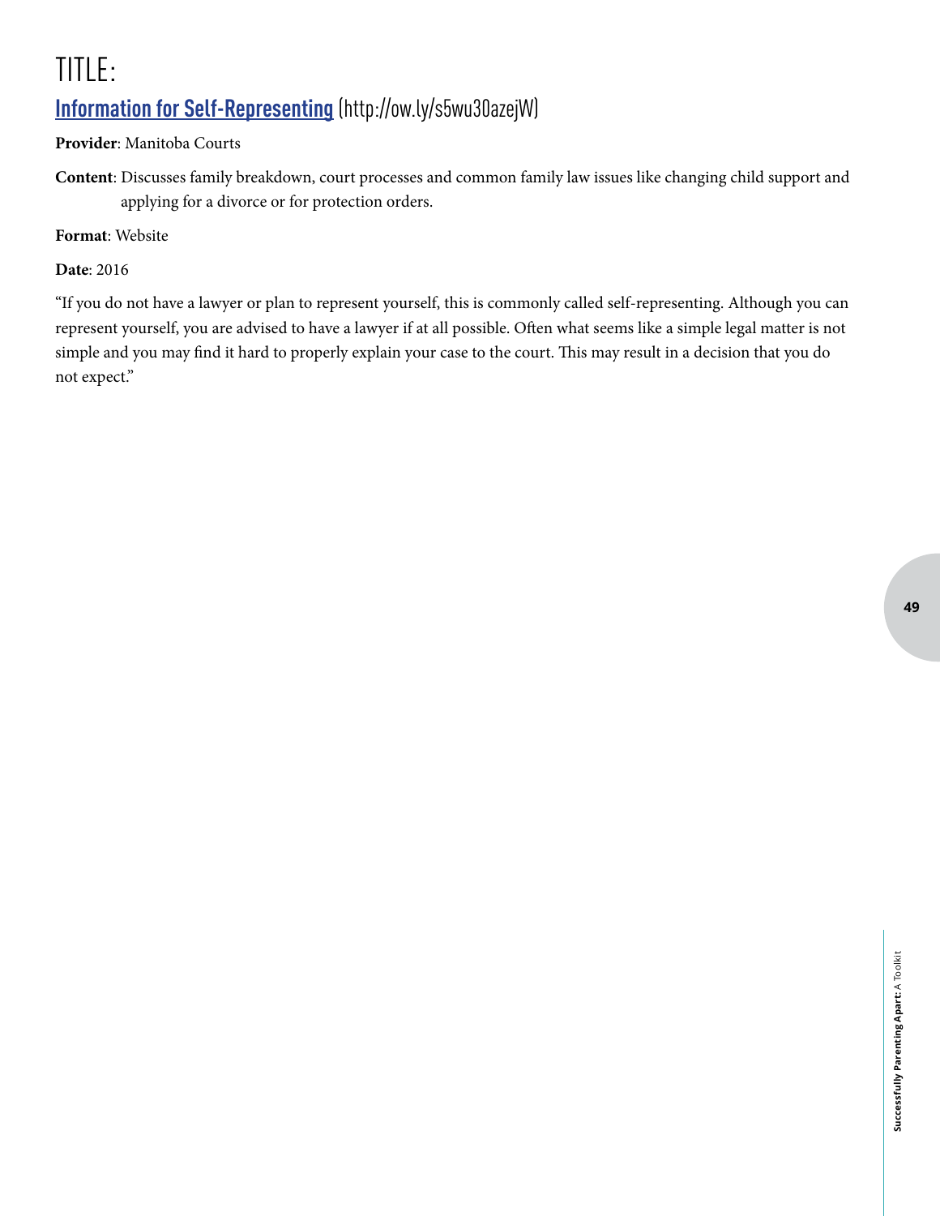# TITLE:

## [Information for Self-Representing](http://ow.ly/s5wu30azejW) (http://ow.ly/s5wu30azejW)

**Provider**: Manitoba Courts

**Content**: Discusses family breakdown, court processes and common family law issues like changing child support and applying for a divorce or for protection orders.

**Format**: Website

**Date**: 2016

"If you do not have a lawyer or plan to represent yourself, this is commonly called self-representing. Although you can represent yourself, you are advised to have a lawyer if at all possible. Often what seems like a simple legal matter is not simple and you may find it hard to properly explain your case to the court. This may result in a decision that you do not expect."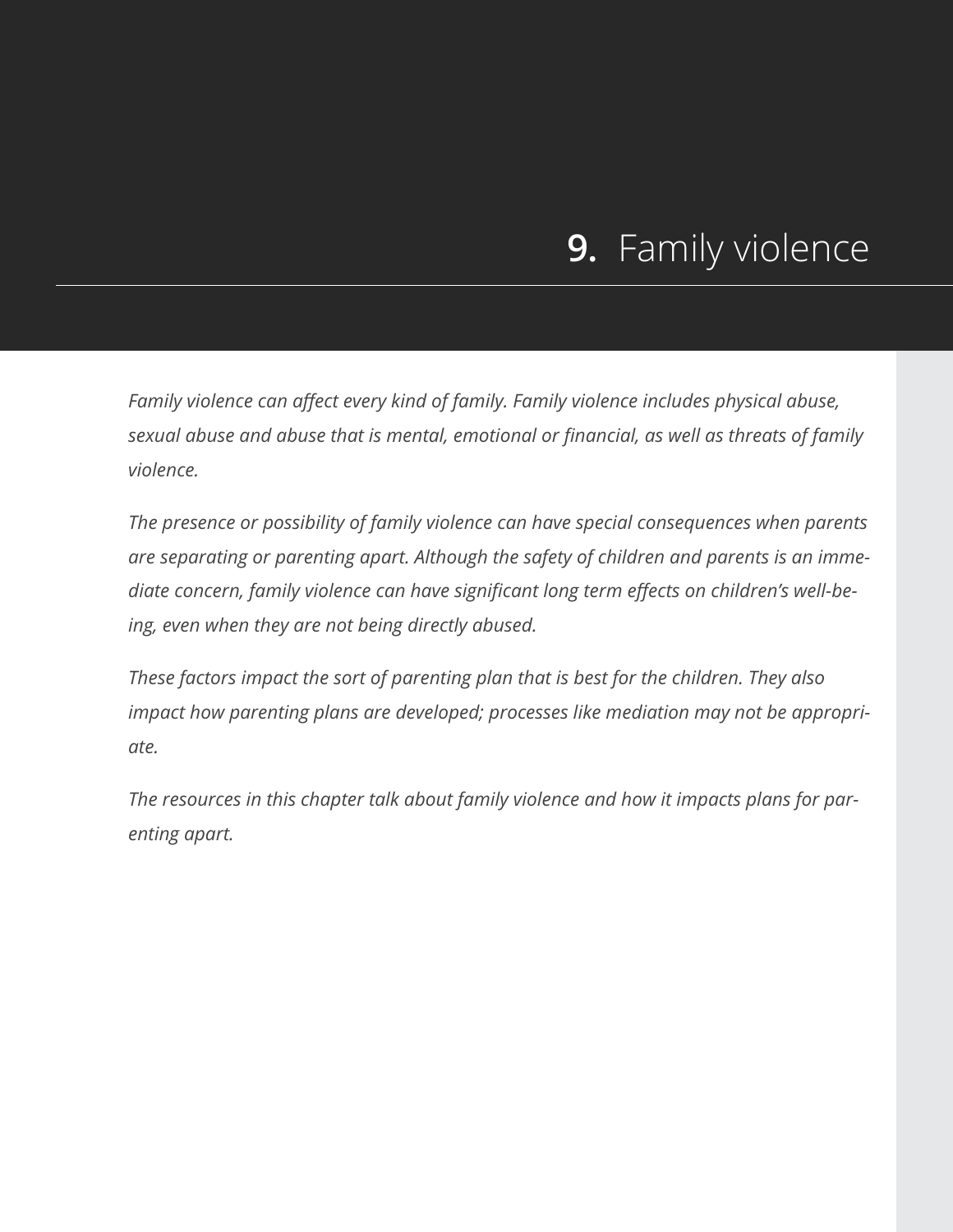# **9.** Family violence

*Family violence can affect every kind of family. Family violence includes physical abuse, sexual abuse and abuse that is mental, emotional or financial, as well as threats of family violence.*

*The presence or possibility of family violence can have special consequences when parents are separating or parenting apart. Although the safety of children and parents is an immediate concern, family violence can have significant long term effects on children's well-being, even when they are not being directly abused.*

*These factors impact the sort of parenting plan that is best for the children. They also impact how parenting plans are developed; processes like mediation may not be appropriate.*

*The resources in this chapter talk about family violence and how it impacts plans for parenting apart.*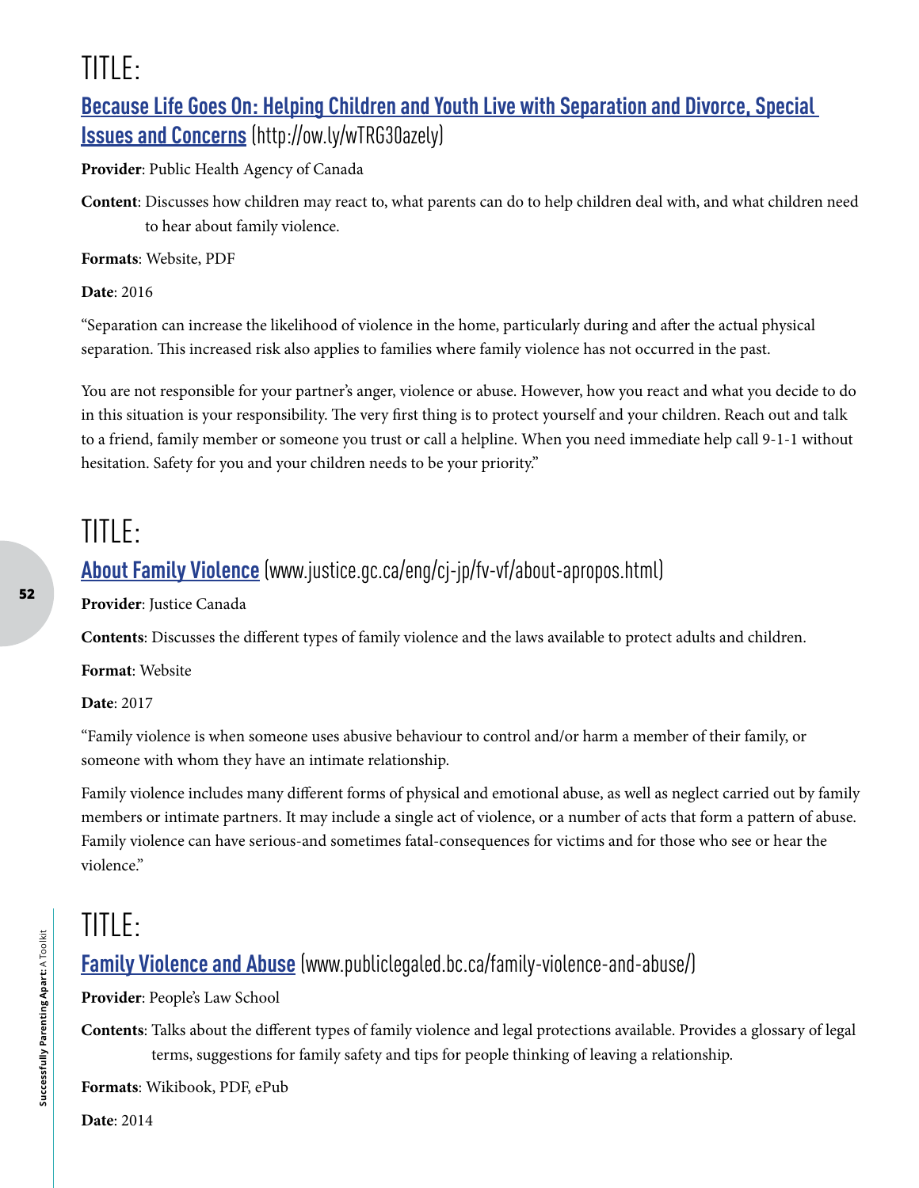## TITLE:

### Because Life Goes On: Helping Children and Youth Live with Separation and Divorce, Special Issues and Concerns (http://ow.ly/wTRG30azely)

**Provider**: Public Health Agency of Canada

**Content**: Discusses how children may react to, what parents can do to help children deal with, and what children need to hear about family violence.

**Formats**: Website, PDF

**Date**: 2016

"Separation can increase the likelihood of violence in the home, particularly during and after the actual physical separation. This increased risk also applies to families where family violence has not occurred in the past.

You are not responsible for your partner's anger, violence or abuse. However, how you react and what you decide to do in this situation is your responsibility. The very first thing is to protect yourself and your children. Reach out and talk to a friend, family member or someone you trust or call a helpline. When you need immediate help call 9-1-1 without hesitation. Safety for you and your children needs to be your priority."

## TITLE:

### About Family Violence (www.justice.gc.ca/eng/cj-jp/fv-vf/about-apropos.html)

**Provider**: Justice Canada

**Contents**: Discusses the different types of family violence and the laws available to protect adults and children.

**Format**: Website

**Date**: 2017

"Family violence is when someone uses abusive behaviour to control and/or harm a member of their family, or someone with whom they have an intimate relationship.

Family violence includes many different forms of physical and emotional abuse, as well as neglect carried out by family members or intimate partners. It may include a single act of violence, or a number of acts that form a pattern of abuse. Family violence can have serious-and sometimes fatal-consequences for victims and for those who see or hear the violence."

## TITLE:

### Family Violence and Abuse (www.publiclegaled.bc.ca/family-violence-and-abuse/)

**Provider**: People's Law School

**Contents**: Talks about the different types of family violence and legal protections available. Provides a glossary of legal terms, suggestions for family safety and tips for people thinking of leaving a relationship.

**Formats**: Wikibook, PDF, ePub

**Date**: 2014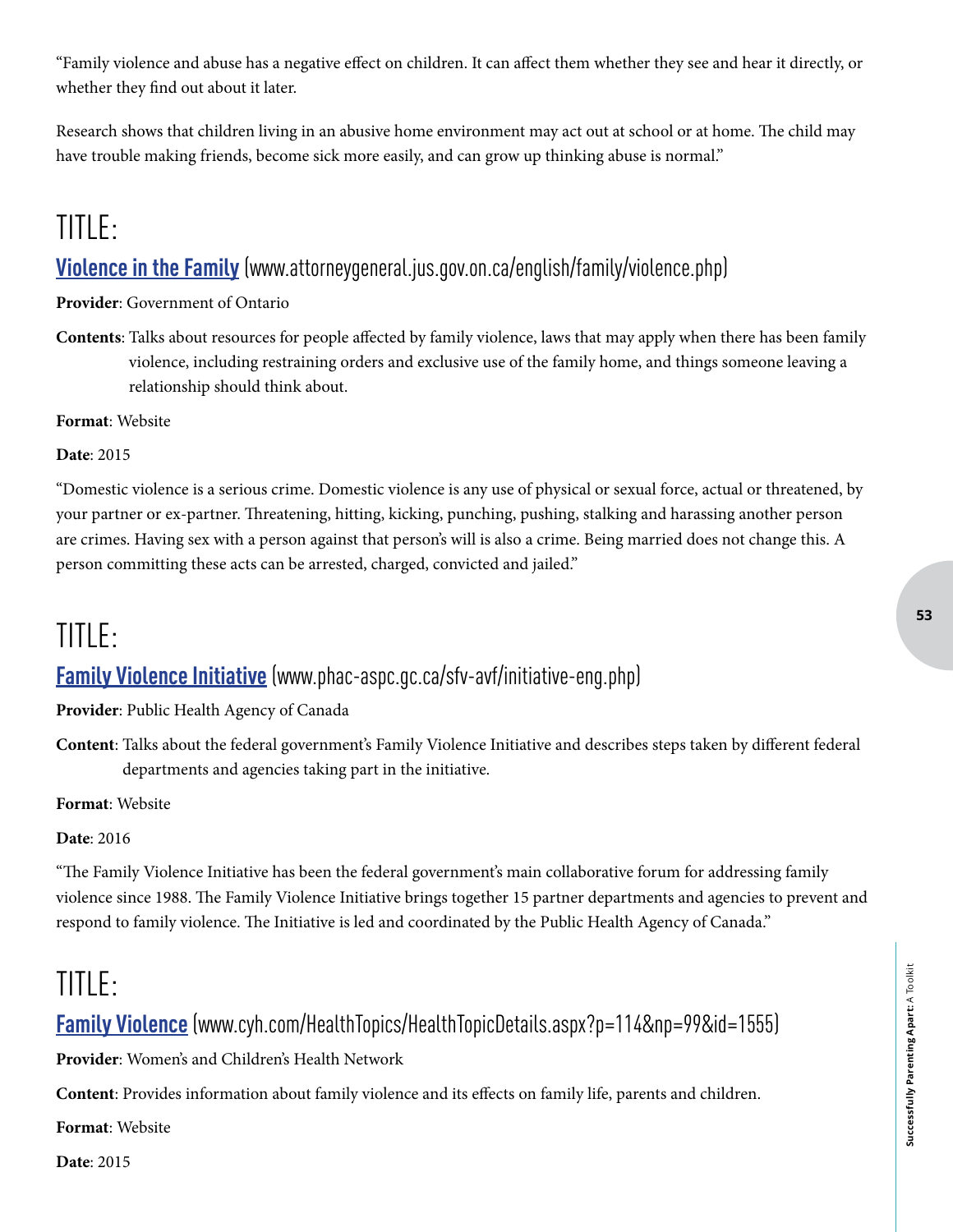"Family violence and abuse has a negative effect on children. It can affect them whether they see and hear it directly, or whether they find out about it later.

Research shows that children living in an abusive home environment may act out at school or at home. The child may have trouble making friends, become sick more easily, and can grow up thinking abuse is normal."

# TITLE:

## Violence in the Family (www.attorneygeneral.jus.gov.on.ca/english/family/violence.php)

**Provider**: Government of Ontario

**Contents**: Talks about resources for people affected by family violence, laws that may apply when there has been family violence, including restraining orders and exclusive use of the family home, and things someone leaving a relationship should think about.

**Format**: Website

**Date**: 2015

"Domestic violence is a serious crime. Domestic violence is any use of physical or sexual force, actual or threatened, by your partner or ex-partner. Threatening, hitting, kicking, punching, pushing, stalking and harassing another person are crimes. Having sex with a person against that person's will is also a crime. Being married does not change this. A person committing these acts can be arrested, charged, convicted and jailed."

# TITLE:

## Family Violence Initiative (www.phac-aspc.gc.ca/sfv-avf/initiative-eng.php)

**Provider**: Public Health Agency of Canada

**Content**: Talks about the federal government's Family Violence Initiative and describes steps taken by different federal departments and agencies taking part in the initiative.

**Format**: Website

**Date**: 2016

"The Family Violence Initiative has been the federal government's main collaborative forum for addressing family violence since 1988. The Family Violence Initiative brings together 15 partner departments and agencies to prevent and respond to family violence. The Initiative is led and coordinated by the Public Health Agency of Canada."

# TITLE:

## Family Violence (www.cyh.com/HealthTopics/HealthTopicDetails.aspx?p=114&np=99&id=1555)

**Provider**: Women's and Children's Health Network

**Content**: Provides information about family violence and its effects on family life, parents and children.

**Format**: Website

**Date**: 2015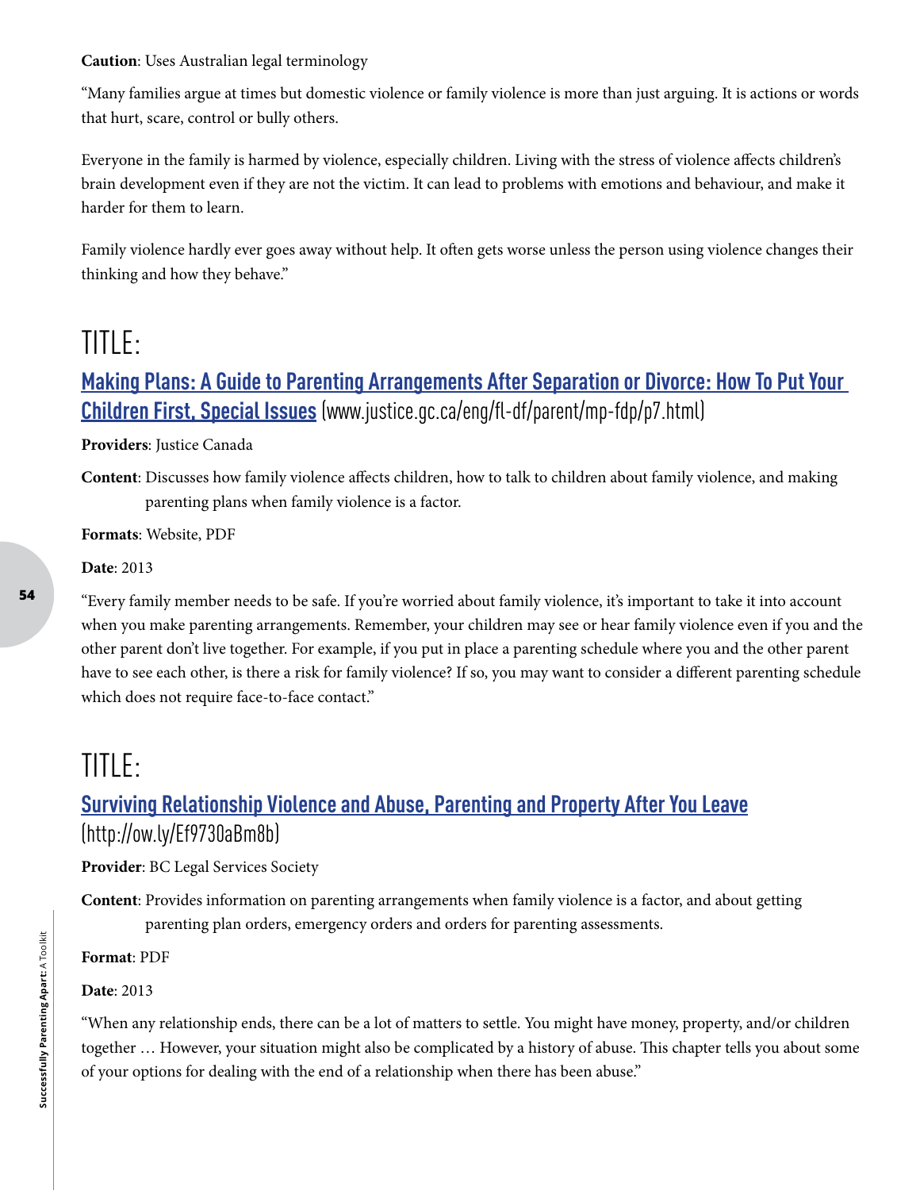**Caution**: Uses Australian legal terminology

"Many families argue at times but domestic violence or family violence is more than just arguing. It is actions or words that hurt, scare, control or bully others.

Everyone in the family is harmed by violence, especially children. Living with the stress of violence affects children's brain development even if they are not the victim. It can lead to problems with emotions and behaviour, and make it harder for them to learn.

Family violence hardly ever goes away without help. It often gets worse unless the person using violence changes their thinking and how they behave."

## TITLE:

### Making Plans: A Guide to Parenting Arrangements After Separation or Divorce: How To Put Your Children First, Special Issues (www.justice.gc.ca/eng/fl-df/parent/mp-fdp/p7.html)

**Providers**: Justice Canada

**Content**: Discusses how family violence affects children, how to talk to children about family violence, and making parenting plans when family violence is a factor.

**Formats**: Website, PDF

**Date**: 2013

"Every family member needs to be safe. If you're worried about family violence, it's important to take it into account when you make parenting arrangements. Remember, your children may see or hear family violence even if you and the other parent don't live together. For example, if you put in place a parenting schedule where you and the other parent have to see each other, is there a risk for family violence? If so, you may want to consider a different parenting schedule which does not require face-to-face contact."

## TITLE:

### Surviving Relationship Violence and Abuse, Parenting and Property After You Leave (http://ow.ly/Ef9730aBm8b)

**Provider**: BC Legal Services Society

**Content**: Provides information on parenting arrangements when family violence is a factor, and about getting parenting plan orders, emergency orders and orders for parenting assessments.

**Format**: PDF

**Date**: 2013

"When any relationship ends, there can be a lot of matters to settle. You might have money, property, and/or children together … However, your situation might also be complicated by a history of abuse. This chapter tells you about some of your options for dealing with the end of a relationship when there has been abuse."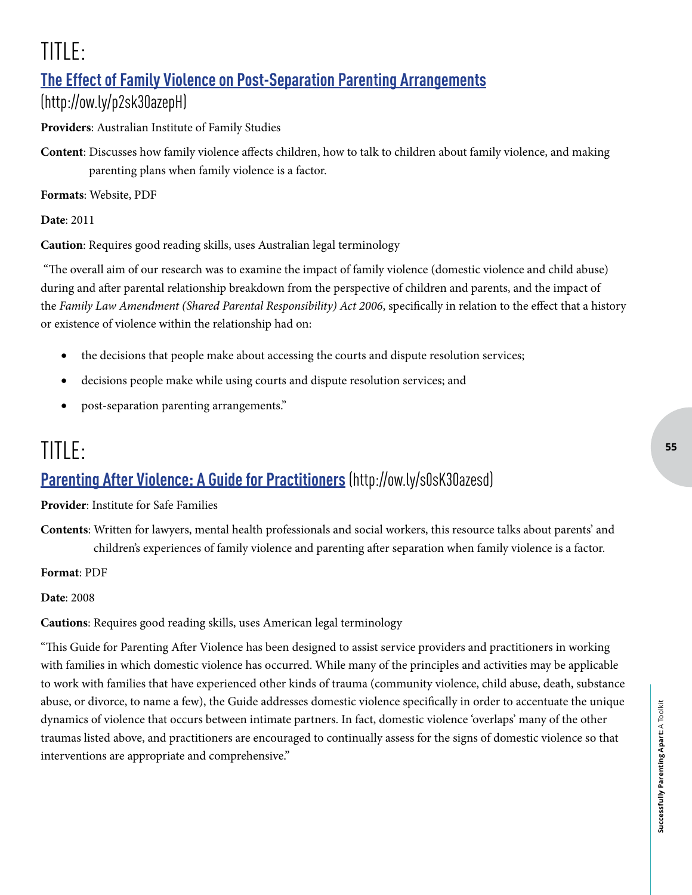# TITLE:

## The Effect of Family Violence on Post-Separation Parenting Arrangements
(http://ow.ly/p2sk30azepH)

**Providers**: Australian Institute of Family Studies

**Content**: Discusses how family violence affects children, how to talk to children about family violence, and making parenting plans when family violence is a factor.

**Formats**: Website, PDF

**Date**: 2011

**Caution**: Requires good reading skills, uses Australian legal terminology

"The overall aim of our research was to examine the impact of family violence (domestic violence and child abuse) during and after parental relationship breakdown from the perspective of children and parents, and the impact of the *Family Law Amendment (Shared Parental Responsibility) Act 2006*, specifically in relation to the effect that a history or existence of violence within the relationship had on:

- the decisions that people make about accessing the courts and dispute resolution services;
- decisions people make while using courts and dispute resolution services; and
- post-separation parenting arrangements."

# TITLE:

## Parenting After Violence: A Guide for Practitioners (http://ow.ly/s0sK30azesd)

**Provider**: Institute for Safe Families

**Contents**: Written for lawyers, mental health professionals and social workers, this resource talks about parents' and children's experiences of family violence and parenting after separation when family violence is a factor.

**Format**: PDF

**Date**: 2008

**Cautions**: Requires good reading skills, uses American legal terminology

"This Guide for Parenting After Violence has been designed to assist service providers and practitioners in working with families in which domestic violence has occurred. While many of the principles and activities may be applicable to work with families that have experienced other kinds of trauma (community violence, child abuse, death, substance abuse, or divorce, to name a few), the Guide addresses domestic violence specifically in order to accentuate the unique dynamics of violence that occurs between intimate partners. In fact, domestic violence 'overlaps' many of the other traumas listed above, and practitioners are encouraged to continually assess for the signs of domestic violence so that interventions are appropriate and comprehensive."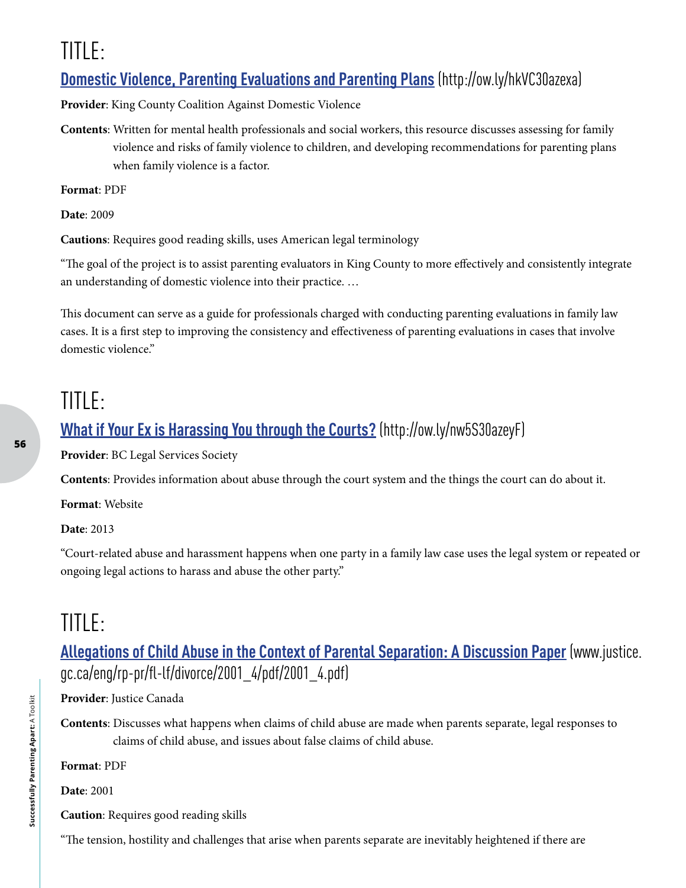# TITLE:

## [Domestic Violence, Parenting Evaluations and Parenting Plans](http://ow.ly/hkVC30azexa) (http://ow.ly/hkVC30azexa)

**Provider**: King County Coalition Against Domestic Violence

**Contents**: Written for mental health professionals and social workers, this resource discusses assessing for family violence and risks of family violence to children, and developing recommendations for parenting plans when family violence is a factor.

**Format**: PDF

**Date**: 2009

**Cautions**: Requires good reading skills, uses American legal terminology

"The goal of the project is to assist parenting evaluators in King County to more effectively and consistently integrate an understanding of domestic violence into their practice. …

This document can serve as a guide for professionals charged with conducting parenting evaluations in family law cases. It is a first step to improving the consistency and effectiveness of parenting evaluations in cases that involve domestic violence."

# TITLE:

## [What if Your Ex is Harassing You through the Courts?](http://ow.ly/nw5S30azeyF) (http://ow.ly/nw5S30azeyF)

**Provider**: BC Legal Services Society

**Contents**: Provides information about abuse through the court system and the things the court can do about it.

**Format**: Website

**Date**: 2013

"Court-related abuse and harassment happens when one party in a family law case uses the legal system or repeated or ongoing legal actions to harass and abuse the other party."

# TITLE:

## [Allegations of Child Abuse in the Context of Parental Separation: A Discussion Paper](http://www.justice.gc.ca/eng/rp-pr/fl-lf/divorce/2001_4/pdf/2001_4.pdf) (www.justice.gc.ca/eng/rp-pr/fl-lf/divorce/2001_4/pdf/2001_4.pdf)

**Provider**: Justice Canada

**Contents**: Discusses what happens when claims of child abuse are made when parents separate, legal responses to claims of child abuse, and issues about false claims of child abuse.

**Format**: PDF

**Date**: 2001

**Caution**: Requires good reading skills

"The tension, hostility and challenges that arise when parents separate are inevitably heightened if there are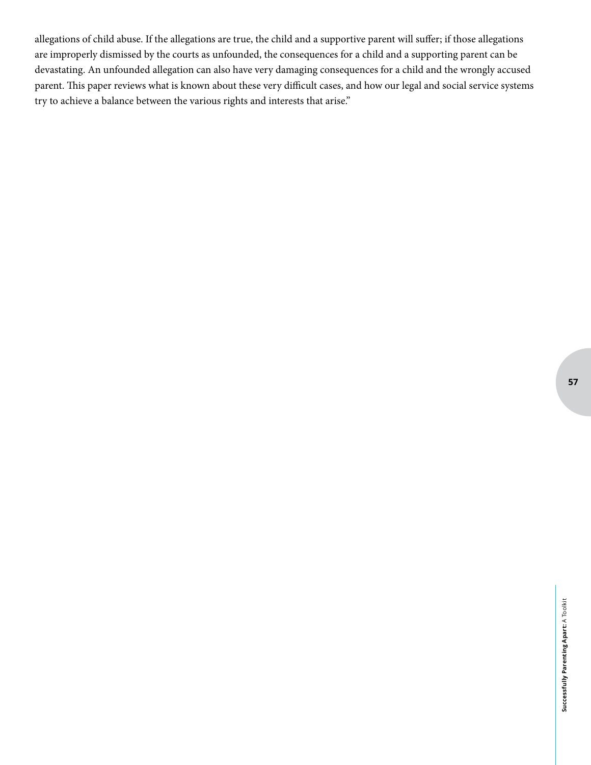allegations of child abuse. If the allegations are true, the child and a supportive parent will suffer; if those allegations are improperly dismissed by the courts as unfounded, the consequences for a child and a supporting parent can be devastating. An unfounded allegation can also have very damaging consequences for a child and the wrongly accused parent. This paper reviews what is known about these very difficult cases, and how our legal and social service systems try to achieve a balance between the various rights and interests that arise."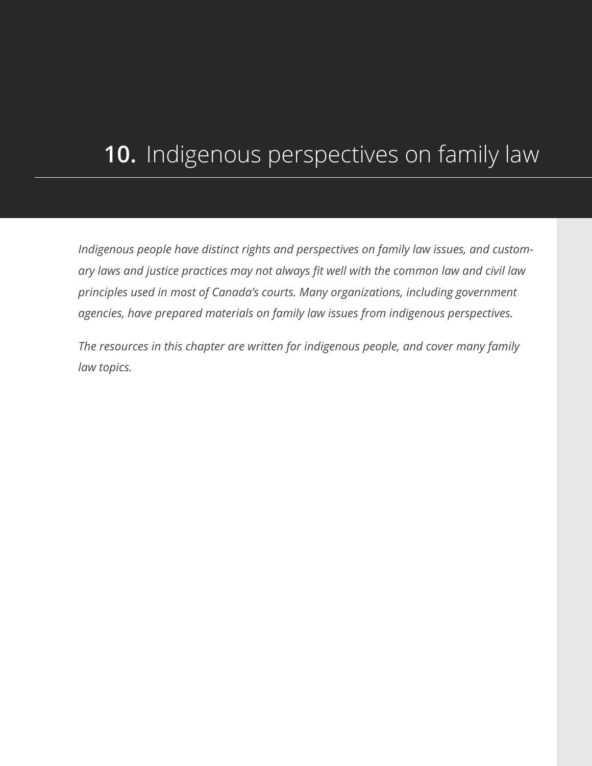# 10. Indigenous perspectives on family law

*Indigenous people have distinct rights and perspectives on family law issues, and customary laws and justice practices may not always fit well with the common law and civil law principles used in most of Canada's courts. Many organizations, including government agencies, have prepared materials on family law issues from indigenous perspectives.*

*The resources in this chapter are written for indigenous people, and cover many family law topics.*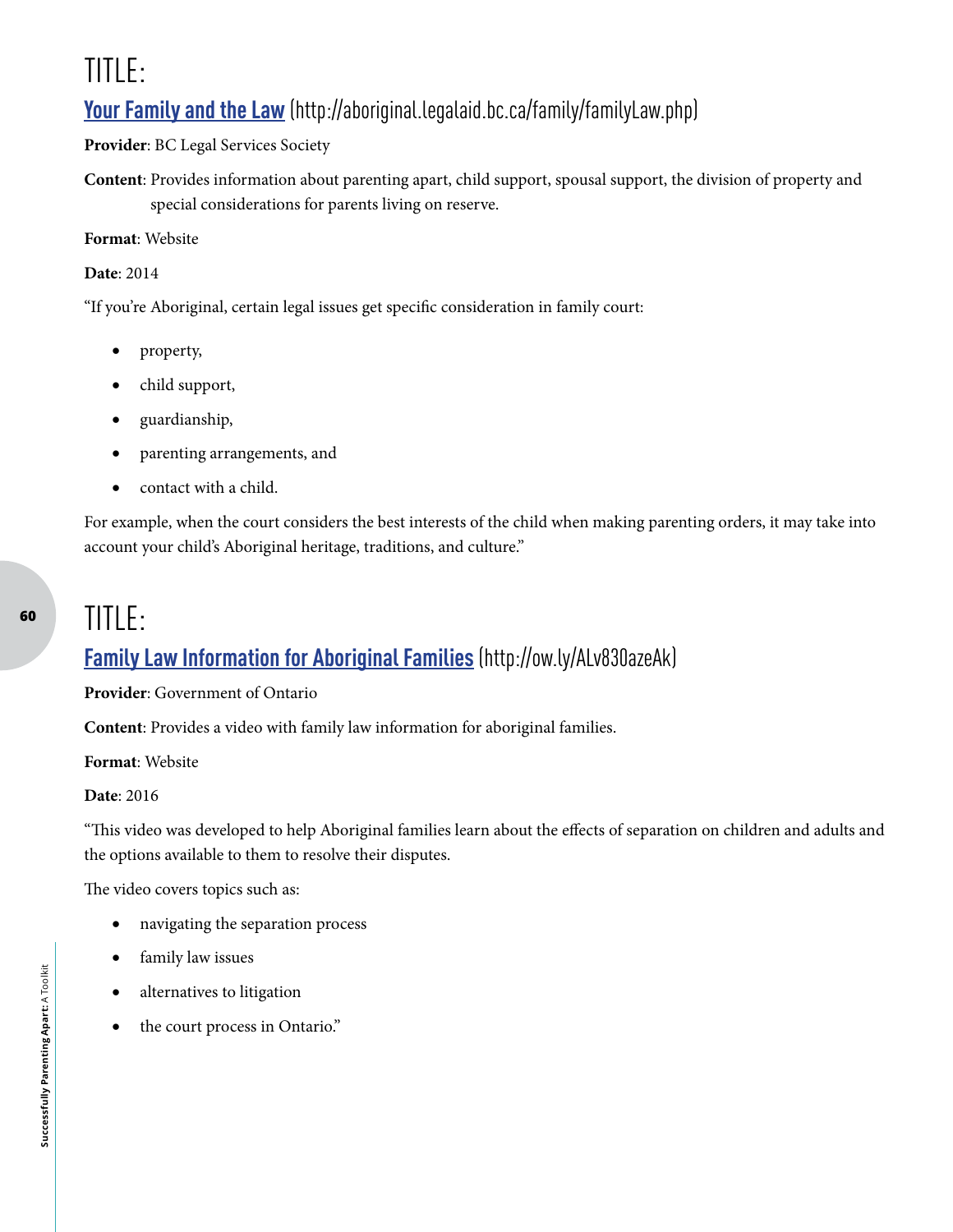# TITLE:

## Your Family and the Law (http://aboriginal.legalaid.bc.ca/family/familyLaw.php)

**Provider**: BC Legal Services Society

**Content**: Provides information about parenting apart, child support, spousal support, the division of property and special considerations for parents living on reserve.

**Format**: Website

**Date**: 2014

"If you're Aboriginal, certain legal issues get specific consideration in family court:

- property,
- child support,
- guardianship,
- parenting arrangements, and
- contact with a child.

For example, when the court considers the best interests of the child when making parenting orders, it may take into account your child's Aboriginal heritage, traditions, and culture."

# TITLE:

## Family Law Information for Aboriginal Families (http://ow.ly/ALv83OazeAk)

**Provider**: Government of Ontario

**Content**: Provides a video with family law information for aboriginal families.

**Format**: Website

**Date**: 2016

"This video was developed to help Aboriginal families learn about the effects of separation on children and adults and the options available to them to resolve their disputes.

The video covers topics such as:

- navigating the separation process
- family law issues
- alternatives to litigation
- the court process in Ontario."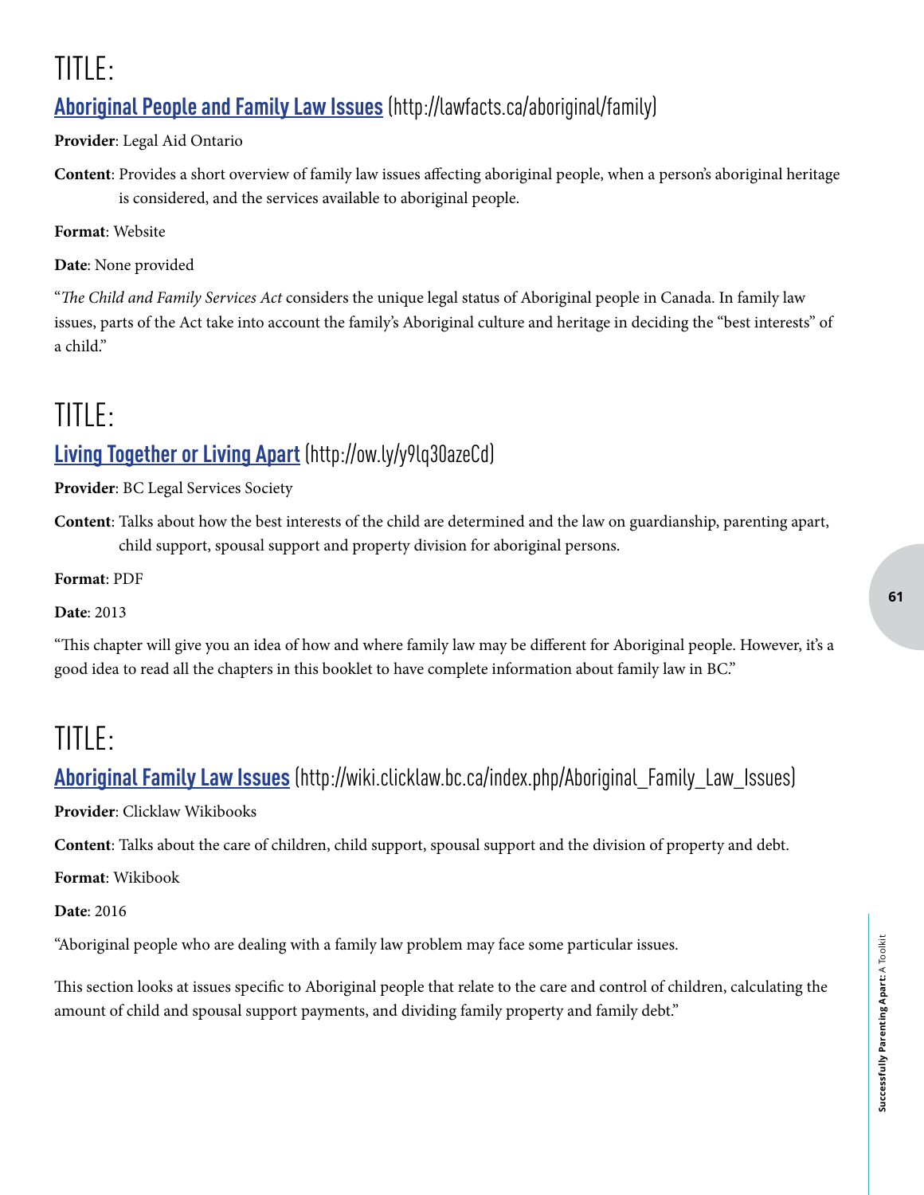# TITLE:

## [Aboriginal People and Family Law Issues](http://lawfacts.ca/aboriginal/family) (http://lawfacts.ca/aboriginal/family)

**Provider**: Legal Aid Ontario

**Content**: Provides a short overview of family law issues affecting aboriginal people, when a person's aboriginal heritage is considered, and the services available to aboriginal people.

**Format**: Website

**Date**: None provided

"*The Child and Family Services Act* considers the unique legal status of Aboriginal people in Canada. In family law issues, parts of the Act take into account the family's Aboriginal culture and heritage in deciding the "best interests" of a child."

# TITLE:

## [Living Together or Living Apart](http://ow.ly/y9lq30azeCd) (http://ow.ly/y9lq30azeCd)

**Provider**: BC Legal Services Society

**Content**: Talks about how the best interests of the child are determined and the law on guardianship, parenting apart, child support, spousal support and property division for aboriginal persons.

**Format**: PDF

**Date**: 2013

"This chapter will give you an idea of how and where family law may be different for Aboriginal people. However, it's a good idea to read all the chapters in this booklet to have complete information about family law in BC."

# TITLE:

## [Aboriginal Family Law Issues](http://wiki.clicklaw.bc.ca/index.php/Aboriginal_Family_Law_Issues) (http://wiki.clicklaw.bc.ca/index.php/Aboriginal_Family_Law_Issues)

**Provider**: Clicklaw Wikibooks

**Content**: Talks about the care of children, child support, spousal support and the division of property and debt.

**Format**: Wikibook

**Date**: 2016

"Aboriginal people who are dealing with a family law problem may face some particular issues.

This section looks at issues specific to Aboriginal people that relate to the care and control of children, calculating the amount of child and spousal support payments, and dividing family property and family debt."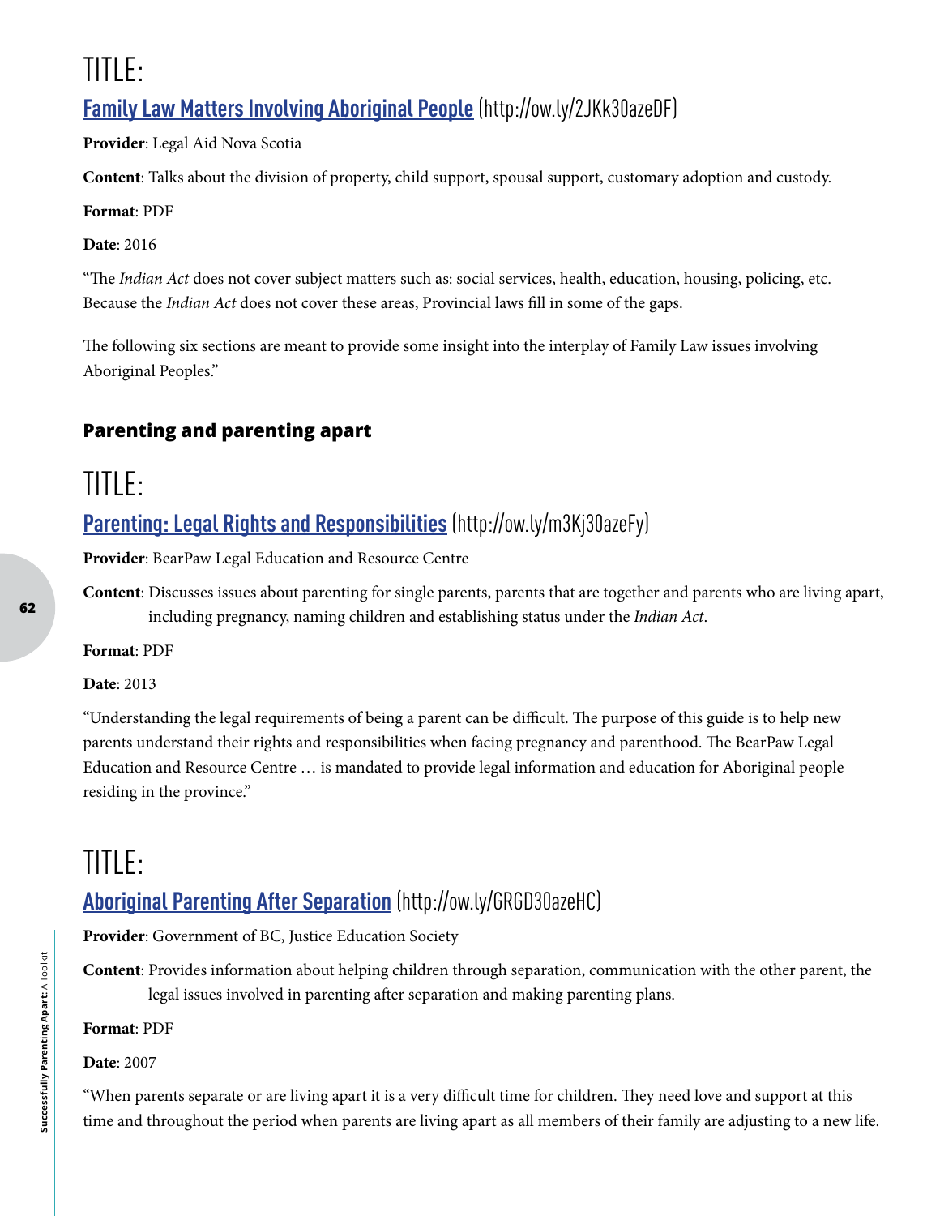# TITLE:

## [Family Law Matters Involving Aboriginal People](http://ow.ly/2JKk30azeDF) (http://ow.ly/2JKk30azeDF)

**Provider**: Legal Aid Nova Scotia

**Content**: Talks about the division of property, child support, spousal support, customary adoption and custody.

**Format**: PDF

**Date**: 2016

"The *Indian Act* does not cover subject matters such as: social services, health, education, housing, policing, etc. Because the *Indian Act* does not cover these areas, Provincial laws fill in some of the gaps.

The following six sections are meant to provide some insight into the interplay of Family Law issues involving Aboriginal Peoples."

### Parenting and parenting apart

# TITLE:

## [Parenting: Legal Rights and Responsibilities](http://ow.ly/m3Kj30azeFy) (http://ow.ly/m3Kj30azeFy)

**Provider**: BearPaw Legal Education and Resource Centre

**Content**: Discusses issues about parenting for single parents, parents that are together and parents who are living apart, including pregnancy, naming children and establishing status under the *Indian Act*.

**Format**: PDF

**Date**: 2013

"Understanding the legal requirements of being a parent can be difficult. The purpose of this guide is to help new parents understand their rights and responsibilities when facing pregnancy and parenthood. The BearPaw Legal Education and Resource Centre … is mandated to provide legal information and education for Aboriginal people residing in the province."

# TITLE:

## [Aboriginal Parenting After Separation](http://ow.ly/GRGD30azeHC) (http://ow.ly/GRGD30azeHC)

**Provider**: Government of BC, Justice Education Society

**Content**: Provides information about helping children through separation, communication with the other parent, the legal issues involved in parenting after separation and making parenting plans.

**Format**: PDF

**Date**: 2007

"When parents separate or are living apart it is a very difficult time for children. They need love and support at this time and throughout the period when parents are living apart as all members of their family are adjusting to a new life.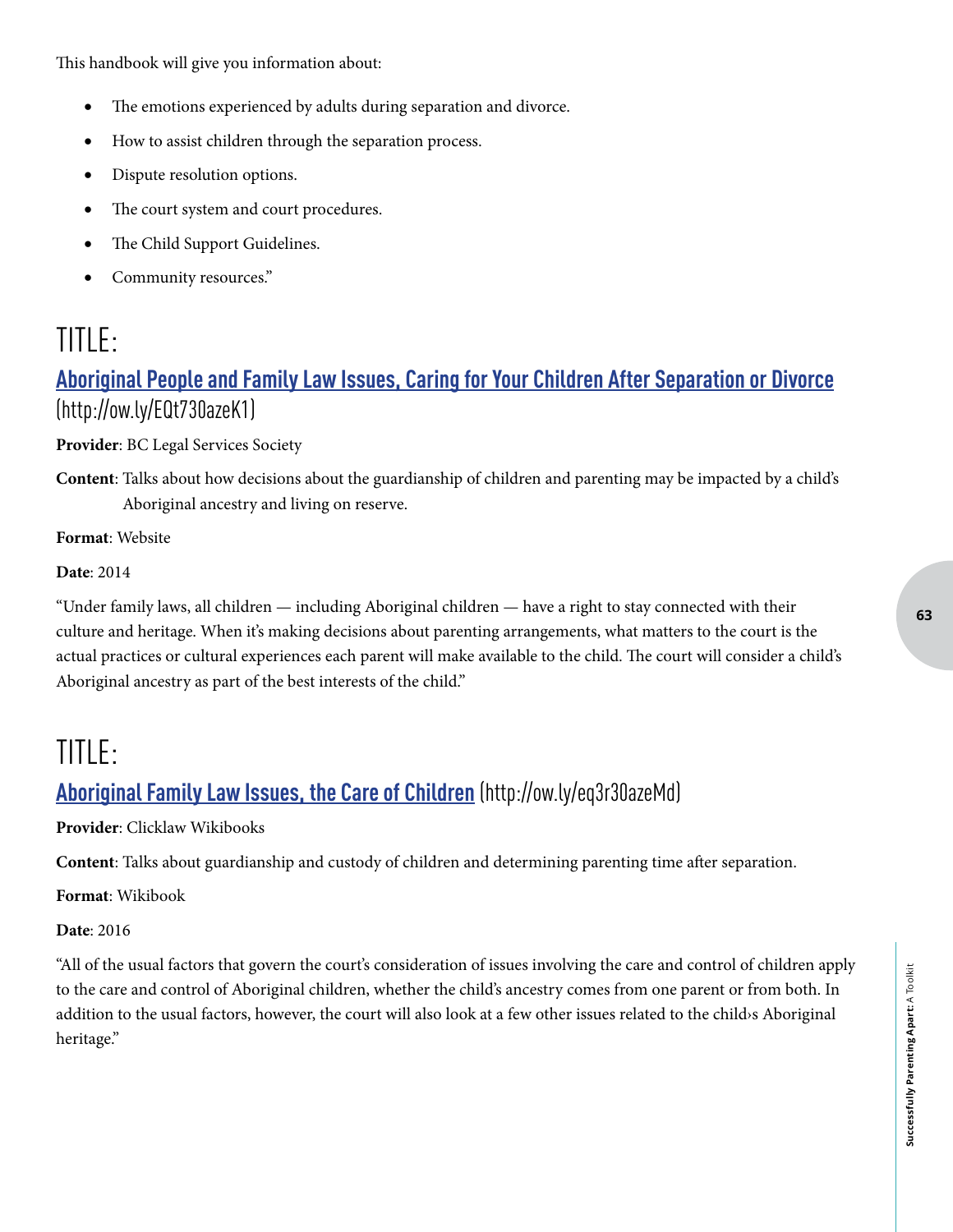This handbook will give you information about:

- The emotions experienced by adults during separation and divorce.
- How to assist children through the separation process.
- Dispute resolution options.
- The court system and court procedures.
- The Child Support Guidelines.
- Community resources."

# TITLE:

## Aboriginal People and Family Law Issues, Caring for Your Children After Separation or Divorce (http://ow.ly/EQt730azeK1)

**Provider**: BC Legal Services Society

**Content**: Talks about how decisions about the guardianship of children and parenting may be impacted by a child's Aboriginal ancestry and living on reserve.

**Format**: Website

**Date**: 2014

"Under family laws, all children — including Aboriginal children — have a right to stay connected with their culture and heritage. When it's making decisions about parenting arrangements, what matters to the court is the actual practices or cultural experiences each parent will make available to the child. The court will consider a child's Aboriginal ancestry as part of the best interests of the child."

# TITLE:

## Aboriginal Family Law Issues, the Care of Children (http://ow.ly/eq3r30azeMd)

**Provider**: Clicklaw Wikibooks

**Content**: Talks about guardianship and custody of children and determining parenting time after separation.

**Format**: Wikibook

**Date**: 2016

"All of the usual factors that govern the court's consideration of issues involving the care and control of children apply to the care and control of Aboriginal children, whether the child's ancestry comes from one parent or from both. In addition to the usual factors, however, the court will also look at a few other issues related to the child›s Aboriginal heritage."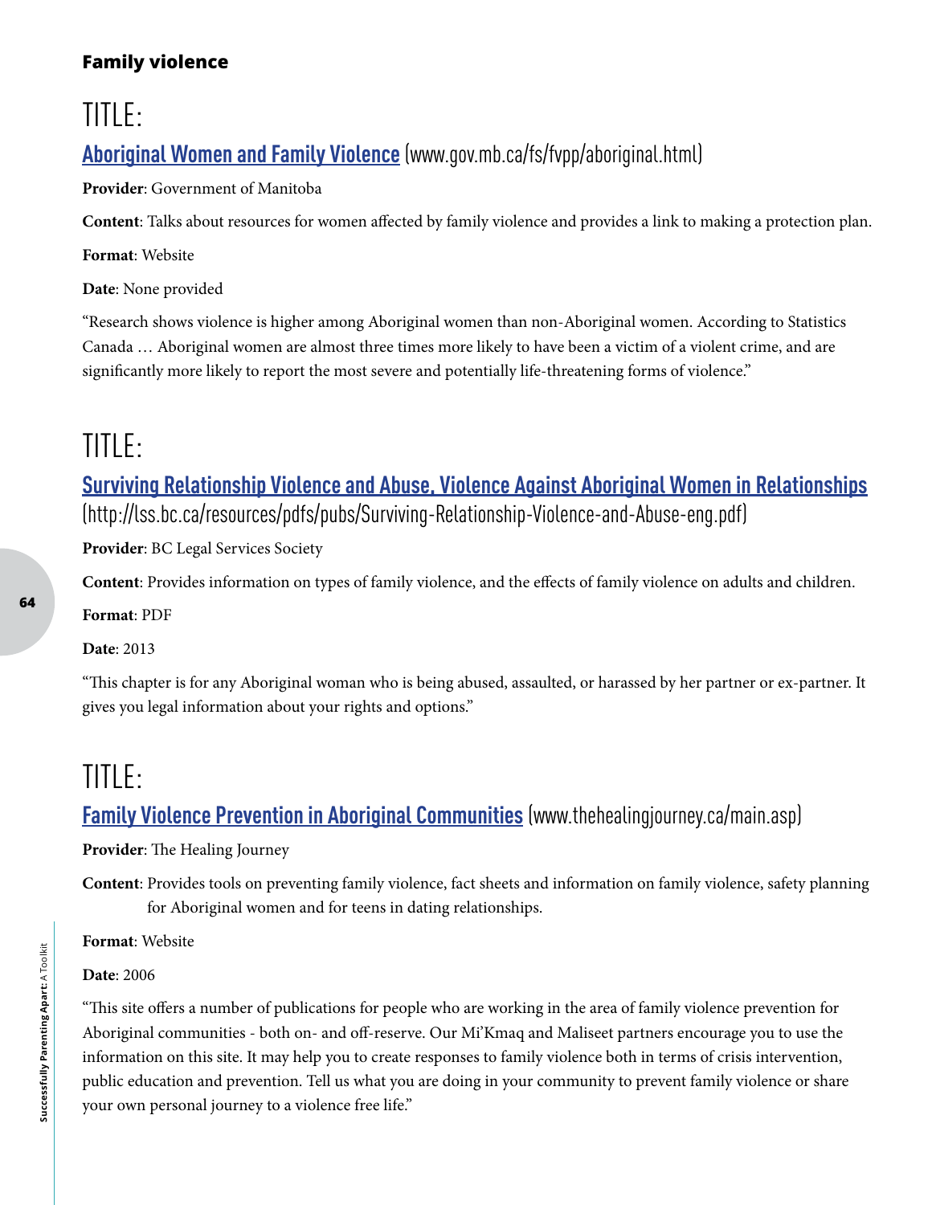**Family violence**

# TITLE:

## Aboriginal Women and Family Violence (www.gov.mb.ca/fs/fvpp/aboriginal.html)

**Provider**: Government of Manitoba

**Content**: Talks about resources for women affected by family violence and provides a link to making a protection plan.

**Format**: Website

**Date**: None provided

"Research shows violence is higher among Aboriginal women than non-Aboriginal women. According to Statistics Canada … Aboriginal women are almost three times more likely to have been a victim of a violent crime, and are significantly more likely to report the most severe and potentially life-threatening forms of violence."

# TITLE:

## Surviving Relationship Violence and Abuse, Violence Against Aboriginal Women in Relationships (http://lss.bc.ca/resources/pdfs/pubs/Surviving-Relationship-Violence-and-Abuse-eng.pdf)

**Provider**: BC Legal Services Society

**Content**: Provides information on types of family violence, and the effects of family violence on adults and children.

**Format**: PDF

**Date**: 2013

"This chapter is for any Aboriginal woman who is being abused, assaulted, or harassed by her partner or ex-partner. It gives you legal information about your rights and options."

# TITLE:

## Family Violence Prevention in Aboriginal Communities (www.thehealingjourney.ca/main.asp)

**Provider**: The Healing Journey

**Content**: Provides tools on preventing family violence, fact sheets and information on family violence, safety planning for Aboriginal women and for teens in dating relationships.

**Format**: Website

**Date**: 2006

"This site offers a number of publications for people who are working in the area of family violence prevention for Aboriginal communities - both on- and off-reserve. Our Mi'Kmaq and Maliseet partners encourage you to use the information on this site. It may help you to create responses to family violence both in terms of crisis intervention, public education and prevention. Tell us what you are doing in your community to prevent family violence or share your own personal journey to a violence free life."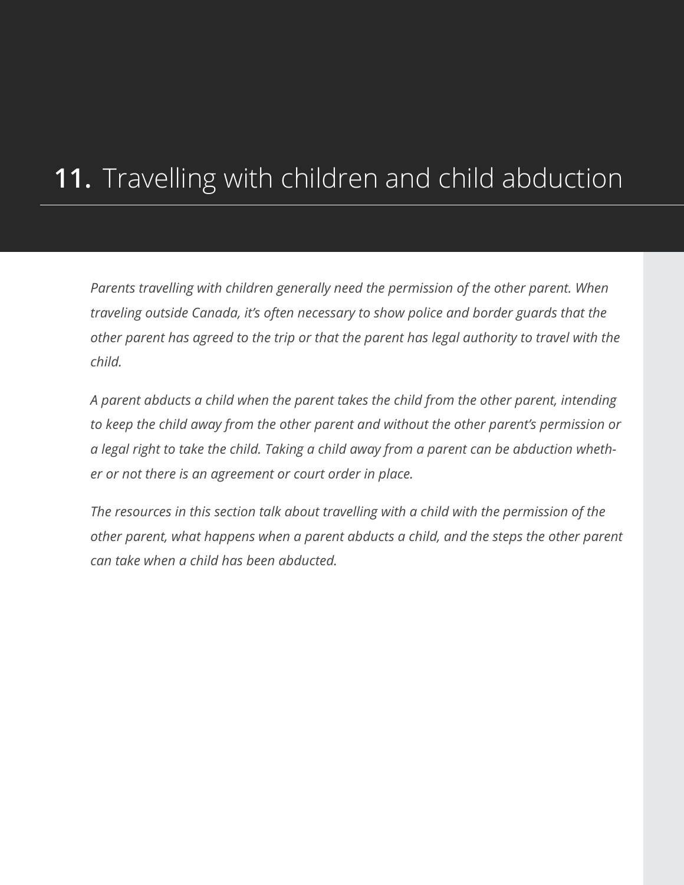# **11.** Travelling with children and child abduction

*Parents travelling with children generally need the permission of the other parent. When traveling outside Canada, it's often necessary to show police and border guards that the other parent has agreed to the trip or that the parent has legal authority to travel with the child.*

*A parent abducts a child when the parent takes the child from the other parent, intending to keep the child away from the other parent and without the other parent's permission or a legal right to take the child. Taking a child away from a parent can be abduction whether or not there is an agreement or court order in place.*

*The resources in this section talk about travelling with a child with the permission of the other parent, what happens when a parent abducts a child, and the steps the other parent can take when a child has been abducted.*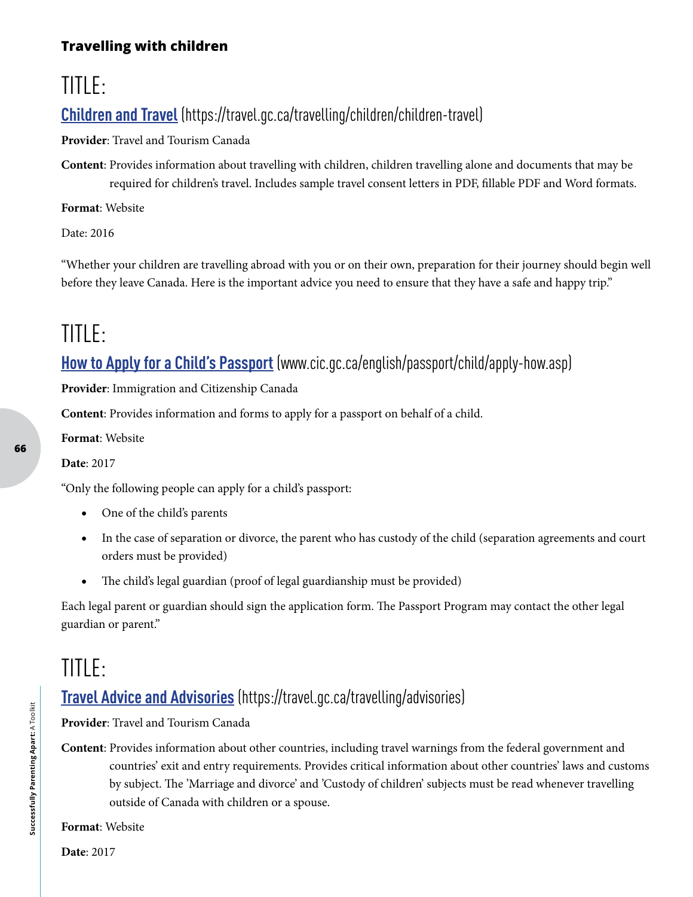### Travelling with children

## TITLE:

### [Children and Travel](https://travel.gc.ca/travelling/children/children-travel) (https://travel.gc.ca/travelling/children/children-travel)

**Provider**: Travel and Tourism Canada

**Content**: Provides information about travelling with children, children travelling alone and documents that may be required for children's travel. Includes sample travel consent letters in PDF, fillable PDF and Word formats.

**Format**: Website

Date: 2016

"Whether your children are travelling abroad with you or on their own, preparation for their journey should begin well before they leave Canada. Here is the important advice you need to ensure that they have a safe and happy trip."

## TITLE:

### [How to Apply for a Child's Passport](www.cic.gc.ca/english/passport/child/apply-how.asp) (www.cic.gc.ca/english/passport/child/apply-how.asp)

**Provider**: Immigration and Citizenship Canada

**Content**: Provides information and forms to apply for a passport on behalf of a child.

**Format**: Website

**Date**: 2017

"Only the following people can apply for a child's passport:

- One of the child's parents
- In the case of separation or divorce, the parent who has custody of the child (separation agreements and court orders must be provided)
- The child's legal guardian (proof of legal guardianship must be provided)

Each legal parent or guardian should sign the application form. The Passport Program may contact the other legal guardian or parent."

## TITLE:

### [Travel Advice and Advisories](https://travel.gc.ca/travelling/advisories) (https://travel.gc.ca/travelling/advisories)

**Provider**: Travel and Tourism Canada

**Content**: Provides information about other countries, including travel warnings from the federal government and countries' exit and entry requirements. Provides critical information about other countries' laws and customs by subject. The 'Marriage and divorce' and 'Custody of children' subjects must be read whenever travelling outside of Canada with children or a spouse.

**Format**: Website

**Date**: 2017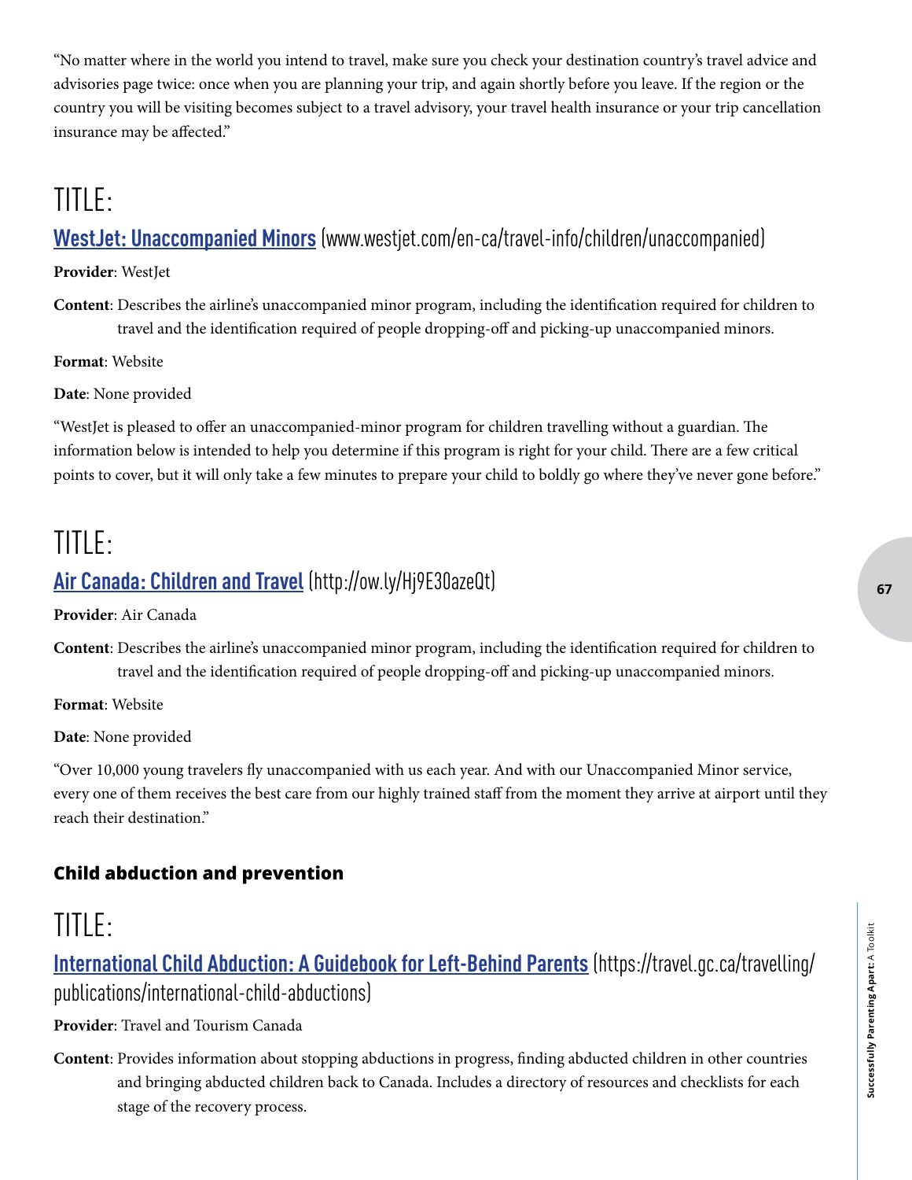"No matter where in the world you intend to travel, make sure you check your destination country's travel advice and advisories page twice: once when you are planning your trip, and again shortly before you leave. If the region or the country you will be visiting becomes subject to a travel advisory, your travel health insurance or your trip cancellation insurance may be affected."

# TITLE:

## WestJet: Unaccompanied Minors (www.westjet.com/en-ca/travel-info/children/unaccompanied)

**Provider**: WestJet

**Content**: Describes the airline's unaccompanied minor program, including the identification required for children to travel and the identification required of people dropping-off and picking-up unaccompanied minors.

**Format**: Website

**Date**: None provided

"WestJet is pleased to offer an unaccompanied-minor program for children travelling without a guardian. The information below is intended to help you determine if this program is right for your child. There are a few critical points to cover, but it will only take a few minutes to prepare your child to boldly go where they've never gone before."

# TITLE:

## Air Canada: Children and Travel (http://ow.ly/Hj9E30azeQt)

**Provider**: Air Canada

**Content**: Describes the airline's unaccompanied minor program, including the identification required for children to travel and the identification required of people dropping-off and picking-up unaccompanied minors.

**Format**: Website

**Date**: None provided

"Over 10,000 young travelers fly unaccompanied with us each year. And with our Unaccompanied Minor service, every one of them receives the best care from our highly trained staff from the moment they arrive at airport until they reach their destination."

### Child abduction and prevention

# TITLE:

## International Child Abduction: A Guidebook for Left-Behind Parents (https://travel.gc.ca/travelling/publications/international-child-abductions)

**Provider**: Travel and Tourism Canada

**Content**: Provides information about stopping abductions in progress, finding abducted children in other countries and bringing abducted children back to Canada. Includes a directory of resources and checklists for each stage of the recovery process.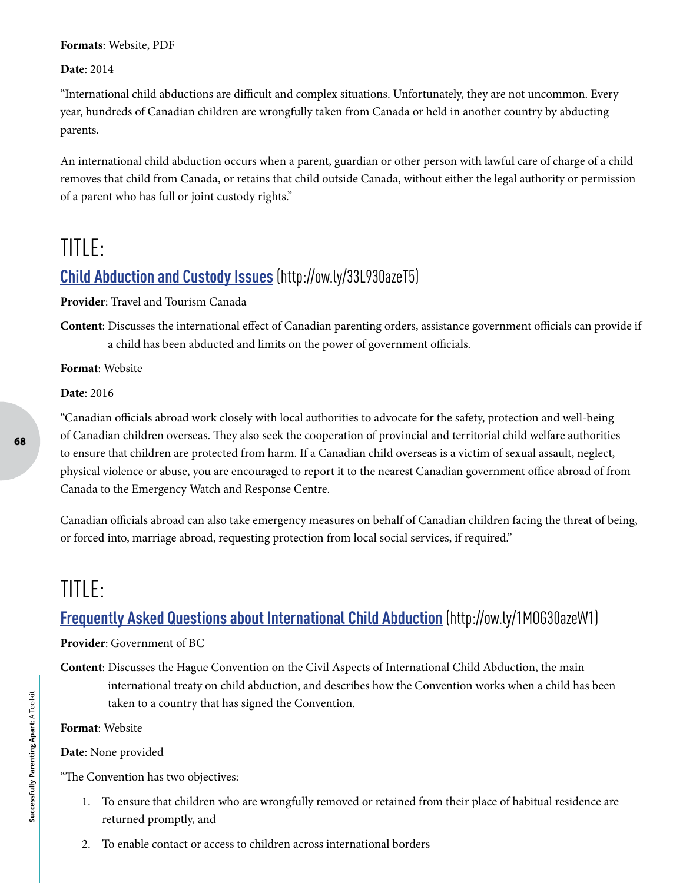**Formats**: Website, PDF

**Date**: 2014

"International child abductions are difficult and complex situations. Unfortunately, they are not uncommon. Every year, hundreds of Canadian children are wrongfully taken from Canada or held in another country by abducting parents.

An international child abduction occurs when a parent, guardian or other person with lawful care of charge of a child removes that child from Canada, or retains that child outside Canada, without either the legal authority or permission of a parent who has full or joint custody rights."

# TITLE:

## Child Abduction and Custody Issues (http://ow.ly/33L930azeT5)

**Provider**: Travel and Tourism Canada

**Content**: Discusses the international effect of Canadian parenting orders, assistance government officials can provide if a child has been abducted and limits on the power of government officials.

**Format**: Website

**Date**: 2016

"Canadian officials abroad work closely with local authorities to advocate for the safety, protection and well-being of Canadian children overseas. They also seek the cooperation of provincial and territorial child welfare authorities to ensure that children are protected from harm. If a Canadian child overseas is a victim of sexual assault, neglect, physical violence or abuse, you are encouraged to report it to the nearest Canadian government office abroad of from Canada to the Emergency Watch and Response Centre.

Canadian officials abroad can also take emergency measures on behalf of Canadian children facing the threat of being, or forced into, marriage abroad, requesting protection from local social services, if required."

# TITLE:

## Frequently Asked Questions about International Child Abduction (http://ow.ly/1MOG30azeW1)

**Provider**: Government of BC

**Content**: Discusses the Hague Convention on the Civil Aspects of International Child Abduction, the main international treaty on child abduction, and describes how the Convention works when a child has been taken to a country that has signed the Convention.

**Format**: Website

**Date**: None provided

"The Convention has two objectives:

1. To ensure that children who are wrongfully removed or retained from their place of habitual residence are returned promptly, and
2. To enable contact or access to children across international borders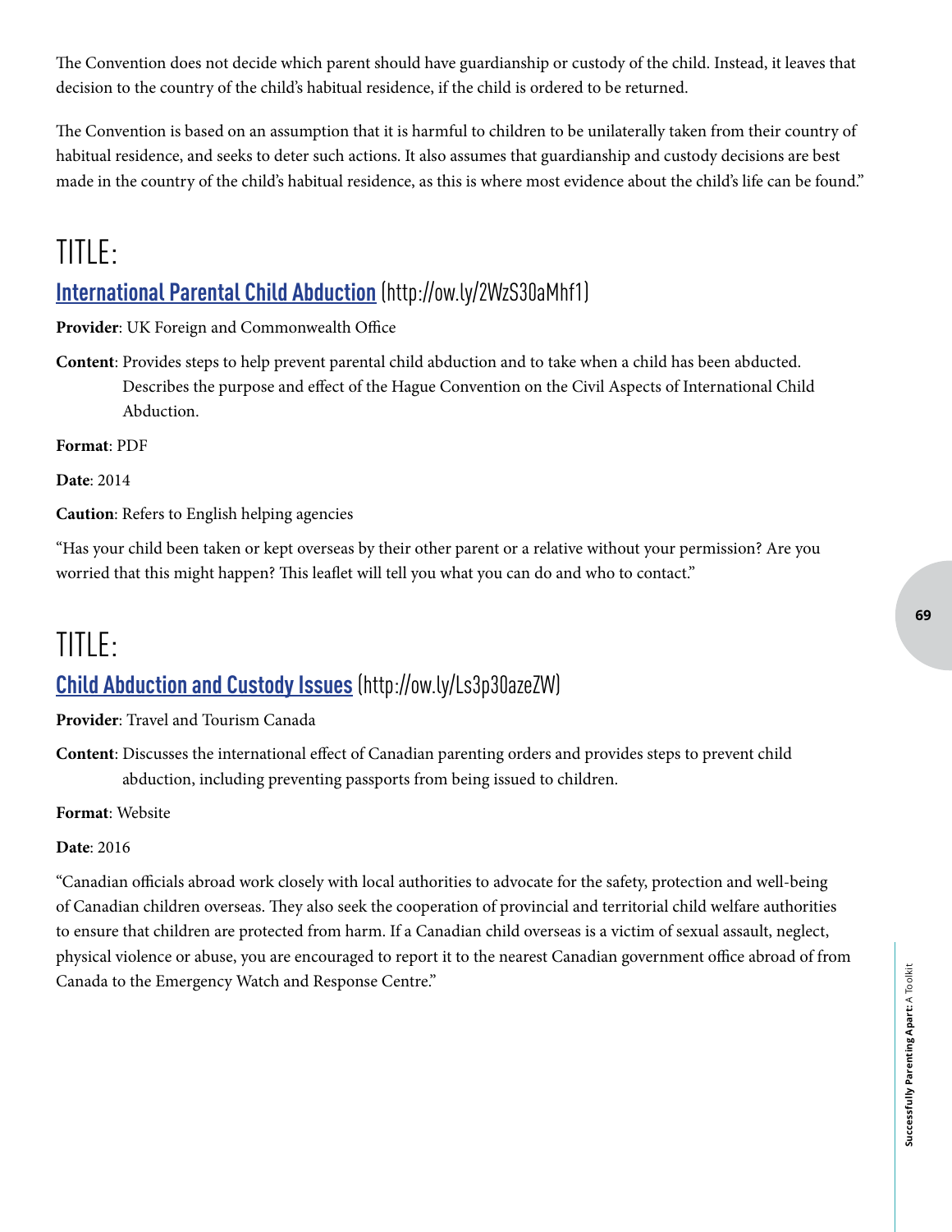The Convention does not decide which parent should have guardianship or custody of the child. Instead, it leaves that decision to the country of the child's habitual residence, if the child is ordered to be returned.

The Convention is based on an assumption that it is harmful to children to be unilaterally taken from their country of habitual residence, and seeks to deter such actions. It also assumes that guardianship and custody decisions are best made in the country of the child's habitual residence, as this is where most evidence about the child's life can be found."

# TITLE:

## International Parental Child Abduction (http://ow.ly/2WzS30aMhf1)

**Provider**: UK Foreign and Commonwealth Office

**Content**: Provides steps to help prevent parental child abduction and to take when a child has been abducted. Describes the purpose and effect of the Hague Convention on the Civil Aspects of International Child Abduction.

**Format**: PDF

**Date**: 2014

**Caution**: Refers to English helping agencies

"Has your child been taken or kept overseas by their other parent or a relative without your permission? Are you worried that this might happen? This leaflet will tell you what you can do and who to contact."

# TITLE:

## Child Abduction and Custody Issues (http://ow.ly/Ls3p30azeZW)

**Provider**: Travel and Tourism Canada

**Content**: Discusses the international effect of Canadian parenting orders and provides steps to prevent child abduction, including preventing passports from being issued to children.

**Format**: Website

**Date**: 2016

"Canadian officials abroad work closely with local authorities to advocate for the safety, protection and well-being of Canadian children overseas. They also seek the cooperation of provincial and territorial child welfare authorities to ensure that children are protected from harm. If a Canadian child overseas is a victim of sexual assault, neglect, physical violence or abuse, you are encouraged to report it to the nearest Canadian government office abroad of from Canada to the Emergency Watch and Response Centre."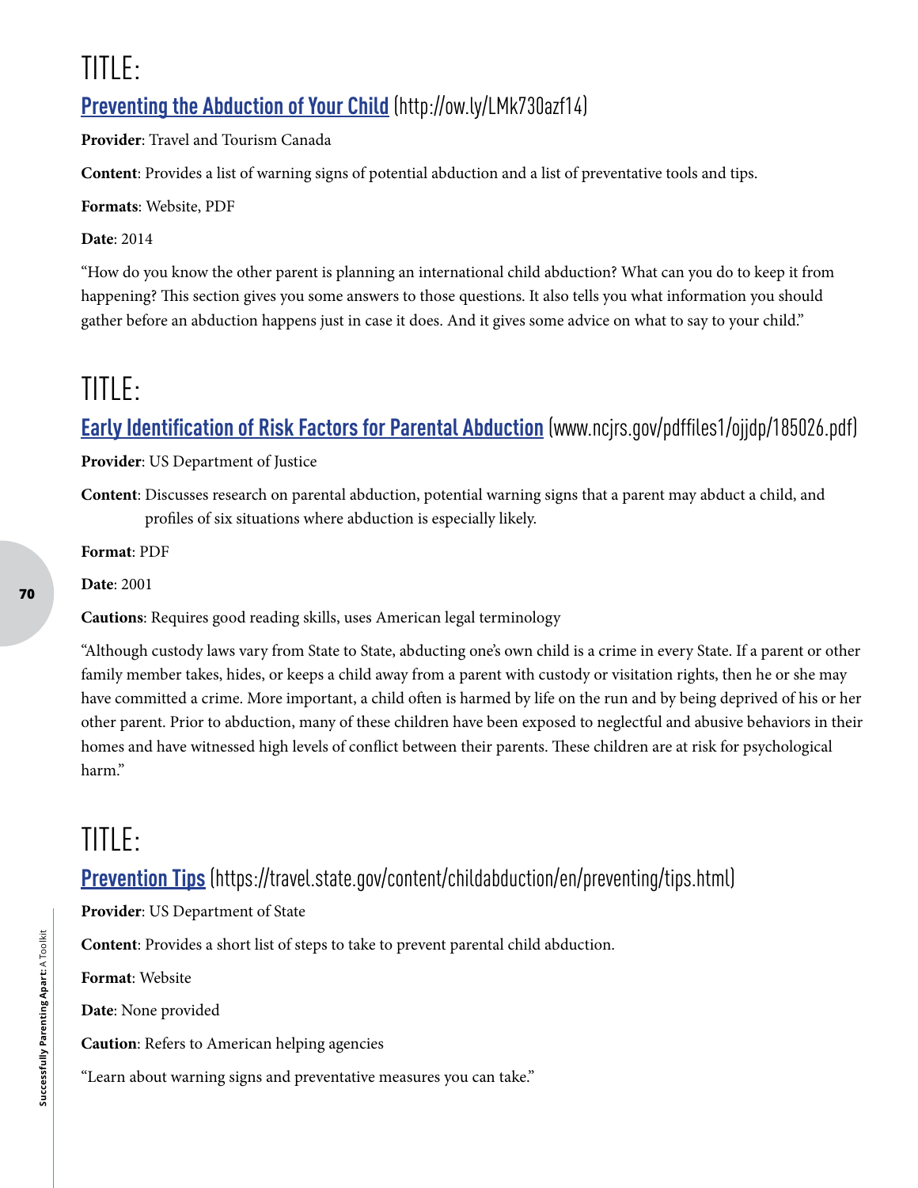# TITLE:

## Preventing the Abduction of Your Child (http://ow.ly/LMk730azf14)

**Provider**: Travel and Tourism Canada

**Content**: Provides a list of warning signs of potential abduction and a list of preventative tools and tips.

**Formats**: Website, PDF

**Date**: 2014

"How do you know the other parent is planning an international child abduction? What can you do to keep it from happening? This section gives you some answers to those questions. It also tells you what information you should gather before an abduction happens just in case it does. And it gives some advice on what to say to your child."

# TITLE:

## Early Identification of Risk Factors for Parental Abduction (www.ncjrs.gov/pdffiles1/ojjdp/185026.pdf)

**Provider**: US Department of Justice

**Content**: Discusses research on parental abduction, potential warning signs that a parent may abduct a child, and profiles of six situations where abduction is especially likely.

**Format**: PDF

**Date**: 2001

**Cautions**: Requires good reading skills, uses American legal terminology

"Although custody laws vary from State to State, abducting one's own child is a crime in every State. If a parent or other family member takes, hides, or keeps a child away from a parent with custody or visitation rights, then he or she may have committed a crime. More important, a child often is harmed by life on the run and by being deprived of his or her other parent. Prior to abduction, many of these children have been exposed to neglectful and abusive behaviors in their homes and have witnessed high levels of conflict between their parents. These children are at risk for psychological harm."

# TITLE:

## Prevention Tips (https://travel.state.gov/content/childabduction/en/preventing/tips.html)

**Provider**: US Department of State

**Content**: Provides a short list of steps to take to prevent parental child abduction.

**Format**: Website

**Date**: None provided

**Caution**: Refers to American helping agencies

"Learn about warning signs and preventative measures you can take."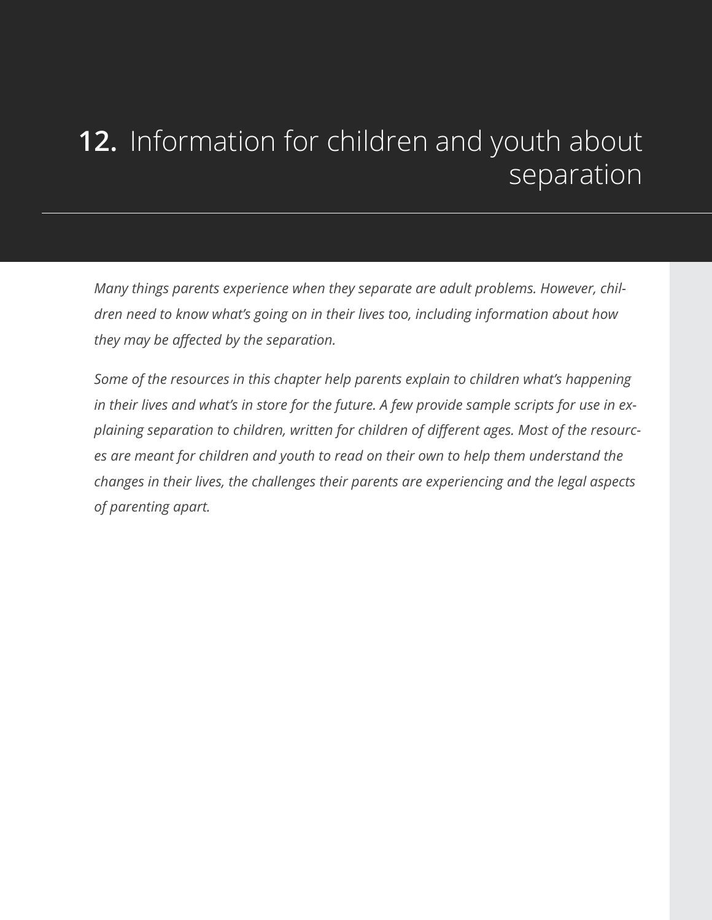# **12.** Information for children and youth about separation

*Many things parents experience when they separate are adult problems. However, children need to know what's going on in their lives too, including information about how they may be affected by the separation.*

*Some of the resources in this chapter help parents explain to children what's happening in their lives and what's in store for the future. A few provide sample scripts for use in explaining separation to children, written for children of different ages. Most of the resources are meant for children and youth to read on their own to help them understand the changes in their lives, the challenges their parents are experiencing and the legal aspects of parenting apart.*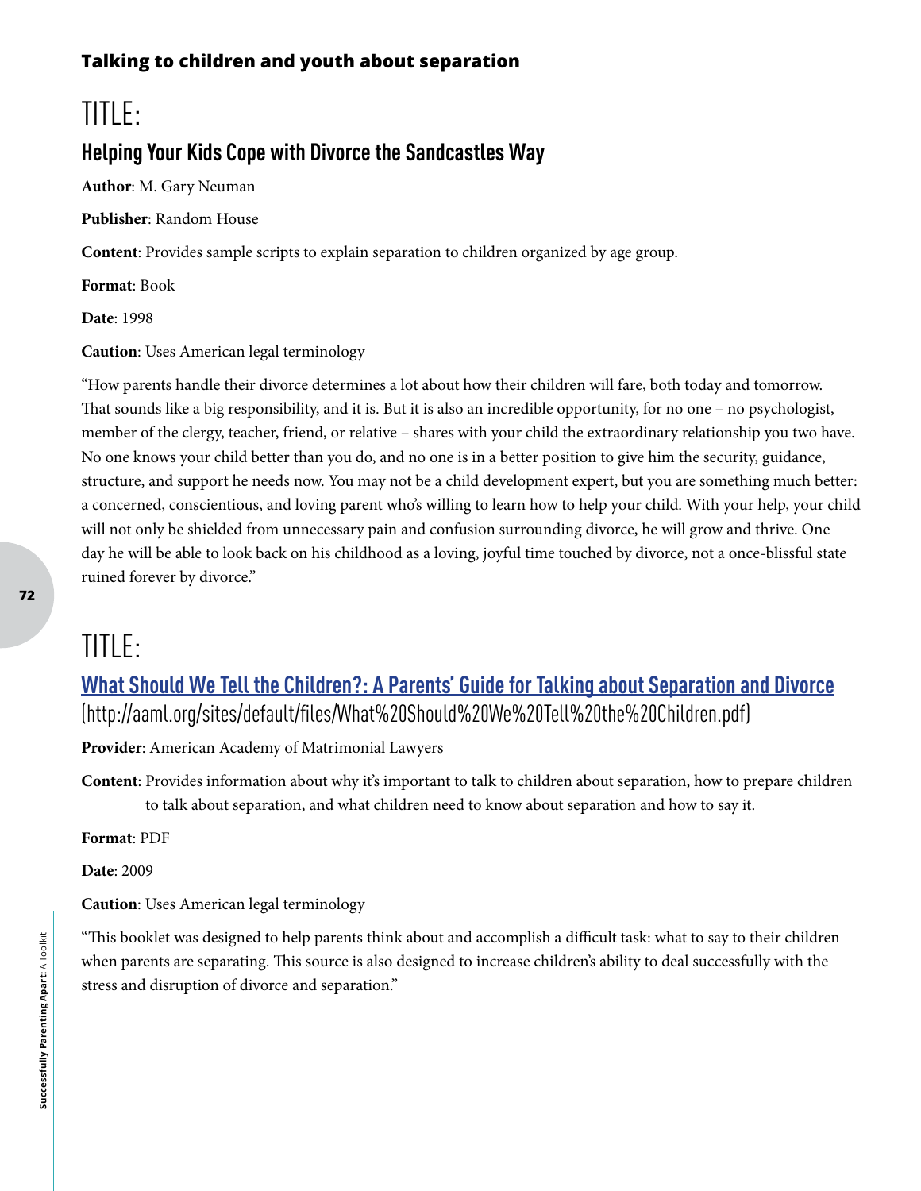### Talking to children and youth about separation

# TITLE:

## Helping Your Kids Cope with Divorce the Sandcastles Way

**Author**: M. Gary Neuman

**Publisher**: Random House

**Content**: Provides sample scripts to explain separation to children organized by age group.

**Format**: Book

**Date**: 1998

**Caution**: Uses American legal terminology

"How parents handle their divorce determines a lot about how their children will fare, both today and tomorrow. That sounds like a big responsibility, and it is. But it is also an incredible opportunity, for no one – no psychologist, member of the clergy, teacher, friend, or relative – shares with your child the extraordinary relationship you two have. No one knows your child better than you do, and no one is in a better position to give him the security, guidance, structure, and support he needs now. You may not be a child development expert, but you are something much better: a concerned, conscientious, and loving parent who's willing to learn how to help your child. With your help, your child will not only be shielded from unnecessary pain and confusion surrounding divorce, he will grow and thrive. One day he will be able to look back on his childhood as a loving, joyful time touched by divorce, not a once-blissful state ruined forever by divorce."

# TITLE:

## What Should We Tell the Children?: A Parents' Guide for Talking about Separation and Divorce (http://aaml.org/sites/default/files/What%20Should%20We%20Tell%20the%20Children.pdf)

**Provider**: American Academy of Matrimonial Lawyers

**Content**: Provides information about why it's important to talk to children about separation, how to prepare children to talk about separation, and what children need to know about separation and how to say it.

**Format**: PDF

**Date**: 2009

**Caution**: Uses American legal terminology

"This booklet was designed to help parents think about and accomplish a difficult task: what to say to their children when parents are separating. This source is also designed to increase children's ability to deal successfully with the stress and disruption of divorce and separation."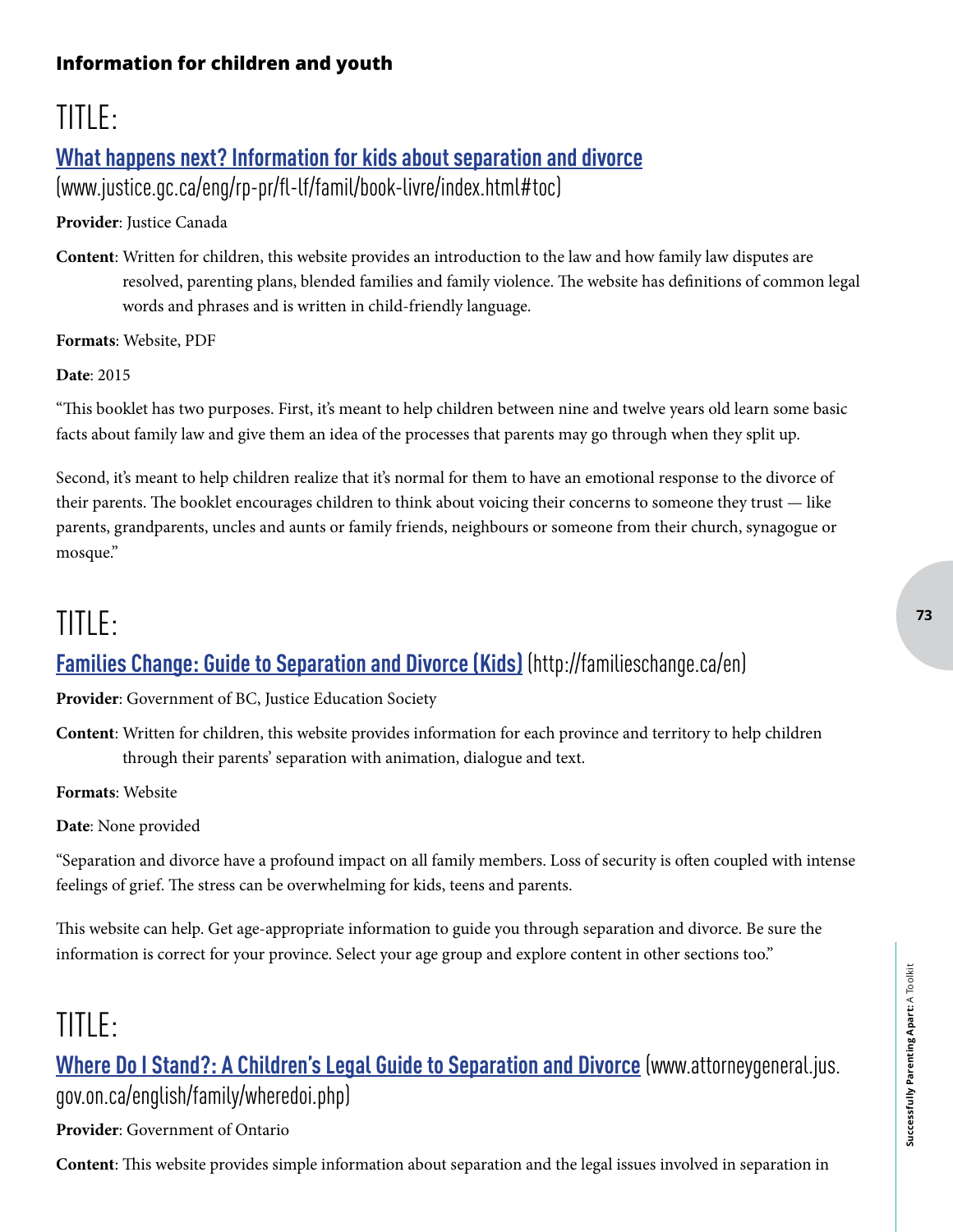### Information for children and youth

## TITLE:

### [What happens next? Information for kids about separation and divorce](www.justice.gc.ca/eng/rp-pr/fl-lf/famil/book-livre/index.html#toc) (www.justice.gc.ca/eng/rp-pr/fl-lf/famil/book-livre/index.html#toc)

**Provider**: Justice Canada

**Content**: Written for children, this website provides an introduction to the law and how family law disputes are resolved, parenting plans, blended families and family violence. The website has definitions of common legal words and phrases and is written in child-friendly language.

**Formats**: Website, PDF

**Date**: 2015

"This booklet has two purposes. First, it's meant to help children between nine and twelve years old learn some basic facts about family law and give them an idea of the processes that parents may go through when they split up.

Second, it's meant to help children realize that it's normal for them to have an emotional response to the divorce of their parents. The booklet encourages children to think about voicing their concerns to someone they trust — like parents, grandparents, uncles and aunts or family friends, neighbours or someone from their church, synagogue or mosque."

## TITLE:

### [Families Change: Guide to Separation and Divorce (Kids)](http://familieschange.ca/en) (http://familieschange.ca/en)

**Provider**: Government of BC, Justice Education Society

**Content**: Written for children, this website provides information for each province and territory to help children through their parents' separation with animation, dialogue and text.

**Formats**: Website

**Date**: None provided

"Separation and divorce have a profound impact on all family members. Loss of security is often coupled with intense feelings of grief. The stress can be overwhelming for kids, teens and parents.

This website can help. Get age-appropriate information to guide you through separation and divorce. Be sure the information is correct for your province. Select your age group and explore content in other sections too."

## TITLE:

### [Where Do I Stand?: A Children's Legal Guide to Separation and Divorce](www.attorneygeneral.jus.gov.on.ca/english/family/wheredoi.php) (www.attorneygeneral.jus.gov.on.ca/english/family/wheredoi.php)

**Provider**: Government of Ontario

**Content**: This website provides simple information about separation and the legal issues involved in separation in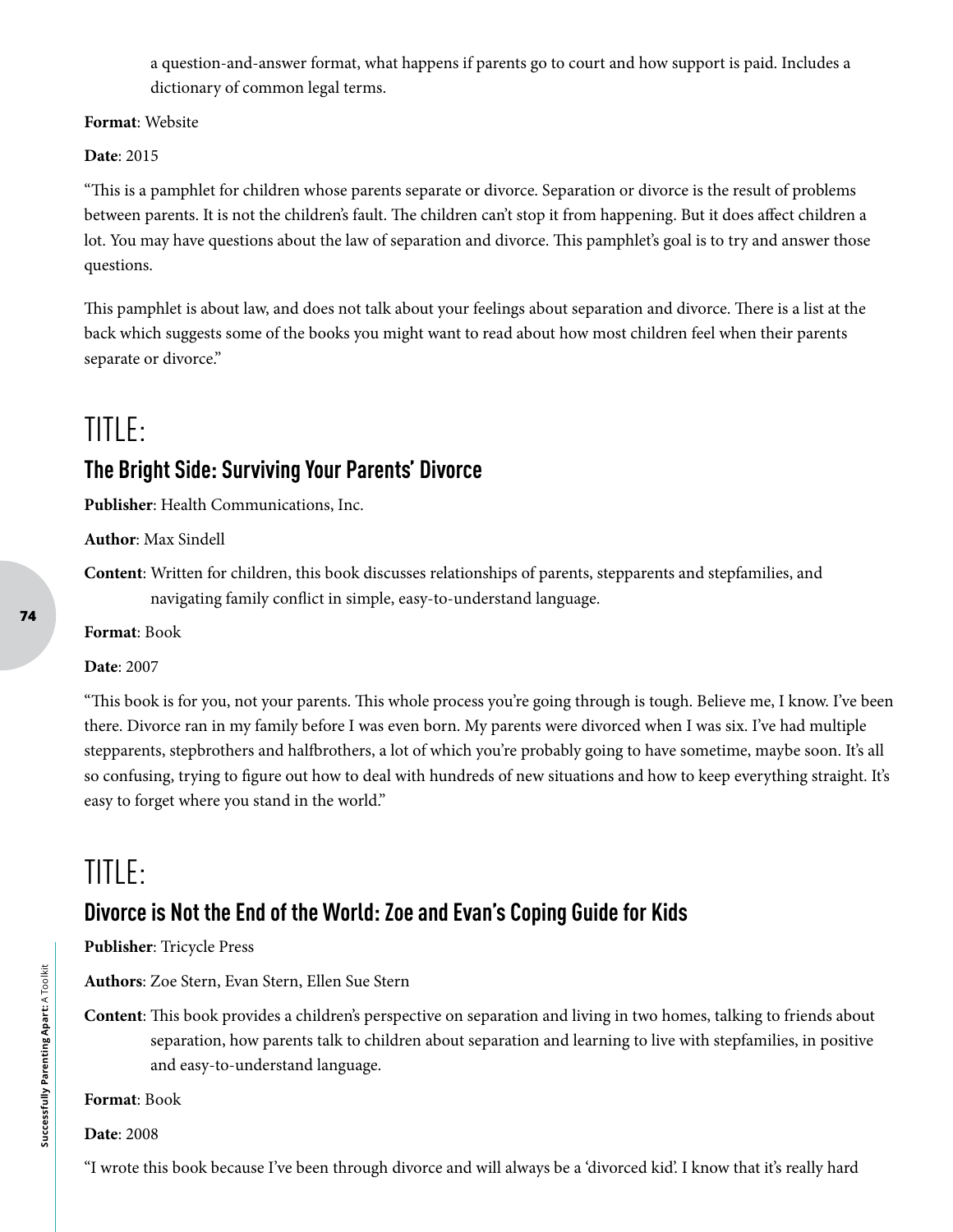a question-and-answer format, what happens if parents go to court and how support is paid. Includes a dictionary of common legal terms.

**Format**: Website

**Date**: 2015

"This is a pamphlet for children whose parents separate or divorce. Separation or divorce is the result of problems between parents. It is not the children's fault. The children can't stop it from happening. But it does affect children a lot. You may have questions about the law of separation and divorce. This pamphlet's goal is to try and answer those questions.

This pamphlet is about law, and does not talk about your feelings about separation and divorce. There is a list at the back which suggests some of the books you might want to read about how most children feel when their parents separate or divorce."

# TITLE:

## The Bright Side: Surviving Your Parents' Divorce

**Publisher**: Health Communications, Inc.

**Author**: Max Sindell

**Content**: Written for children, this book discusses relationships of parents, stepparents and stepfamilies, and navigating family conflict in simple, easy-to-understand language.

**Format**: Book

**Date**: 2007

"This book is for you, not your parents. This whole process you're going through is tough. Believe me, I know. I've been there. Divorce ran in my family before I was even born. My parents were divorced when I was six. I've had multiple stepparents, stepbrothers and halfbrothers, a lot of which you're probably going to have sometime, maybe soon. It's all so confusing, trying to figure out how to deal with hundreds of new situations and how to keep everything straight. It's easy to forget where you stand in the world."

# TITLE:

## Divorce is Not the End of the World: Zoe and Evan's Coping Guide for Kids

**Publisher**: Tricycle Press

**Authors**: Zoe Stern, Evan Stern, Ellen Sue Stern

**Content**: This book provides a children's perspective on separation and living in two homes, talking to friends about separation, how parents talk to children about separation and learning to live with stepfamilies, in positive and easy-to-understand language.

**Format**: Book

**Date**: 2008

"I wrote this book because I've been through divorce and will always be a 'divorced kid'. I know that it's really hard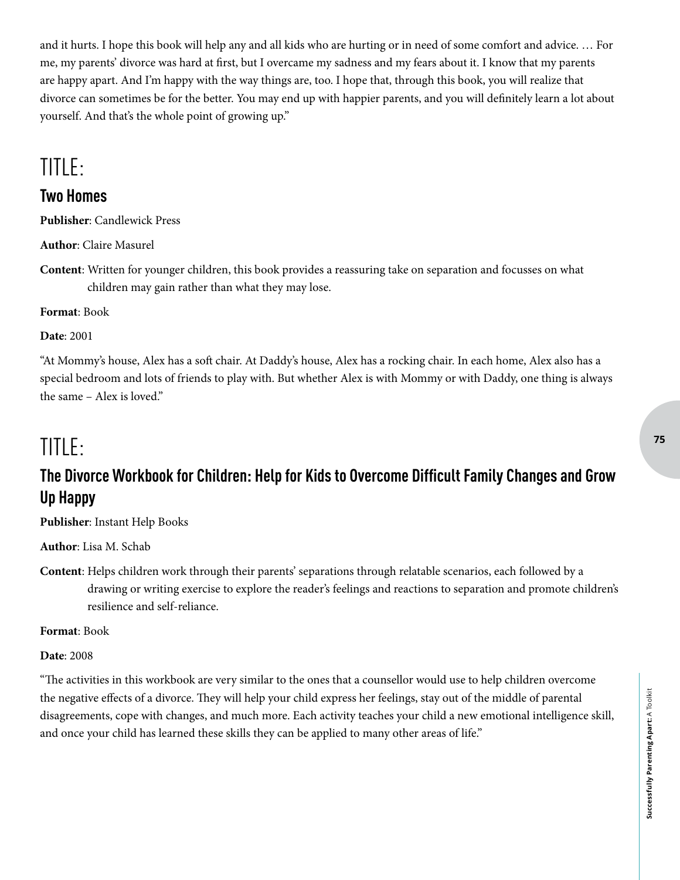and it hurts. I hope this book will help any and all kids who are hurting or in need of some comfort and advice. … For me, my parents' divorce was hard at first, but I overcame my sadness and my fears about it. I know that my parents are happy apart. And I'm happy with the way things are, too. I hope that, through this book, you will realize that divorce can sometimes be for the better. You may end up with happier parents, and you will definitely learn a lot about yourself. And that's the whole point of growing up."

# TITLE:

## Two Homes

**Publisher**: Candlewick Press

**Author**: Claire Masurel

**Content**: Written for younger children, this book provides a reassuring take on separation and focusses on what children may gain rather than what they may lose.

**Format**: Book

**Date**: 2001

"At Mommy's house, Alex has a soft chair. At Daddy's house, Alex has a rocking chair. In each home, Alex also has a special bedroom and lots of friends to play with. But whether Alex is with Mommy or with Daddy, one thing is always the same – Alex is loved."

# TITLE:

## The Divorce Workbook for Children: Help for Kids to Overcome Difficult Family Changes and Grow Up Happy

**Publisher**: Instant Help Books

**Author**: Lisa M. Schab

**Content**: Helps children work through their parents' separations through relatable scenarios, each followed by a drawing or writing exercise to explore the reader's feelings and reactions to separation and promote children's resilience and self-reliance.

**Format**: Book

**Date**: 2008

"The activities in this workbook are very similar to the ones that a counsellor would use to help children overcome the negative effects of a divorce. They will help your child express her feelings, stay out of the middle of parental disagreements, cope with changes, and much more. Each activity teaches your child a new emotional intelligence skill, and once your child has learned these skills they can be applied to many other areas of life."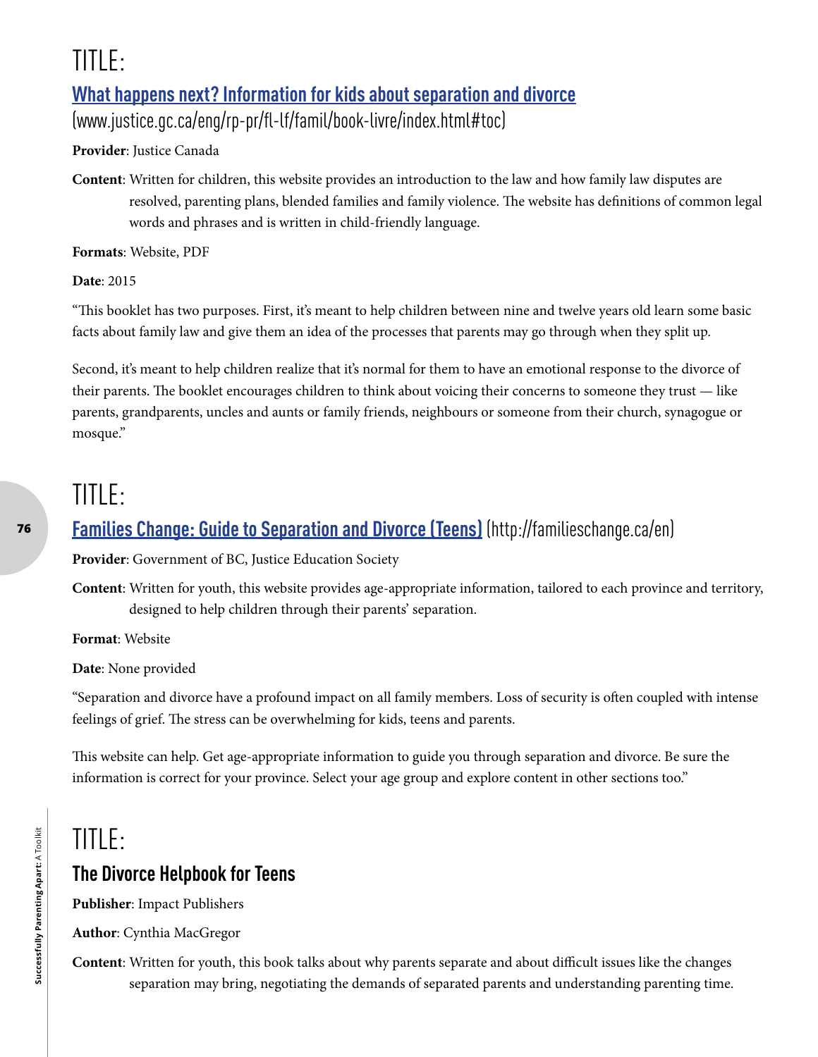# TITLE:

## [What happens next? Information for kids about separation and divorce](www.justice.gc.ca/eng/rp-pr/fl-lf/famil/book-livre/index.html#toc) (www.justice.gc.ca/eng/rp-pr/fl-lf/famil/book-livre/index.html#toc)

**Provider**: Justice Canada

**Content**: Written for children, this website provides an introduction to the law and how family law disputes are resolved, parenting plans, blended families and family violence. The website has definitions of common legal words and phrases and is written in child-friendly language.

**Formats**: Website, PDF

**Date**: 2015

"This booklet has two purposes. First, it's meant to help children between nine and twelve years old learn some basic facts about family law and give them an idea of the processes that parents may go through when they split up.

Second, it's meant to help children realize that it's normal for them to have an emotional response to the divorce of their parents. The booklet encourages children to think about voicing their concerns to someone they trust — like parents, grandparents, uncles and aunts or family friends, neighbours or someone from their church, synagogue or mosque."

# TITLE:

## [Families Change: Guide to Separation and Divorce (Teens)](http://familieschange.ca/en) (http://familieschange.ca/en)

**Provider**: Government of BC, Justice Education Society

**Content**: Written for youth, this website provides age-appropriate information, tailored to each province and territory, designed to help children through their parents' separation.

**Format**: Website

**Date**: None provided

"Separation and divorce have a profound impact on all family members. Loss of security is often coupled with intense feelings of grief. The stress can be overwhelming for kids, teens and parents.

This website can help. Get age-appropriate information to guide you through separation and divorce. Be sure the information is correct for your province. Select your age group and explore content in other sections too."

# TITLE:

## The Divorce Helpbook for Teens

**Publisher**: Impact Publishers

**Author**: Cynthia MacGregor

**Content**: Written for youth, this book talks about why parents separate and about difficult issues like the changes separation may bring, negotiating the demands of separated parents and understanding parenting time.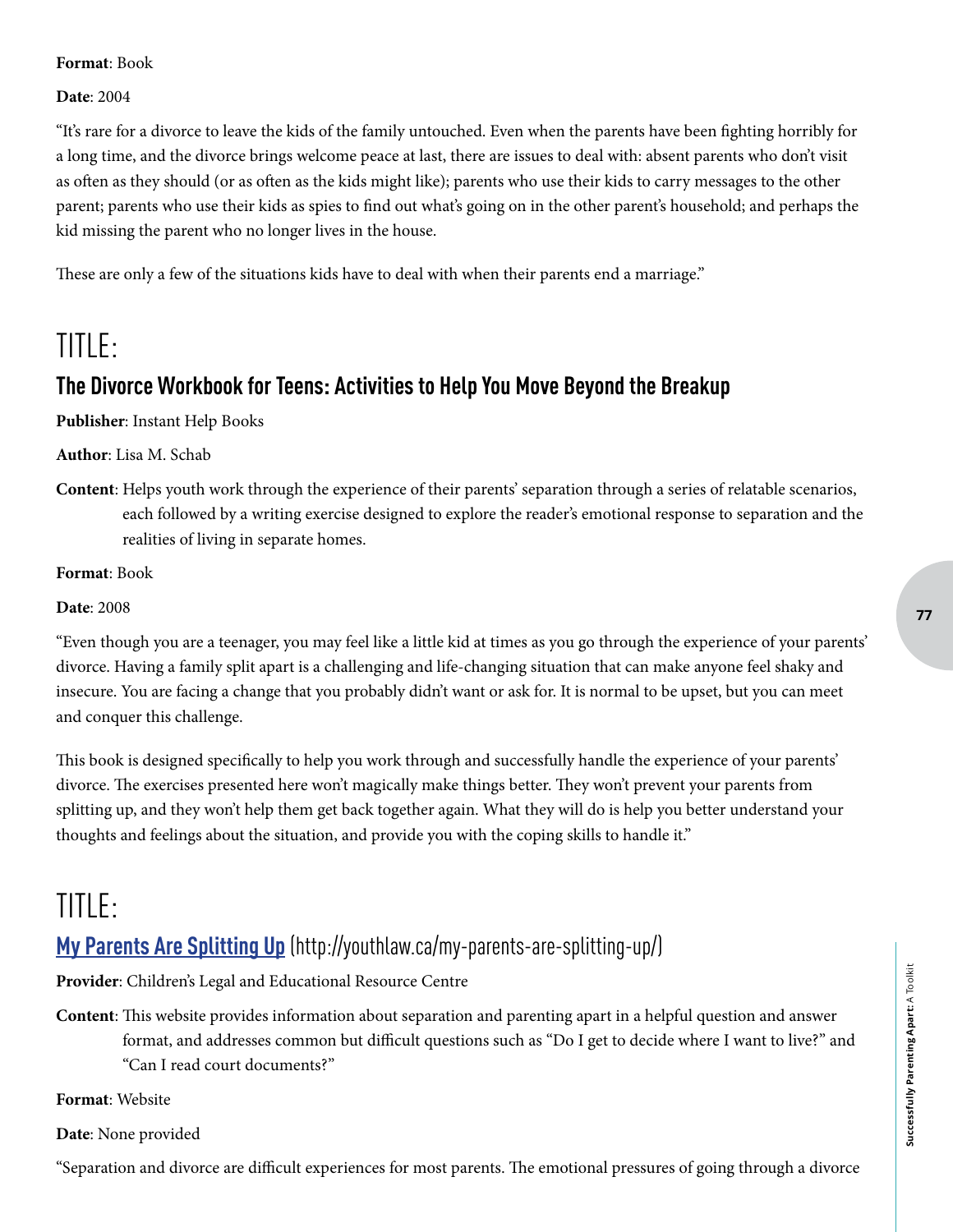**Format**: Book

**Date**: 2004

"It's rare for a divorce to leave the kids of the family untouched. Even when the parents have been fighting horribly for a long time, and the divorce brings welcome peace at last, there are issues to deal with: absent parents who don't visit as often as they should (or as often as the kids might like); parents who use their kids to carry messages to the other parent; parents who use their kids as spies to find out what's going on in the other parent's household; and perhaps the kid missing the parent who no longer lives in the house.

These are only a few of the situations kids have to deal with when their parents end a marriage."

# TITLE:

## The Divorce Workbook for Teens: Activities to Help You Move Beyond the Breakup

**Publisher**: Instant Help Books

**Author**: Lisa M. Schab

**Content**: Helps youth work through the experience of their parents' separation through a series of relatable scenarios, each followed by a writing exercise designed to explore the reader's emotional response to separation and the realities of living in separate homes.

**Format**: Book

**Date**: 2008

"Even though you are a teenager, you may feel like a little kid at times as you go through the experience of your parents' divorce. Having a family split apart is a challenging and life-changing situation that can make anyone feel shaky and insecure. You are facing a change that you probably didn't want or ask for. It is normal to be upset, but you can meet and conquer this challenge.

This book is designed specifically to help you work through and successfully handle the experience of your parents' divorce. The exercises presented here won't magically make things better. They won't prevent your parents from splitting up, and they won't help them get back together again. What they will do is help you better understand your thoughts and feelings about the situation, and provide you with the coping skills to handle it."

# TITLE:

## My Parents Are Splitting Up (http://youthlaw.ca/my-parents-are-splitting-up/)

**Provider**: Children's Legal and Educational Resource Centre

**Content**: This website provides information about separation and parenting apart in a helpful question and answer format, and addresses common but difficult questions such as "Do I get to decide where I want to live?" and "Can I read court documents?"

**Format**: Website

**Date**: None provided

"Separation and divorce are difficult experiences for most parents. The emotional pressures of going through a divorce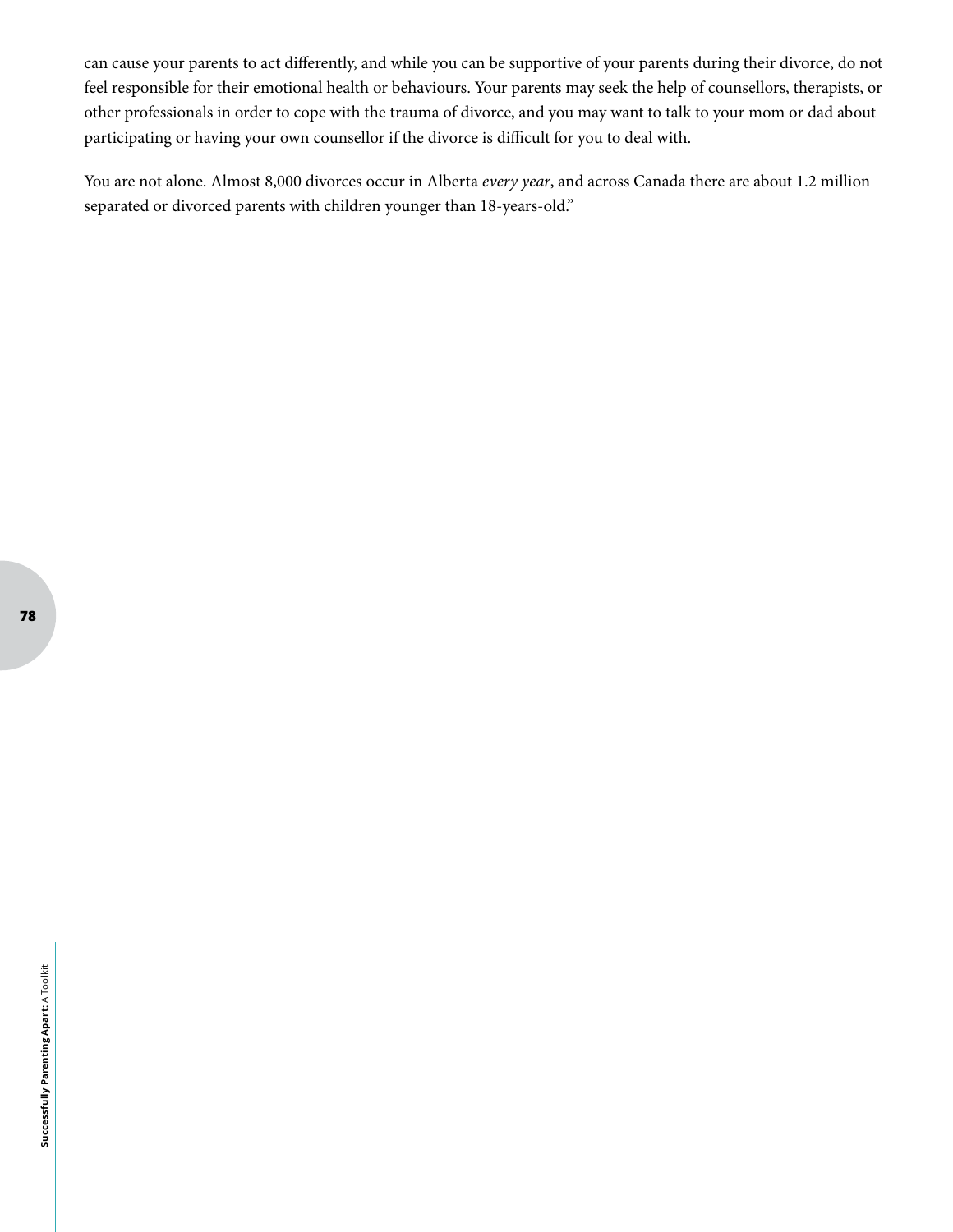can cause your parents to act differently, and while you can be supportive of your parents during their divorce, do not feel responsible for their emotional health or behaviours. Your parents may seek the help of counsellors, therapists, or other professionals in order to cope with the trauma of divorce, and you may want to talk to your mom or dad about participating or having your own counsellor if the divorce is difficult for you to deal with.

You are not alone. Almost 8,000 divorces occur in Alberta *every year*, and across Canada there are about 1.2 million separated or divorced parents with children younger than 18-years-old."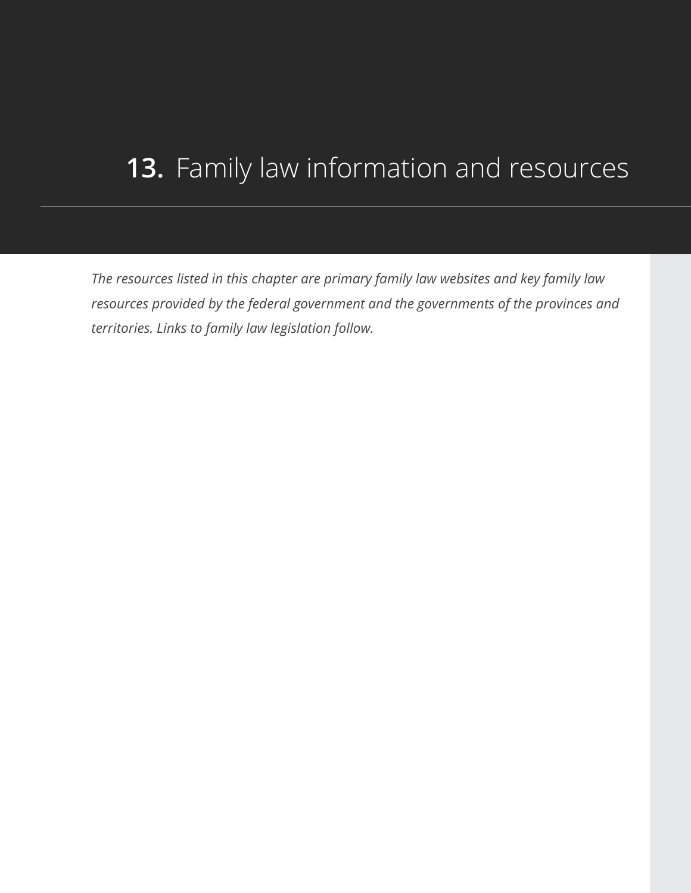# 13. Family law information and resources

*The resources listed in this chapter are primary family law websites and key family law resources provided by the federal government and the governments of the provinces and territories. Links to family law legislation follow.*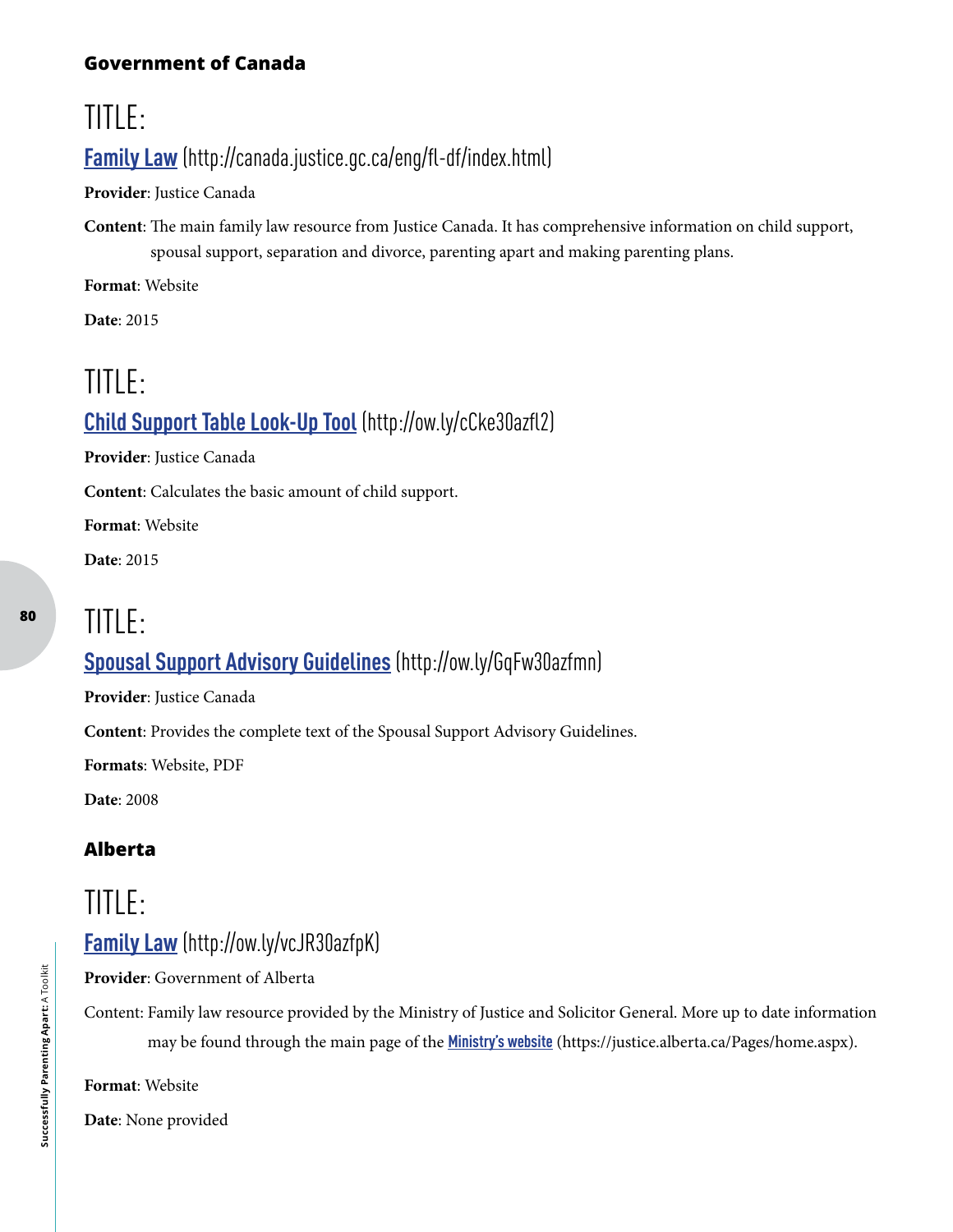### Government of Canada

## TITLE:

### Family Law (http://canada.justice.gc.ca/eng/fl-df/index.html)

**Provider**: Justice Canada

**Content**: The main family law resource from Justice Canada. It has comprehensive information on child support, spousal support, separation and divorce, parenting apart and making parenting plans.

**Format**: Website

**Date**: 2015

## TITLE:

### Child Support Table Look-Up Tool (http://ow.ly/cCke30azfl2)

**Provider**: Justice Canada

**Content**: Calculates the basic amount of child support.

**Format**: Website

**Date**: 2015

## TITLE:

### Spousal Support Advisory Guidelines (http://ow.ly/GqFw30azfmn)

**Provider**: Justice Canada

**Content**: Provides the complete text of the Spousal Support Advisory Guidelines.

**Formats**: Website, PDF

**Date**: 2008

### Alberta

## TITLE:

### Family Law (http://ow.ly/vcJR30azfpK)

**Provider**: Government of Alberta

Content: Family law resource provided by the Ministry of Justice and Solicitor General. More up to date information may be found through the main page of the Ministry's website (https://justice.alberta.ca/Pages/home.aspx).

**Format**: Website

**Date**: None provided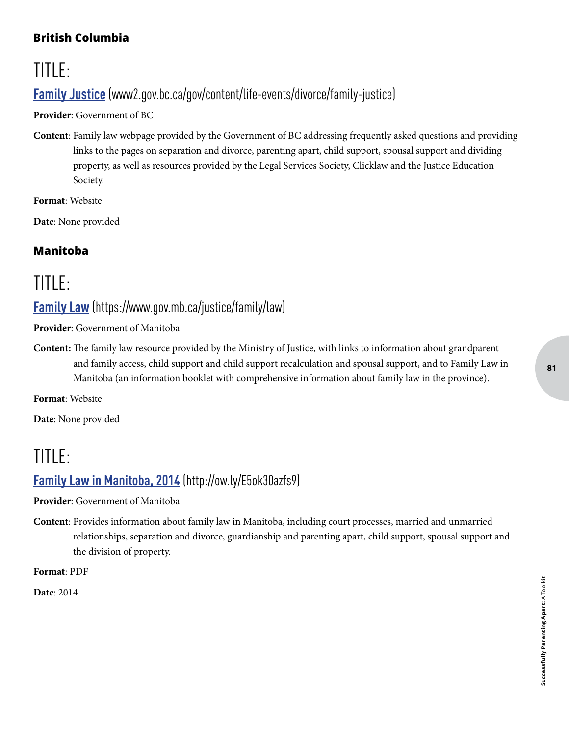### British Columbia

# TITLE:

## Family Justice (www2.gov.bc.ca/gov/content/life-events/divorce/family-justice)

**Provider**: Government of BC

**Content**: Family law webpage provided by the Government of BC addressing frequently asked questions and providing links to the pages on separation and divorce, parenting apart, child support, spousal support and dividing property, as well as resources provided by the Legal Services Society, Clicklaw and the Justice Education Society.

**Format**: Website

**Date**: None provided

### Manitoba

# TITLE:

## Family Law (https://www.gov.mb.ca/justice/family/law)

**Provider**: Government of Manitoba

**Content:** The family law resource provided by the Ministry of Justice, with links to information about grandparent and family access, child support and child support recalculation and spousal support, and to Family Law in Manitoba (an information booklet with comprehensive information about family law in the province).

**Format**: Website

**Date**: None provided

# TITLE:

## Family Law in Manitoba, 2014 (http://ow.ly/E5ok30azfs9)

**Provider**: Government of Manitoba

**Content**: Provides information about family law in Manitoba, including court processes, married and unmarried relationships, separation and divorce, guardianship and parenting apart, child support, spousal support and the division of property.

**Format**: PDF

**Date**: 2014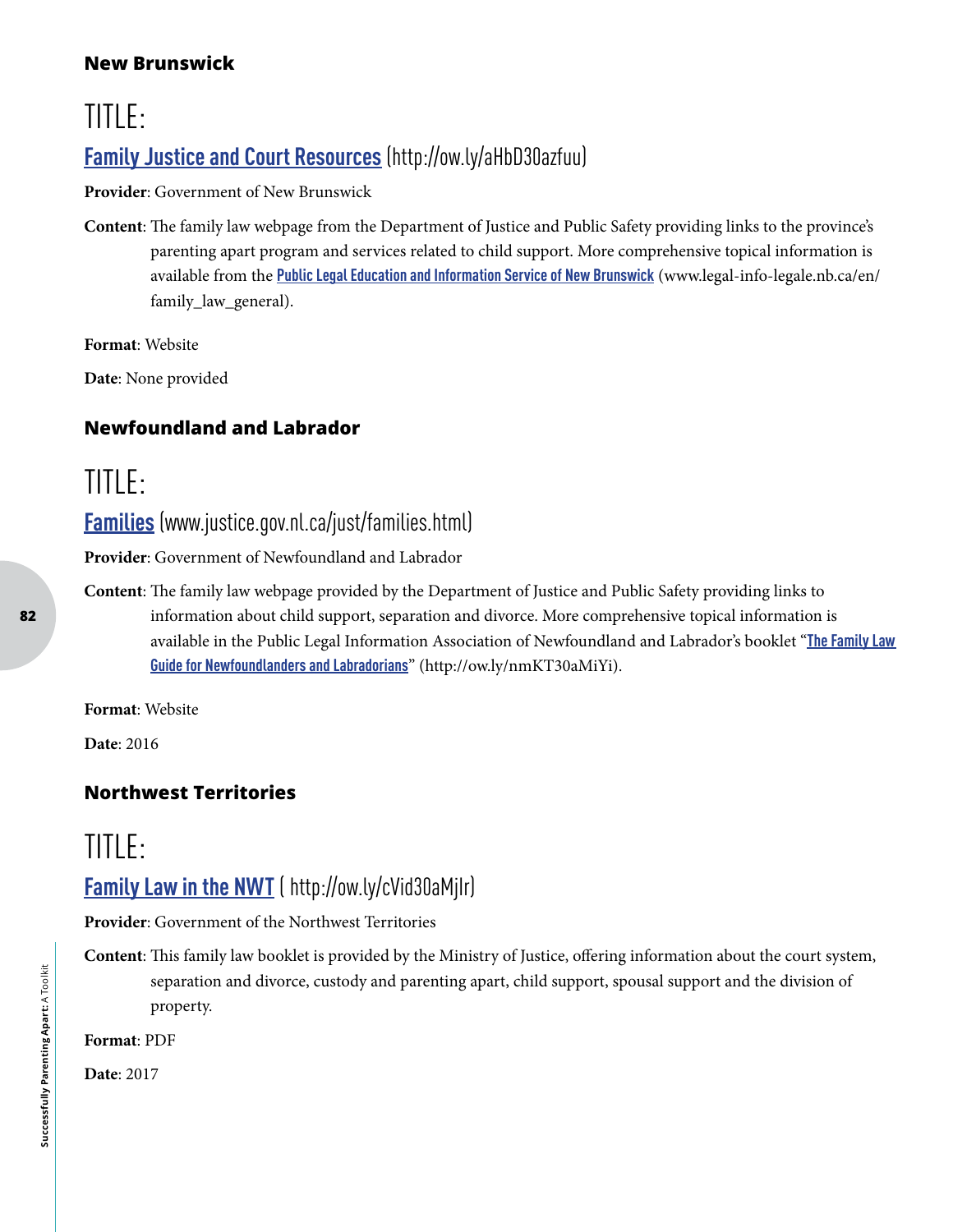### New Brunswick

# TITLE:

## Family Justice and Court Resources (http://ow.ly/aHbD30azfuu)

**Provider**: Government of New Brunswick

**Content**: The family law webpage from the Department of Justice and Public Safety providing links to the province's parenting apart program and services related to child support. More comprehensive topical information is available from the Public Legal Education and Information Service of New Brunswick (www.legal-info-legale.nb.ca/en/family_law_general).

**Format**: Website

**Date**: None provided

### Newfoundland and Labrador

# TITLE:

## Families (www.justice.gov.nl.ca/just/families.html)

**Provider**: Government of Newfoundland and Labrador

**Content**: The family law webpage provided by the Department of Justice and Public Safety providing links to information about child support, separation and divorce. More comprehensive topical information is available in the Public Legal Information Association of Newfoundland and Labrador's booklet "The Family Law Guide for Newfoundlanders and Labradorians" (http://ow.ly/nmKT30aMiYi).

**Format**: Website

**Date**: 2016

### Northwest Territories

# TITLE:

## Family Law in the NWT ( http://ow.ly/cVid30aMjIr)

**Provider**: Government of the Northwest Territories

**Content**: This family law booklet is provided by the Ministry of Justice, offering information about the court system, separation and divorce, custody and parenting apart, child support, spousal support and the division of property.

**Format**: PDF

**Date**: 2017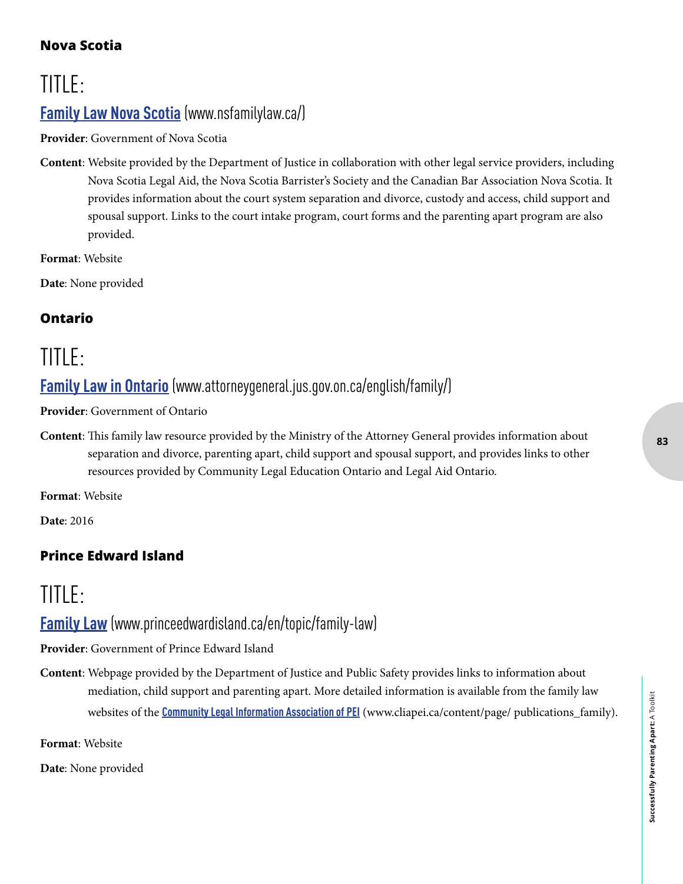### Nova Scotia

## TITLE:

### Family Law Nova Scotia (www.nsfamilylaw.ca/)

**Provider**: Government of Nova Scotia

**Content**: Website provided by the Department of Justice in collaboration with other legal service providers, including Nova Scotia Legal Aid, the Nova Scotia Barrister's Society and the Canadian Bar Association Nova Scotia. It provides information about the court system separation and divorce, custody and access, child support and spousal support. Links to the court intake program, court forms and the parenting apart program are also provided.

**Format**: Website

**Date**: None provided

### Ontario

## TITLE:

### Family Law in Ontario (www.attorneygeneral.jus.gov.on.ca/english/family/)

**Provider**: Government of Ontario

**Content**: This family law resource provided by the Ministry of the Attorney General provides information about separation and divorce, parenting apart, child support and spousal support, and provides links to other resources provided by Community Legal Education Ontario and Legal Aid Ontario.

**Format**: Website

**Date**: 2016

### Prince Edward Island

## TITLE:

### Family Law (www.princeedwardisland.ca/en/topic/family-law)

**Provider**: Government of Prince Edward Island

**Content**: Webpage provided by the Department of Justice and Public Safety provides links to information about mediation, child support and parenting apart. More detailed information is available from the family law websites of the **Community Legal Information Association of PEI** (www.cliapei.ca/content/page/ publications_family).

**Format**: Website

**Date**: None provided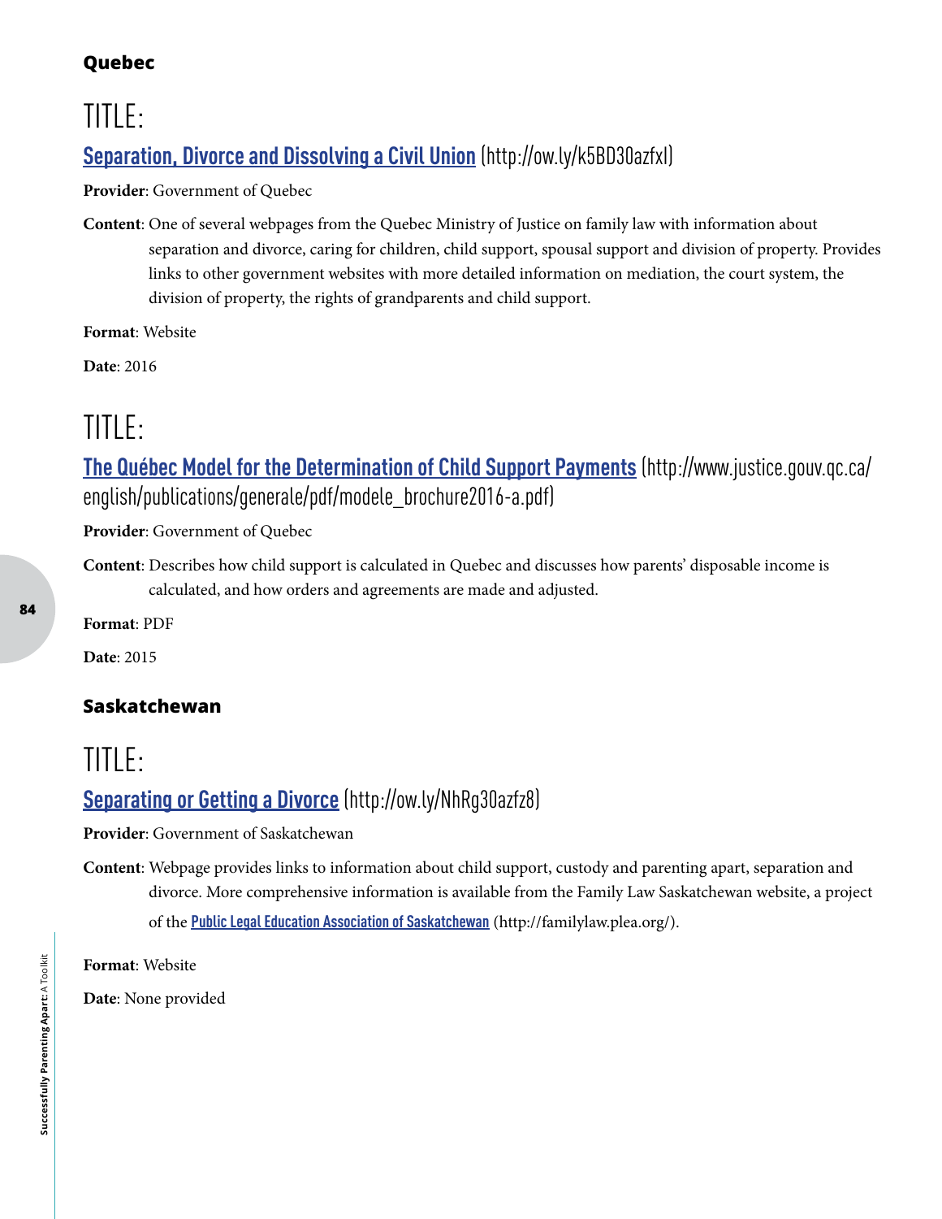### Quebec

## TITLE:

### [Separation, Divorce and Dissolving a Civil Union](http://ow.ly/k5BD30azfxl) (http://ow.ly/k5BD30azfxl)

**Provider**: Government of Quebec

**Content**: One of several webpages from the Quebec Ministry of Justice on family law with information about separation and divorce, caring for children, child support, spousal support and division of property. Provides links to other government websites with more detailed information on mediation, the court system, the division of property, the rights of grandparents and child support.

**Format**: Website

**Date**: 2016

## TITLE:

### [The Québec Model for the Determination of Child Support Payments](http://www.justice.gouv.qc.ca/english/publications/generale/pdf/modele_brochure2016-a.pdf) (http://www.justice.gouv.qc.ca/english/publications/generale/pdf/modele_brochure2016-a.pdf)

**Provider**: Government of Quebec

**Content**: Describes how child support is calculated in Quebec and discusses how parents' disposable income is calculated, and how orders and agreements are made and adjusted.

**Format**: PDF

**Date**: 2015

### Saskatchewan

## TITLE:

### [Separating or Getting a Divorce](http://ow.ly/NhRg30azfz8) (http://ow.ly/NhRg30azfz8)

**Provider**: Government of Saskatchewan

**Content**: Webpage provides links to information about child support, custody and parenting apart, separation and divorce. More comprehensive information is available from the Family Law Saskatchewan website, a project of the [Public Legal Education Association of Saskatchewan](http://familylaw.plea.org/) (http://familylaw.plea.org/).

**Format**: Website

**Date**: None provided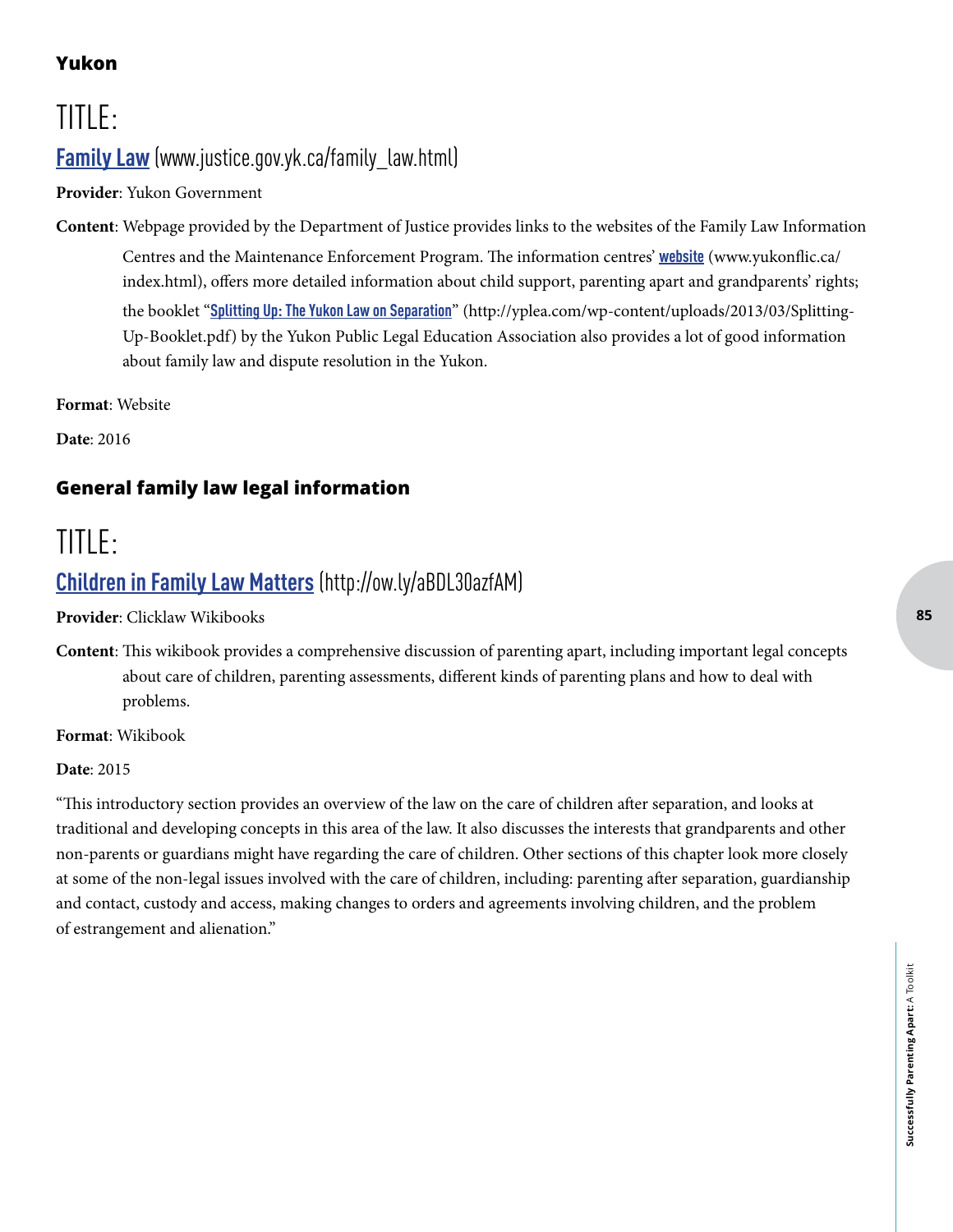### Yukon

# TITLE:

## [Family Law](www.justice.gov.yk.ca/family_law.html) (www.justice.gov.yk.ca/family_law.html)

**Provider**: Yukon Government

**Content**: Webpage provided by the Department of Justice provides links to the websites of the Family Law Information Centres and the Maintenance Enforcement Program. The information centres' **website** (www.yukonflic.ca/index.html), offers more detailed information about child support, parenting apart and grandparents' rights; the booklet "**Splitting Up: The Yukon Law on Separation**" (http://yplea.com/wp-content/uploads/2013/03/Splitting-Up-Booklet.pdf) by the Yukon Public Legal Education Association also provides a lot of good information about family law and dispute resolution in the Yukon.

**Format**: Website

**Date**: 2016

### General family law legal information

# TITLE:

## [Children in Family Law Matters](http://ow.ly/aBDL30azfAM) (http://ow.ly/aBDL30azfAM)

**Provider**: Clicklaw Wikibooks

**Content**: This wikibook provides a comprehensive discussion of parenting apart, including important legal concepts about care of children, parenting assessments, different kinds of parenting plans and how to deal with problems.

**Format**: Wikibook

**Date**: 2015

"This introductory section provides an overview of the law on the care of children after separation, and looks at traditional and developing concepts in this area of the law. It also discusses the interests that grandparents and other non-parents or guardians might have regarding the care of children. Other sections of this chapter look more closely at some of the non-legal issues involved with the care of children, including: parenting after separation, guardianship and contact, custody and access, making changes to orders and agreements involving children, and the problem of estrangement and alienation."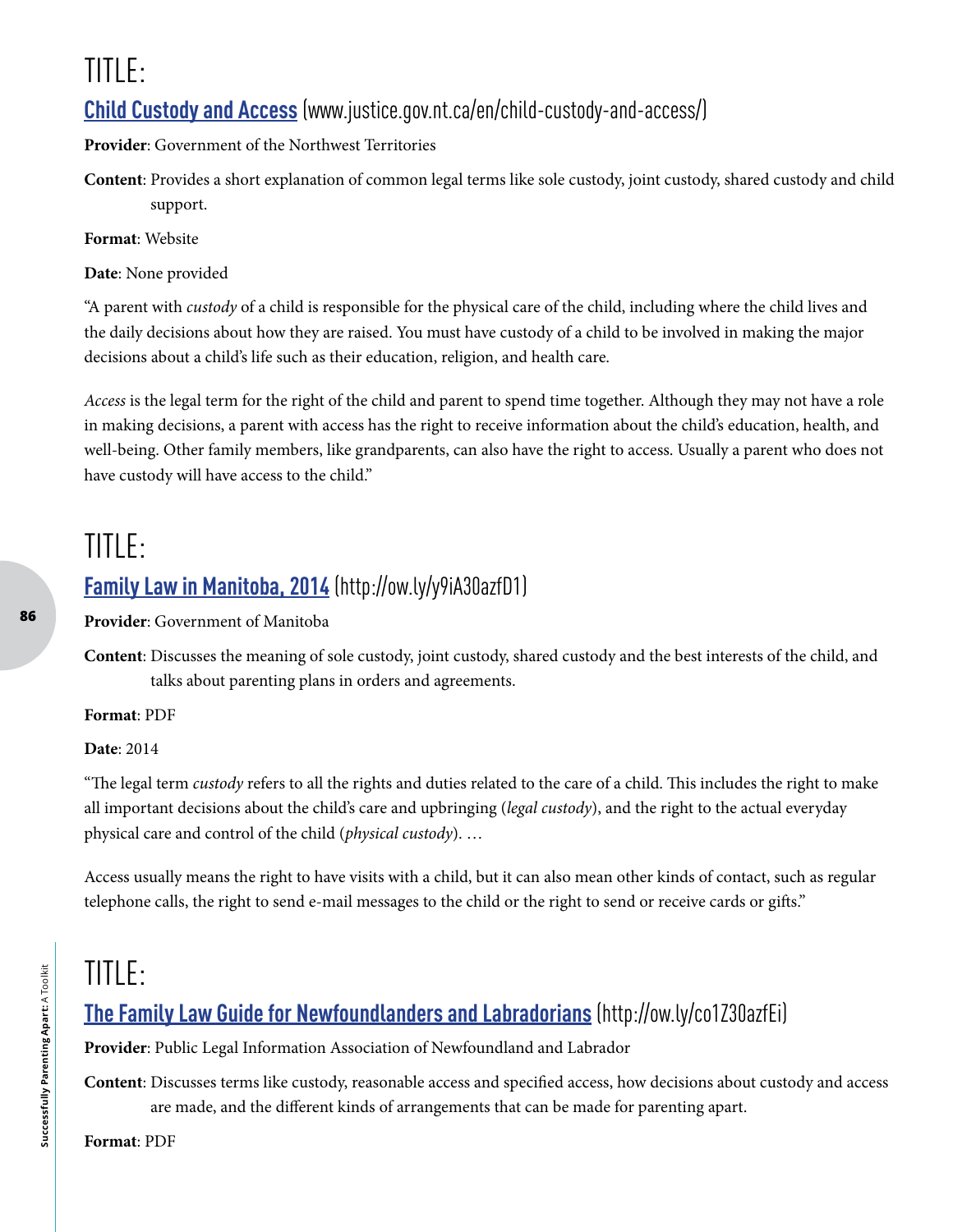# TITLE:

## [Child Custody and Access](www.justice.gov.nt.ca/en/child-custody-and-access/) (www.justice.gov.nt.ca/en/child-custody-and-access/)

**Provider**: Government of the Northwest Territories

**Content**: Provides a short explanation of common legal terms like sole custody, joint custody, shared custody and child support.

**Format**: Website

**Date**: None provided

"A parent with *custody* of a child is responsible for the physical care of the child, including where the child lives and the daily decisions about how they are raised. You must have custody of a child to be involved in making the major decisions about a child's life such as their education, religion, and health care.

*Access* is the legal term for the right of the child and parent to spend time together. Although they may not have a role in making decisions, a parent with access has the right to receive information about the child's education, health, and well-being. Other family members, like grandparents, can also have the right to access. Usually a parent who does not have custody will have access to the child."

# TITLE:

## [Family Law in Manitoba, 2014](http://ow.ly/y9iA30azfD1) (http://ow.ly/y9iA30azfD1)

**Provider**: Government of Manitoba

**Content**: Discusses the meaning of sole custody, joint custody, shared custody and the best interests of the child, and talks about parenting plans in orders and agreements.

**Format**: PDF

**Date**: 2014

"The legal term *custody* refers to all the rights and duties related to the care of a child. This includes the right to make all important decisions about the child's care and upbringing (*legal custody*), and the right to the actual everyday physical care and control of the child (*physical custody*). …

Access usually means the right to have visits with a child, but it can also mean other kinds of contact, such as regular telephone calls, the right to send e-mail messages to the child or the right to send or receive cards or gifts."

# TITLE:

## [The Family Law Guide for Newfoundlanders and Labradorians](http://ow.ly/co1Z30azfEi) (http://ow.ly/co1Z30azfEi)

**Provider**: Public Legal Information Association of Newfoundland and Labrador

**Content**: Discusses terms like custody, reasonable access and specified access, how decisions about custody and access are made, and the different kinds of arrangements that can be made for parenting apart.

**Format**: PDF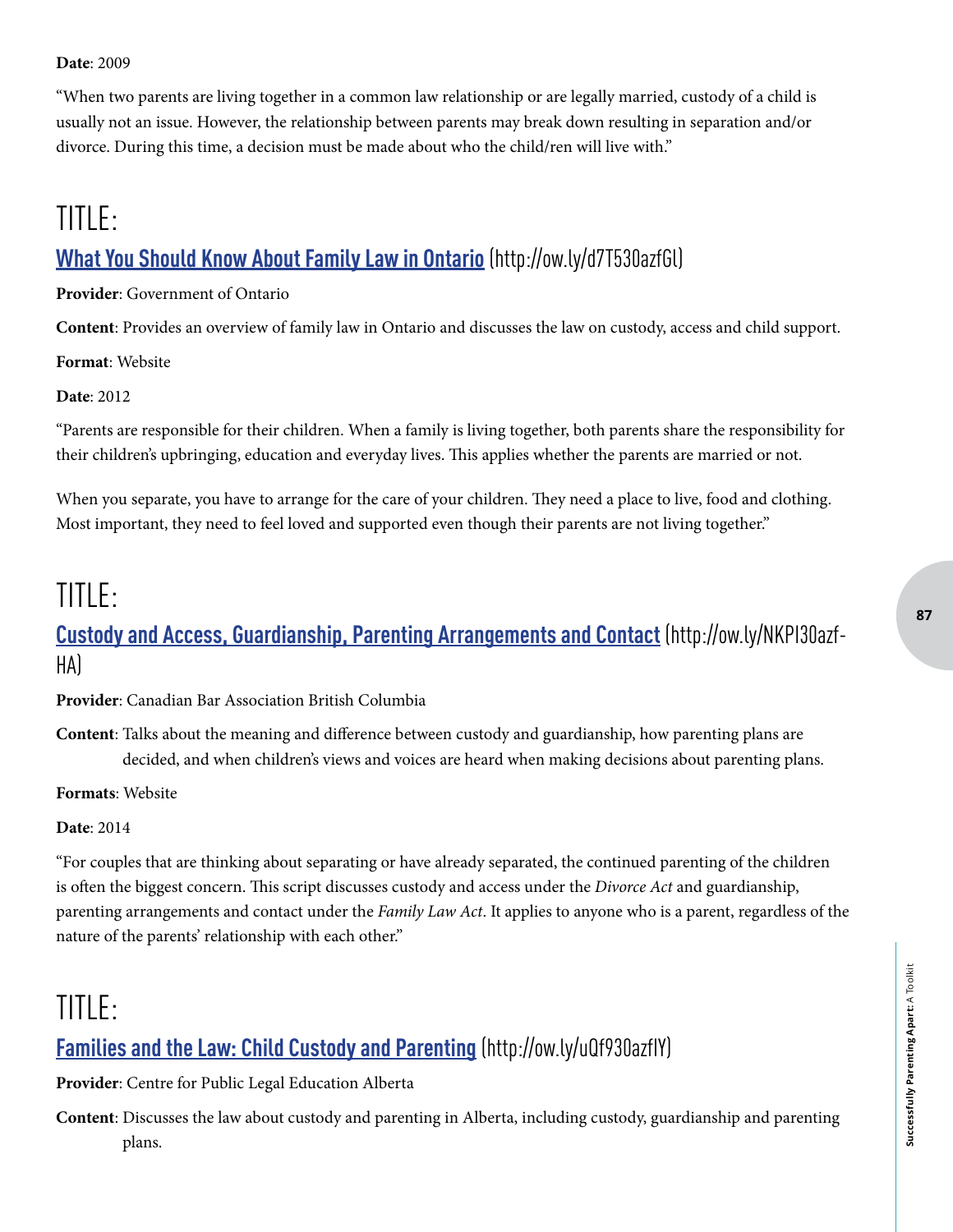**Date**: 2009

"When two parents are living together in a common law relationship or are legally married, custody of a child is usually not an issue. However, the relationship between parents may break down resulting in separation and/or divorce. During this time, a decision must be made about who the child/ren will live with."

# TITLE:

## What You Should Know About Family Law in Ontario (http://ow.ly/d7T530azfGl)

**Provider**: Government of Ontario

**Content**: Provides an overview of family law in Ontario and discusses the law on custody, access and child support.

**Format**: Website

**Date**: 2012

"Parents are responsible for their children. When a family is living together, both parents share the responsibility for their children's upbringing, education and everyday lives. This applies whether the parents are married or not.

When you separate, you have to arrange for the care of your children. They need a place to live, food and clothing. Most important, they need to feel loved and supported even though their parents are not living together."

# TITLE:

## Custody and Access, Guardianship, Parenting Arrangements and Contact (http://ow.ly/NKPI30azf-HA)

**Provider**: Canadian Bar Association British Columbia

**Content**: Talks about the meaning and difference between custody and guardianship, how parenting plans are decided, and when children's views and voices are heard when making decisions about parenting plans.

**Formats**: Website

**Date**: 2014

"For couples that are thinking about separating or have already separated, the continued parenting of the children is often the biggest concern. This script discusses custody and access under the *Divorce Act* and guardianship, parenting arrangements and contact under the *Family Law Act*. It applies to anyone who is a parent, regardless of the nature of the parents' relationship with each other."

# TITLE:

## Families and the Law: Child Custody and Parenting (http://ow.ly/uQf930azfIY)

**Provider**: Centre for Public Legal Education Alberta

**Content**: Discusses the law about custody and parenting in Alberta, including custody, guardianship and parenting plans.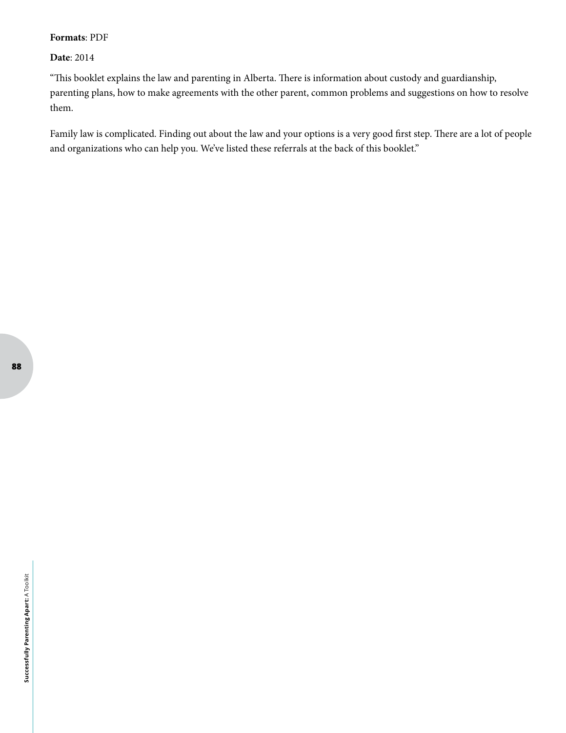**Formats**: PDF

**Date**: 2014

"This booklet explains the law and parenting in Alberta. There is information about custody and guardianship, parenting plans, how to make agreements with the other parent, common problems and suggestions on how to resolve them.

Family law is complicated. Finding out about the law and your options is a very good first step. There are a lot of people and organizations who can help you. We've listed these referrals at the back of this booklet."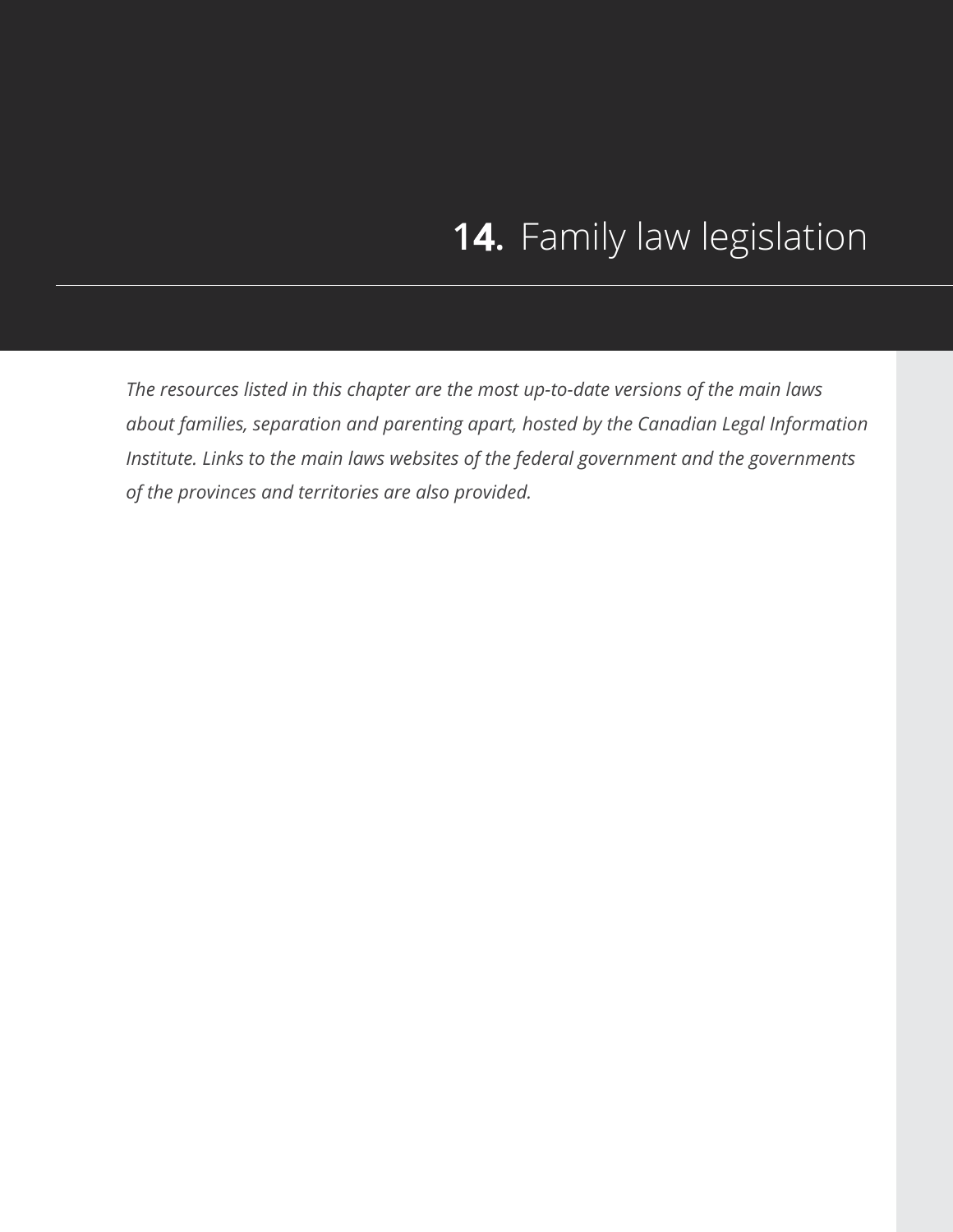# **14.** Family law legislation

*The resources listed in this chapter are the most up-to-date versions of the main laws about families, separation and parenting apart, hosted by the Canadian Legal Information Institute. Links to the main laws websites of the federal government and the governments of the provinces and territories are also provided.*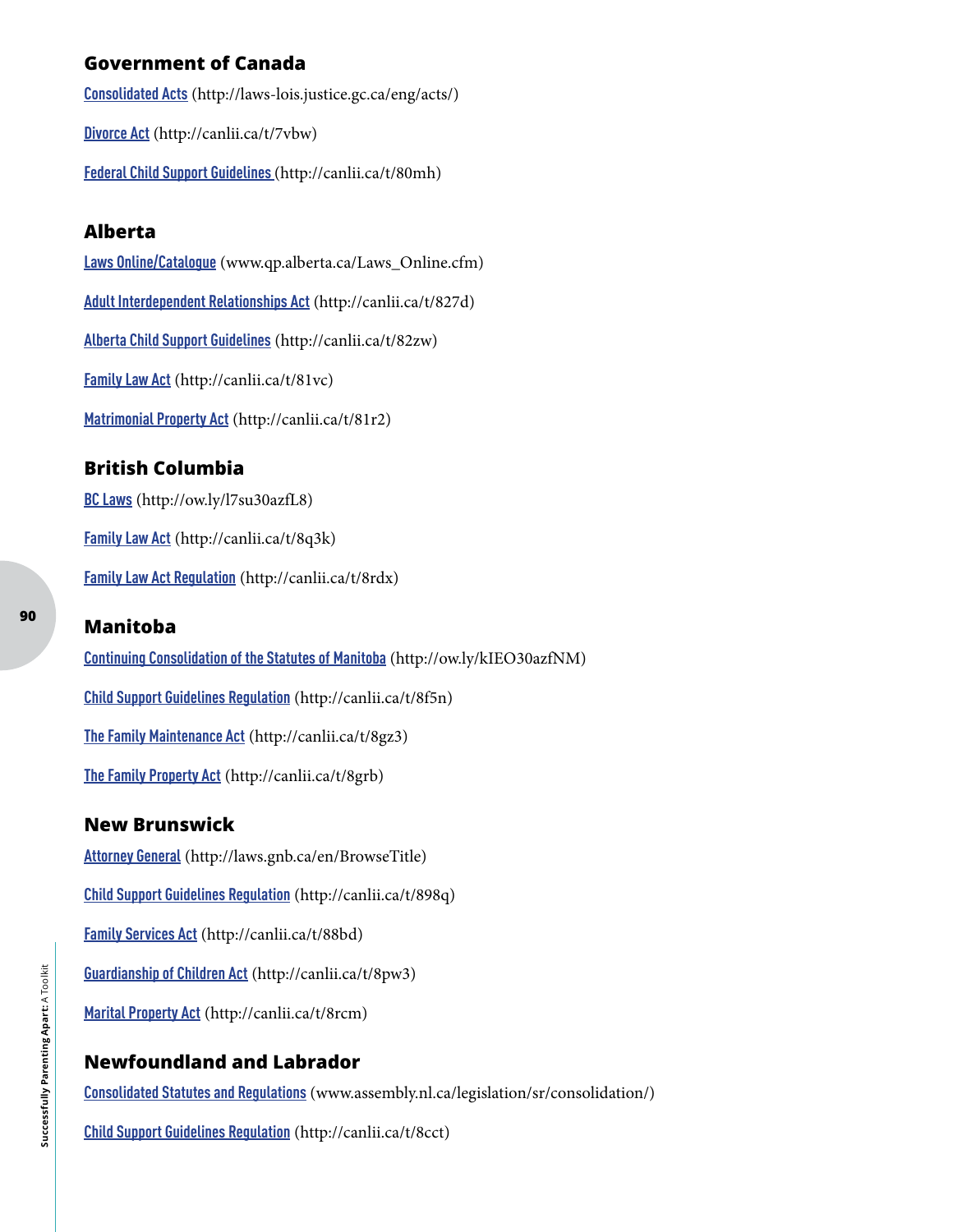## Government of Canada

Consolidated Acts (http://laws-lois.justice.gc.ca/eng/acts/)

Divorce Act (http://canlii.ca/t/7vbw)

Federal Child Support Guidelines (http://canlii.ca/t/80mh)

## Alberta

Laws Online/Catalogue (www.qp.alberta.ca/Laws_Online.cfm)

Adult Interdependent Relationships Act (http://canlii.ca/t/827d)

Alberta Child Support Guidelines (http://canlii.ca/t/82zw)

Family Law Act (http://canlii.ca/t/81vc)

Matrimonial Property Act (http://canlii.ca/t/81r2)

## British Columbia

BC Laws (http://ow.ly/l7su30azfL8)

Family Law Act (http://canlii.ca/t/8q3k)

Family Law Act Regulation (http://canlii.ca/t/8rdx)

## Manitoba

Continuing Consolidation of the Statutes of Manitoba (http://ow.ly/kIEO30azfNM)

Child Support Guidelines Regulation (http://canlii.ca/t/8f5n)

The Family Maintenance Act (http://canlii.ca/t/8gz3)

The Family Property Act (http://canlii.ca/t/8grb)

## New Brunswick

Attorney General (http://laws.gnb.ca/en/BrowseTitle)

Child Support Guidelines Regulation (http://canlii.ca/t/898q)

Family Services Act (http://canlii.ca/t/88bd)

Guardianship of Children Act (http://canlii.ca/t/8pw3)

Marital Property Act (http://canlii.ca/t/8rcm)

## Newfoundland and Labrador

Consolidated Statutes and Regulations (www.assembly.nl.ca/legislation/sr/consolidation/)

Child Support Guidelines Regulation (http://canlii.ca/t/8cct)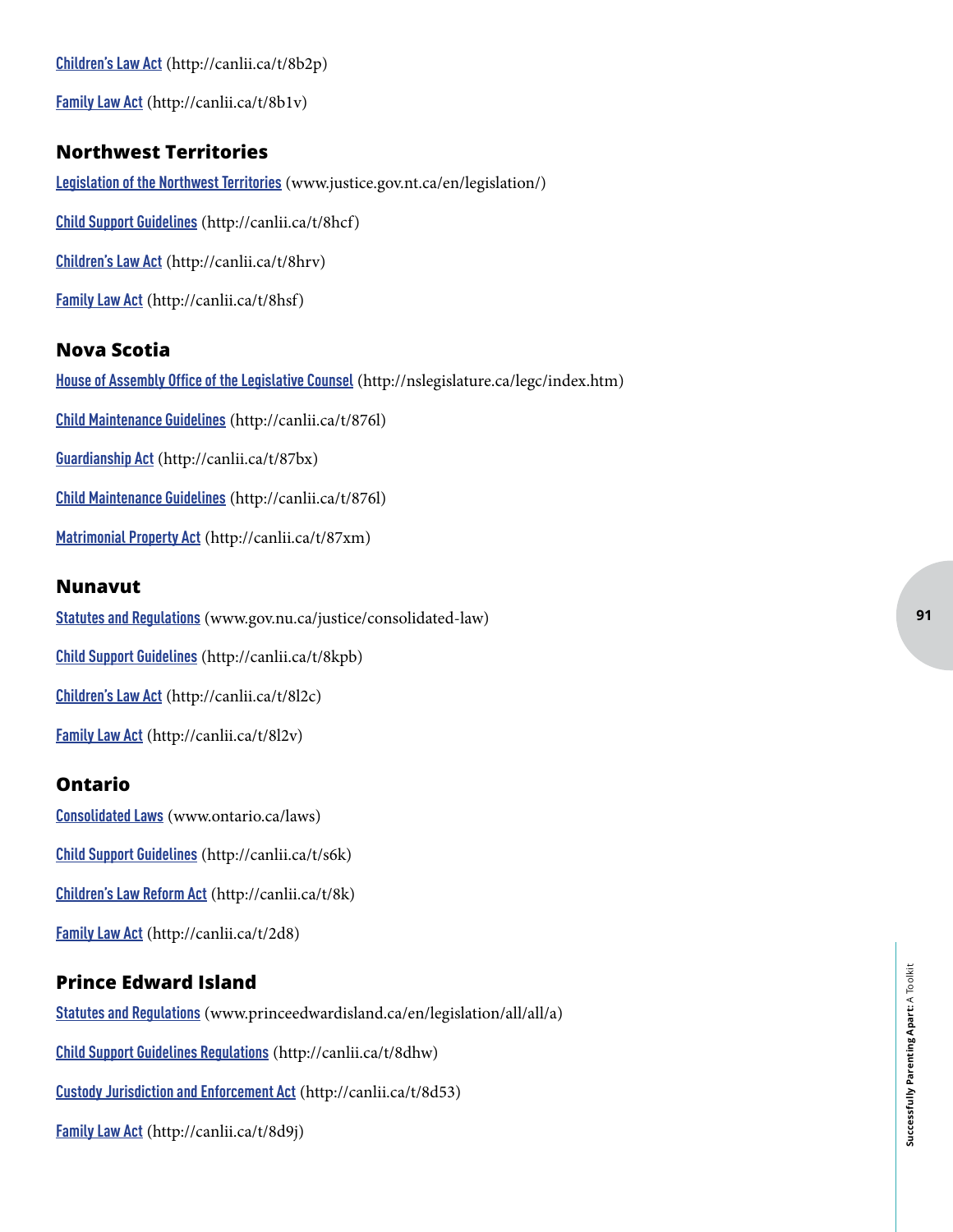Children's Law Act (http://canlii.ca/t/8b2p)

Family Law Act (http://canlii.ca/t/8b1v)

## Northwest Territories

Legislation of the Northwest Territories (www.justice.gov.nt.ca/en/legislation/)

Child Support Guidelines (http://canlii.ca/t/8hcf)

Children's Law Act (http://canlii.ca/t/8hrv)

Family Law Act (http://canlii.ca/t/8hsf)

## Nova Scotia

House of Assembly Office of the Legislative Counsel (http://nslegislature.ca/legc/index.htm)

Child Maintenance Guidelines (http://canlii.ca/t/876l)

Guardianship Act (http://canlii.ca/t/87bx)

Child Maintenance Guidelines (http://canlii.ca/t/876l)

Matrimonial Property Act (http://canlii.ca/t/87xm)

## Nunavut

Statutes and Regulations (www.gov.nu.ca/justice/consolidated-law)

Child Support Guidelines (http://canlii.ca/t/8kpb)

Children's Law Act (http://canlii.ca/t/8l2c)

Family Law Act (http://canlii.ca/t/8l2v)

## Ontario

Consolidated Laws (www.ontario.ca/laws)

Child Support Guidelines (http://canlii.ca/t/s6k)

Children's Law Reform Act (http://canlii.ca/t/8k)

Family Law Act (http://canlii.ca/t/2d8)

## Prince Edward Island

Statutes and Regulations (www.princeedwardisland.ca/en/legislation/all/all/a)

Child Support Guidelines Regulations (http://canlii.ca/t/8dhw)

Custody Jurisdiction and Enforcement Act (http://canlii.ca/t/8d53)

Family Law Act (http://canlii.ca/t/8d9j)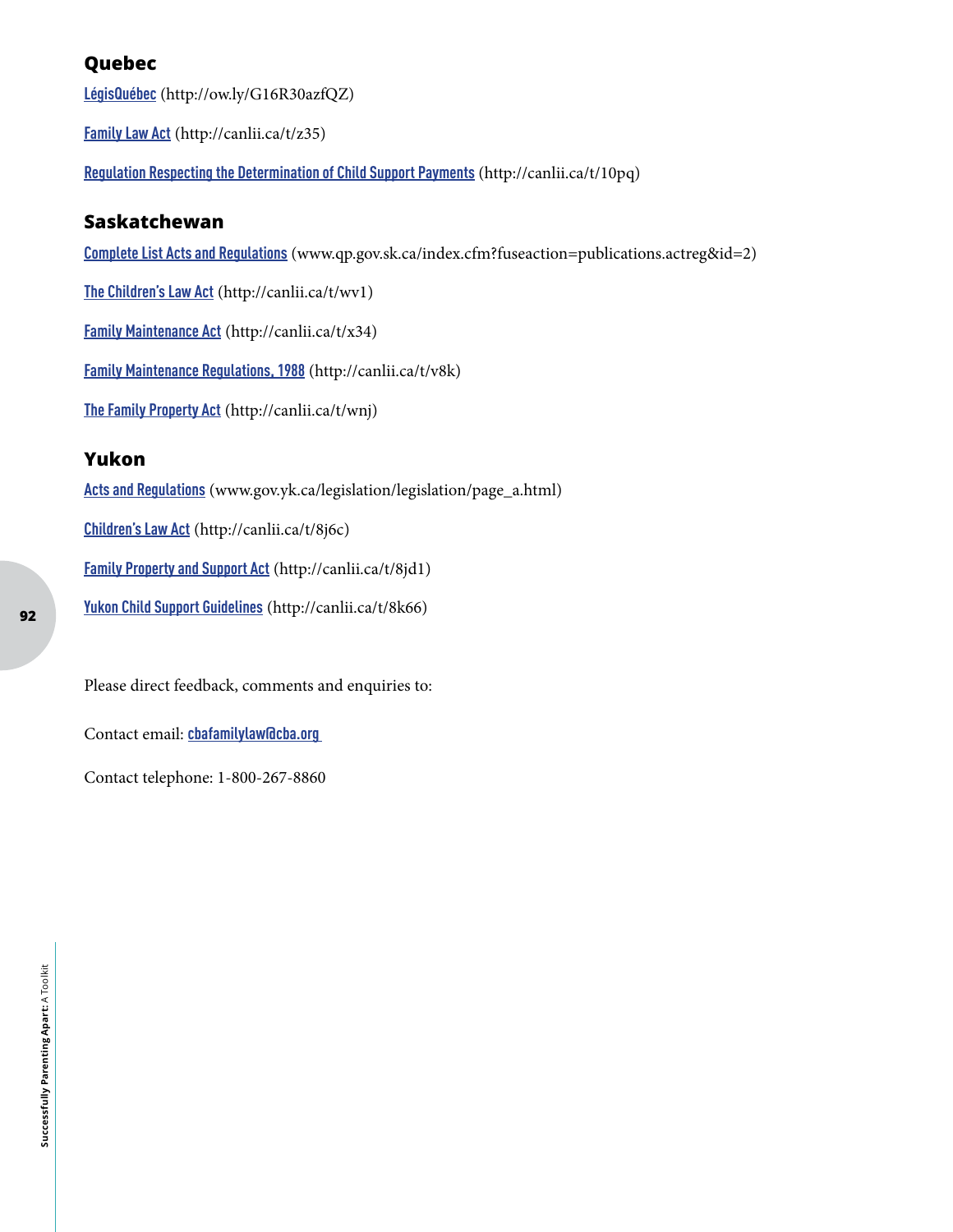## Quebec

LégisQuébec (http://ow.ly/G16R30azfQZ)

Family Law Act (http://canlii.ca/t/z35)

Regulation Respecting the Determination of Child Support Payments (http://canlii.ca/t/10pq)

## Saskatchewan

Complete List Acts and Regulations (www.qp.gov.sk.ca/index.cfm?fuseaction=publications.actreg&id=2)

The Children's Law Act (http://canlii.ca/t/wv1)

Family Maintenance Act (http://canlii.ca/t/x34)

Family Maintenance Regulations, 1988 (http://canlii.ca/t/v8k)

The Family Property Act (http://canlii.ca/t/wnj)

## Yukon

Acts and Regulations (www.gov.yk.ca/legislation/legislation/page_a.html)

Children's Law Act (http://canlii.ca/t/8j6c)

Family Property and Support Act (http://canlii.ca/t/8jd1)

Yukon Child Support Guidelines (http://canlii.ca/t/8k66)

Please direct feedback, comments and enquiries to:

Contact email: cbafamilylaw@cba.org

Contact telephone: 1-800-267-8860